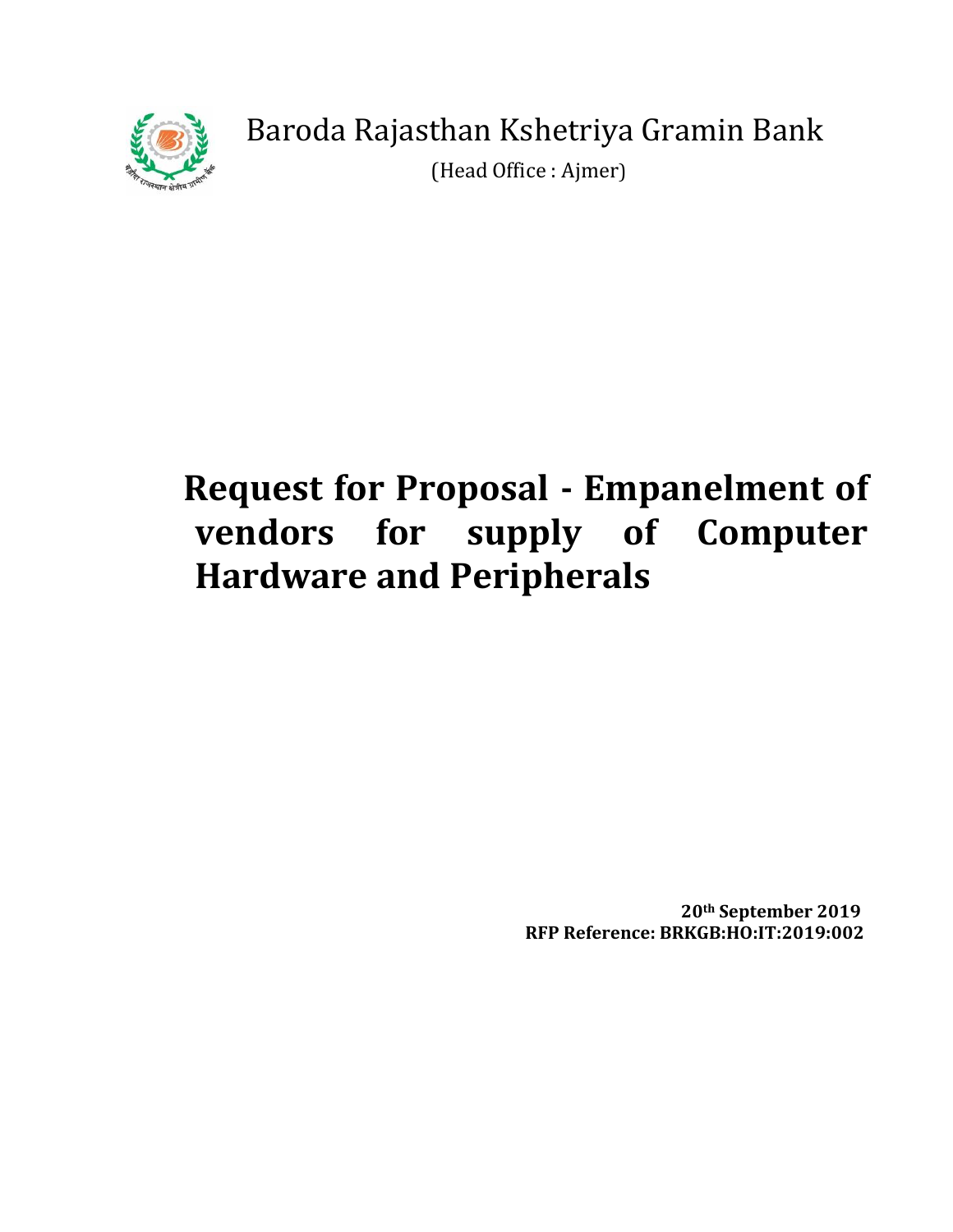Baroda Rajasthan Kshetriya Gramin Bank

(Head Office : Ajmer)

# Request for Proposal - Empanelment of vendors for supply of Computer Hardware and Peripherals

**20th September 2019**

**RFP Reference: BRKGB:HO:IT:2019:002**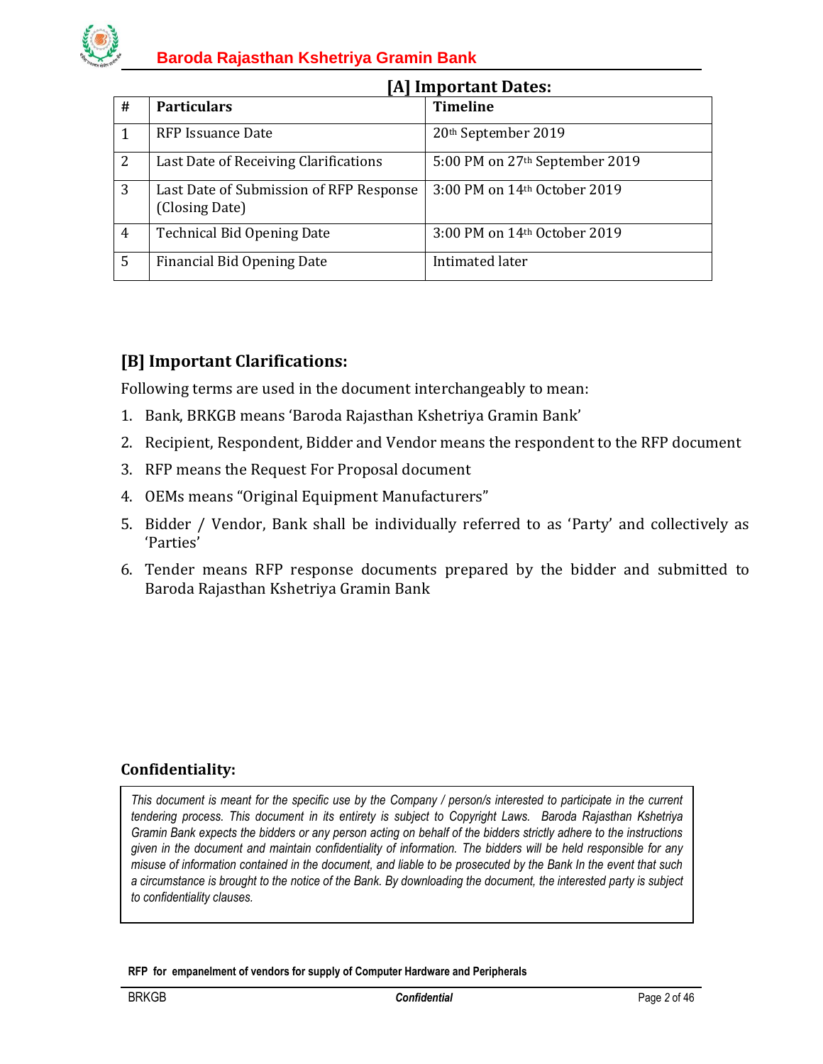## [A] Important Dates:

| # | Particulars | Timeline |
|---|---|---|
| 1 | RFP Issuance Date | 20th September 2019 |
| 2 | Last Date of Receiving Clarifications | 5:00 PM on 27th September 2019 |
| 3 | Last Date of Submission of RFP Response (Closing Date) | 3:00 PM on 14th October 2019 |
| 4 | Technical Bid Opening Date | 3:00 PM on 14th October 2019 |
| 5 | Financial Bid Opening Date | Intimated later |

## [B] Important Clarifications:

Following terms are used in the document interchangeably to mean:

1. Bank, BRKGB means 'Baroda Rajasthan Kshetriya Gramin Bank'
2. Recipient, Respondent, Bidder and Vendor means the respondent to the RFP document
3. RFP means the Request For Proposal document
4. OEMs means "Original Equipment Manufacturers"
5. Bidder / Vendor, Bank shall be individually referred to as 'Party' and collectively as 'Parties'
6. Tender means RFP response documents prepared by the bidder and submitted to Baroda Rajasthan Kshetriya Gramin Bank

### Confidentiality:

*This document is meant for the specific use by the Company / person/s interested to participate in the current tendering process. This document in its entirety is subject to Copyright Laws. Baroda Rajasthan Kshetriya Gramin Bank expects the bidders or any person acting on behalf of the bidders strictly adhere to the instructions given in the document and maintain confidentiality of information. The bidders will be held responsible for any misuse of information contained in the document, and liable to be prosecuted by the Bank In the event that such a circumstance is brought to the notice of the Bank. By downloading the document, the interested party is subject to confidentiality clauses.*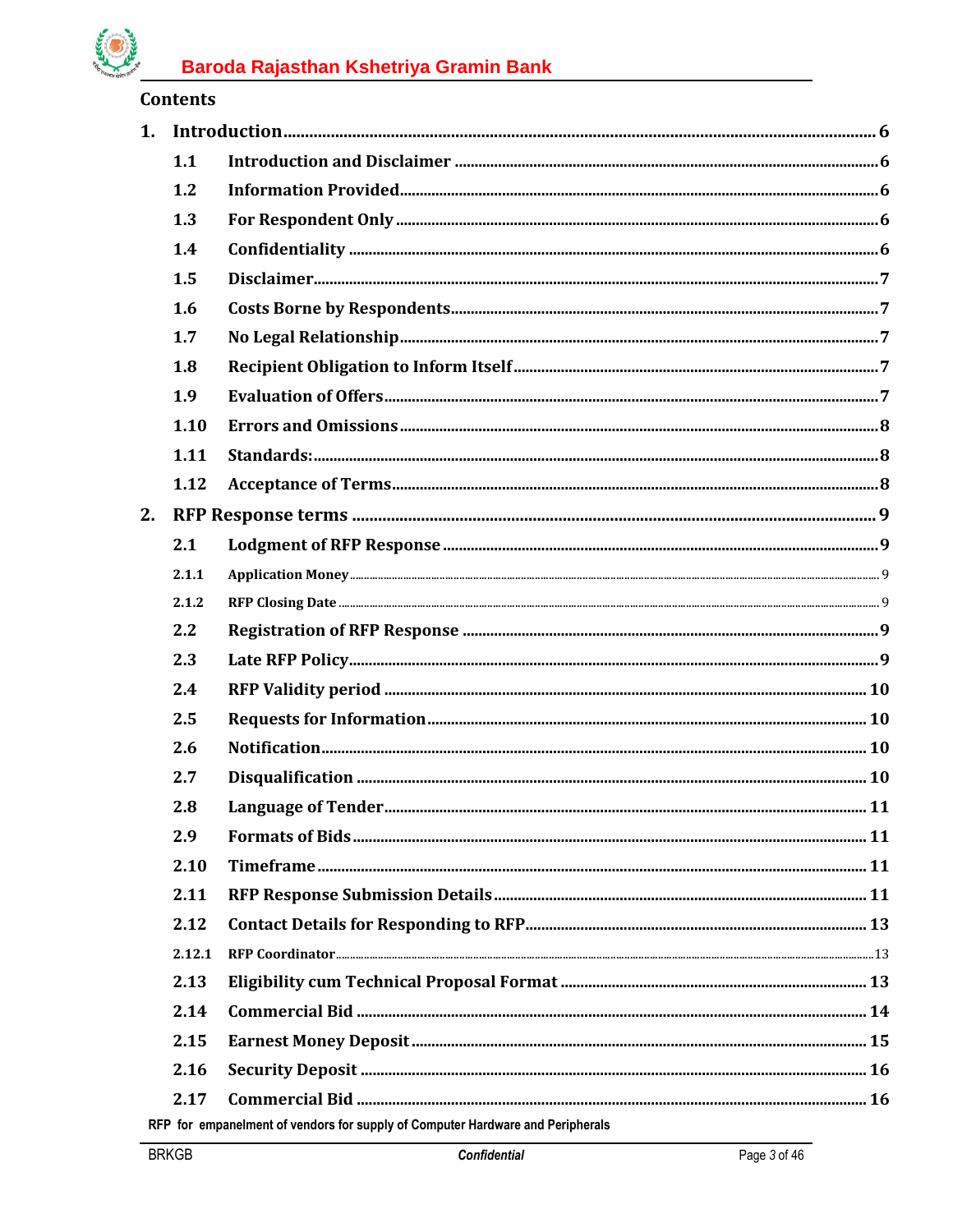## Contents

| | | |
|---|---|---|
| **1.** | **Introduction** | **6** |
| 1.1 | Introduction and Disclaimer | 6 |
| 1.2 | Information Provided | 6 |
| 1.3 | For Respondent Only | 6 |
| 1.4 | Confidentiality | 6 |
| 1.5 | Disclaimer | 7 |
| 1.6 | Costs Borne by Respondents | 7 |
| 1.7 | No Legal Relationship | 7 |
| 1.8 | Recipient Obligation to Inform Itself | 7 |
| 1.9 | Evaluation of Offers | 7 |
| 1.10 | Errors and Omissions | 8 |
| 1.11 | Standards: | 8 |
| 1.12 | Acceptance of Terms | 8 |
| **2.** | **RFP Response terms** | **9** |
| 2.1 | Lodgment of RFP Response | 9 |
| 2.1.1 | Application Money | 9 |
| 2.1.2 | RFP Closing Date | 9 |
| 2.2 | Registration of RFP Response | 9 |
| 2.3 | Late RFP Policy | 9 |
| 2.4 | RFP Validity period | 10 |
| 2.5 | Requests for Information | 10 |
| 2.6 | Notification | 10 |
| 2.7 | Disqualification | 10 |
| 2.8 | Language of Tender | 11 |
| 2.9 | Formats of Bids | 11 |
| 2.10 | Timeframe | 11 |
| 2.11 | RFP Response Submission Details | 11 |
| 2.12 | Contact Details for Responding to RFP | 13 |
| 2.12.1 | RFP Coordinator | 13 |
| 2.13 | Eligibility cum Technical Proposal Format | 13 |
| 2.14 | Commercial Bid | 14 |
| 2.15 | Earnest Money Deposit | 15 |
| 2.16 | Security Deposit | 16 |
| 2.17 | Commercial Bid | 16 |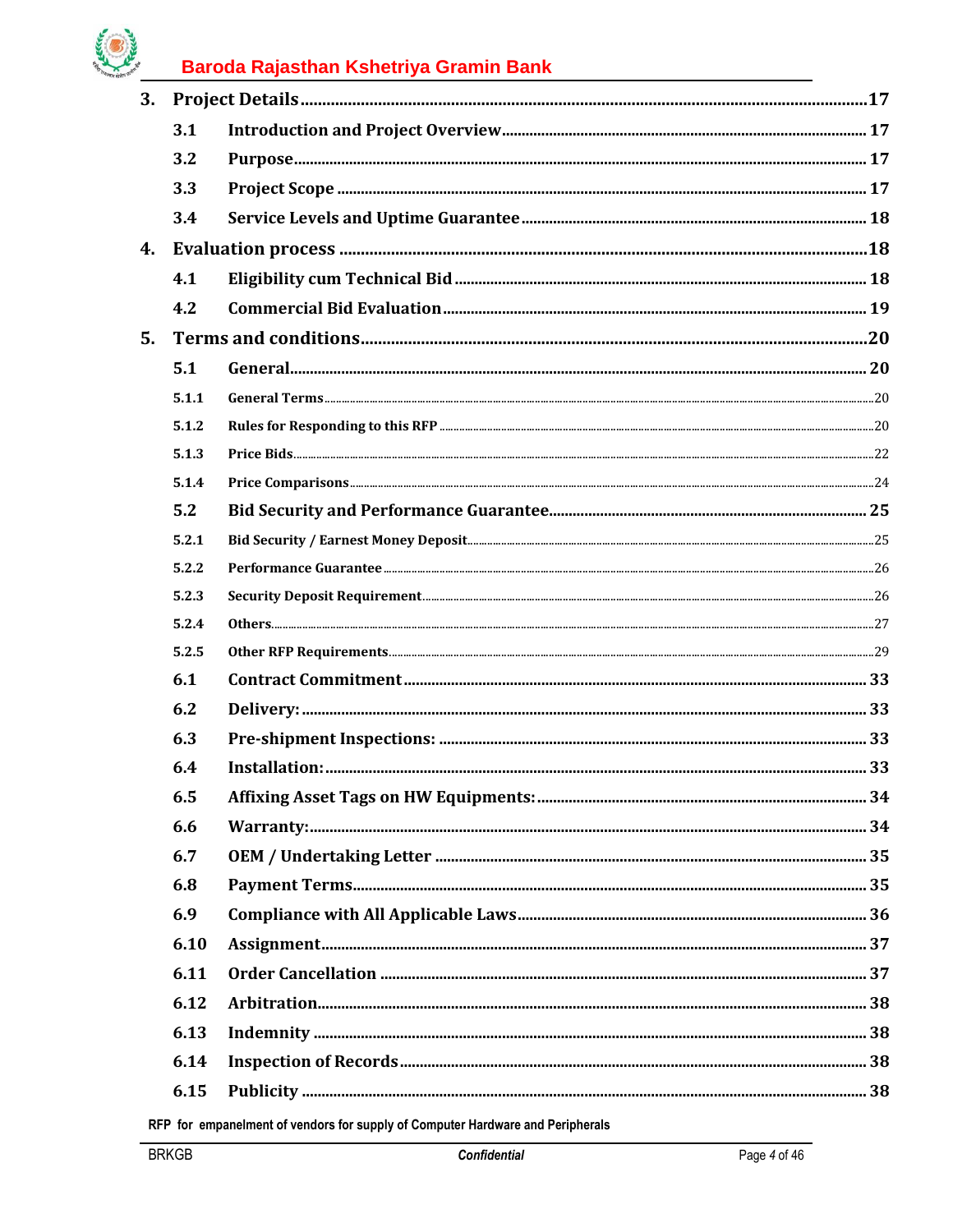3. Project Details ..........17
   - 3.1 Introduction and Project Overview ..........17
   - 3.2 Purpose ..........17
   - 3.3 Project Scope ..........17
   - 3.4 Service Levels and Uptime Guarantee ..........18

4. Evaluation process ..........18
   - 4.1 Eligibility cum Technical Bid ..........18
   - 4.2 Commercial Bid Evaluation ..........19

5. Terms and conditions ..........20
   - 5.1 General ..........20
     - 5.1.1 General Terms ..........20
     - 5.1.2 Rules for Responding to this RFP ..........20
     - 5.1.3 Price Bids ..........22
     - 5.1.4 Price Comparisons ..........24
   - 5.2 Bid Security and Performance Guarantee ..........25
     - 5.2.1 Bid Security / Earnest Money Deposit ..........25
     - 5.2.2 Performance Guarantee ..........26
     - 5.2.3 Security Deposit Requirement ..........26
     - 5.2.4 Others ..........27
     - 5.2.5 Other RFP Requirements ..........29
   - 6.1 Contract Commitment ..........33
   - 6.2 Delivery: ..........33
   - 6.3 Pre-shipment Inspections: ..........33
   - 6.4 Installation: ..........33
   - 6.5 Affixing Asset Tags on HW Equipments: ..........34
   - 6.6 Warranty: ..........34
   - 6.7 OEM / Undertaking Letter ..........35
   - 6.8 Payment Terms ..........35
   - 6.9 Compliance with All Applicable Laws ..........36
   - 6.10 Assignment ..........37
   - 6.11 Order Cancellation ..........37
   - 6.12 Arbitration ..........38
   - 6.13 Indemnity ..........38
   - 6.14 Inspection of Records ..........38
   - 6.15 Publicity ..........38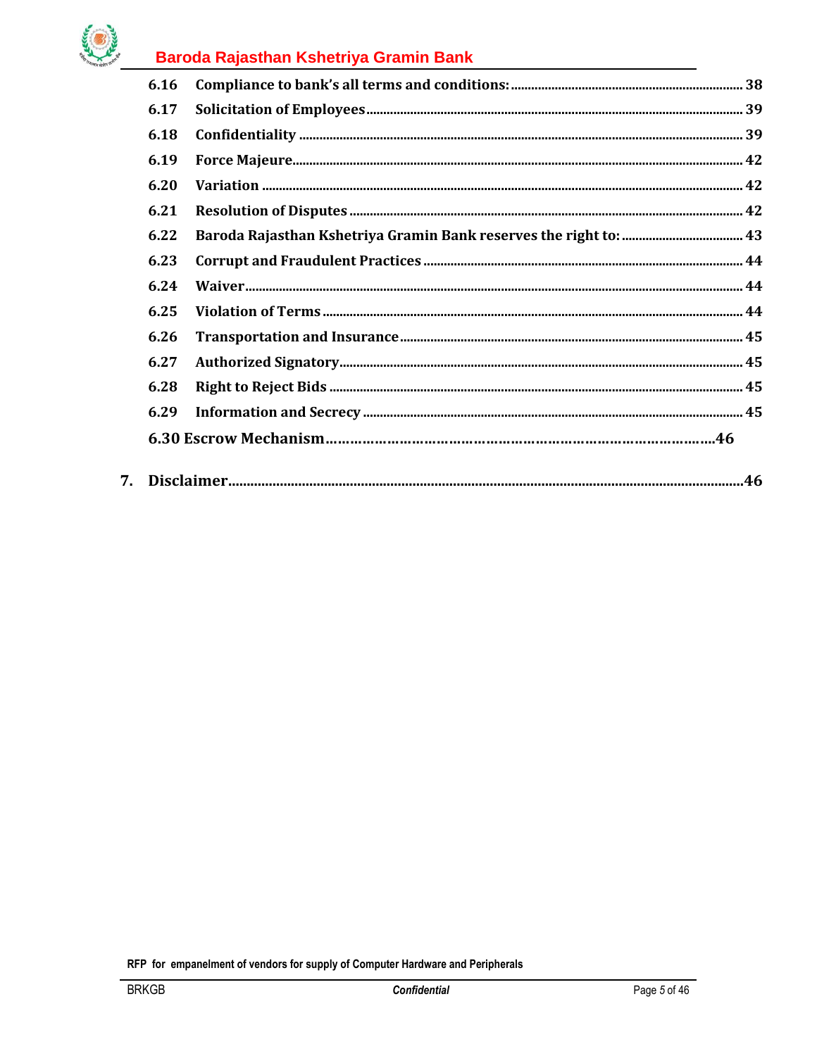| | | |
|---|---|---|
| 6.16 | Compliance to bank's all terms and conditions: | 38 |
| 6.17 | Solicitation of Employees | 39 |
| 6.18 | Confidentiality | 39 |
| 6.19 | Force Majeure | 42 |
| 6.20 | Variation | 42 |
| 6.21 | Resolution of Disputes | 42 |
| 6.22 | Baroda Rajasthan Kshetriya Gramin Bank reserves the right to: | 43 |
| 6.23 | Corrupt and Fraudulent Practices | 44 |
| 6.24 | Waiver | 44 |
| 6.25 | Violation of Terms | 44 |
| 6.26 | Transportation and Insurance | 45 |
| 6.27 | Authorized Signatory | 45 |
| 6.28 | Right to Reject Bids | 45 |
| 6.29 | Information and Secrecy | 45 |
| 6.30 | Escrow Mechanism | 46 |
| 7. | Disclaimer | 46 |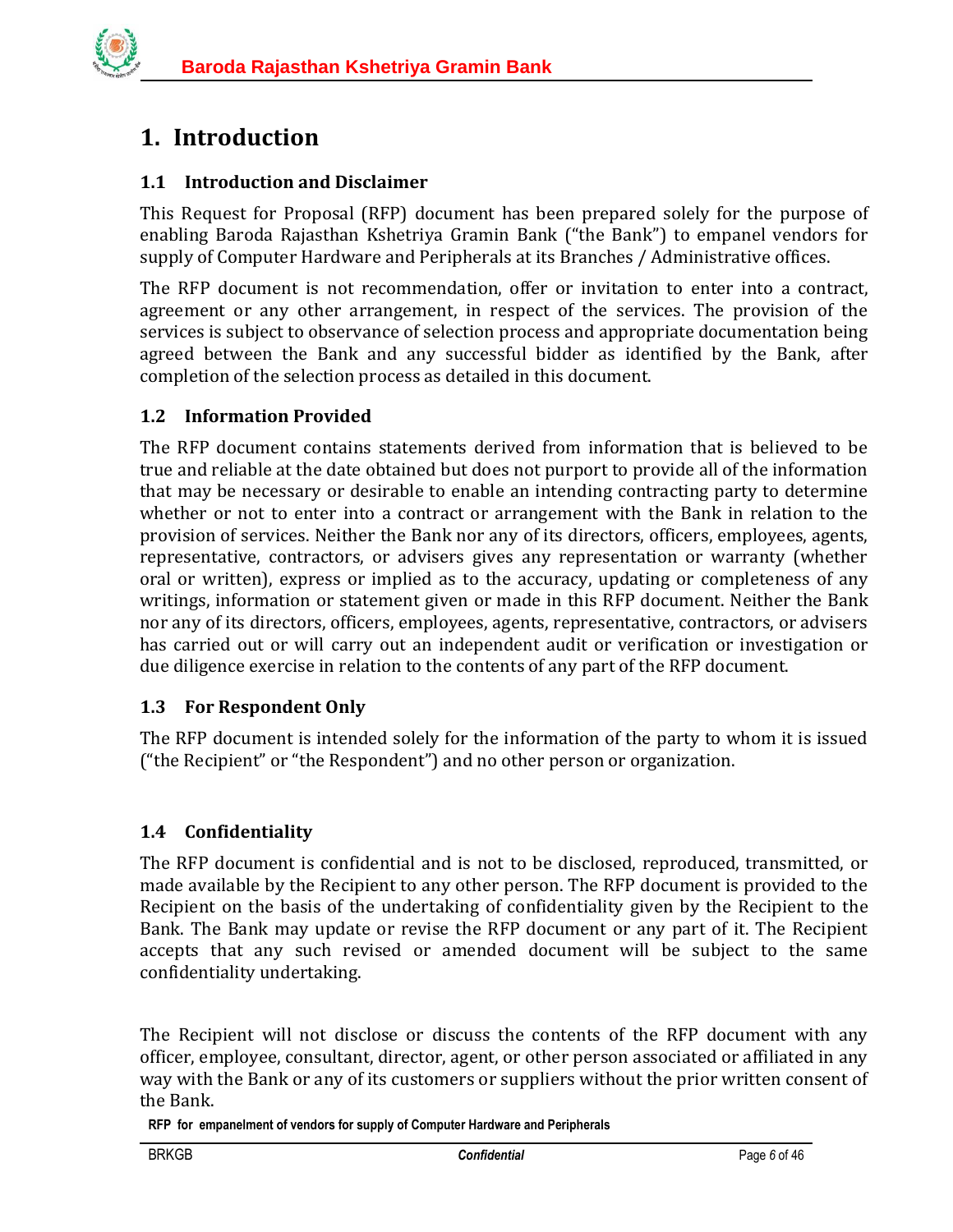# 1. Introduction

## 1.1 Introduction and Disclaimer

This Request for Proposal (RFP) document has been prepared solely for the purpose of enabling Baroda Rajasthan Kshetriya Gramin Bank ("the Bank") to empanel vendors for supply of Computer Hardware and Peripherals at its Branches / Administrative offices.

The RFP document is not recommendation, offer or invitation to enter into a contract, agreement or any other arrangement, in respect of the services. The provision of the services is subject to observance of selection process and appropriate documentation being agreed between the Bank and any successful bidder as identified by the Bank, after completion of the selection process as detailed in this document.

## 1.2 Information Provided

The RFP document contains statements derived from information that is believed to be true and reliable at the date obtained but does not purport to provide all of the information that may be necessary or desirable to enable an intending contracting party to determine whether or not to enter into a contract or arrangement with the Bank in relation to the provision of services. Neither the Bank nor any of its directors, officers, employees, agents, representative, contractors, or advisers gives any representation or warranty (whether oral or written), express or implied as to the accuracy, updating or completeness of any writings, information or statement given or made in this RFP document. Neither the Bank nor any of its directors, officers, employees, agents, representative, contractors, or advisers has carried out or will carry out an independent audit or verification or investigation or due diligence exercise in relation to the contents of any part of the RFP document.

## 1.3 For Respondent Only

The RFP document is intended solely for the information of the party to whom it is issued ("the Recipient" or "the Respondent") and no other person or organization.

## 1.4 Confidentiality

The RFP document is confidential and is not to be disclosed, reproduced, transmitted, or made available by the Recipient to any other person. The RFP document is provided to the Recipient on the basis of the undertaking of confidentiality given by the Recipient to the Bank. The Bank may update or revise the RFP document or any part of it. The Recipient accepts that any such revised or amended document will be subject to the same confidentiality undertaking.

The Recipient will not disclose or discuss the contents of the RFP document with any officer, employee, consultant, director, agent, or other person associated or affiliated in any way with the Bank or any of its customers or suppliers without the prior written consent of the Bank.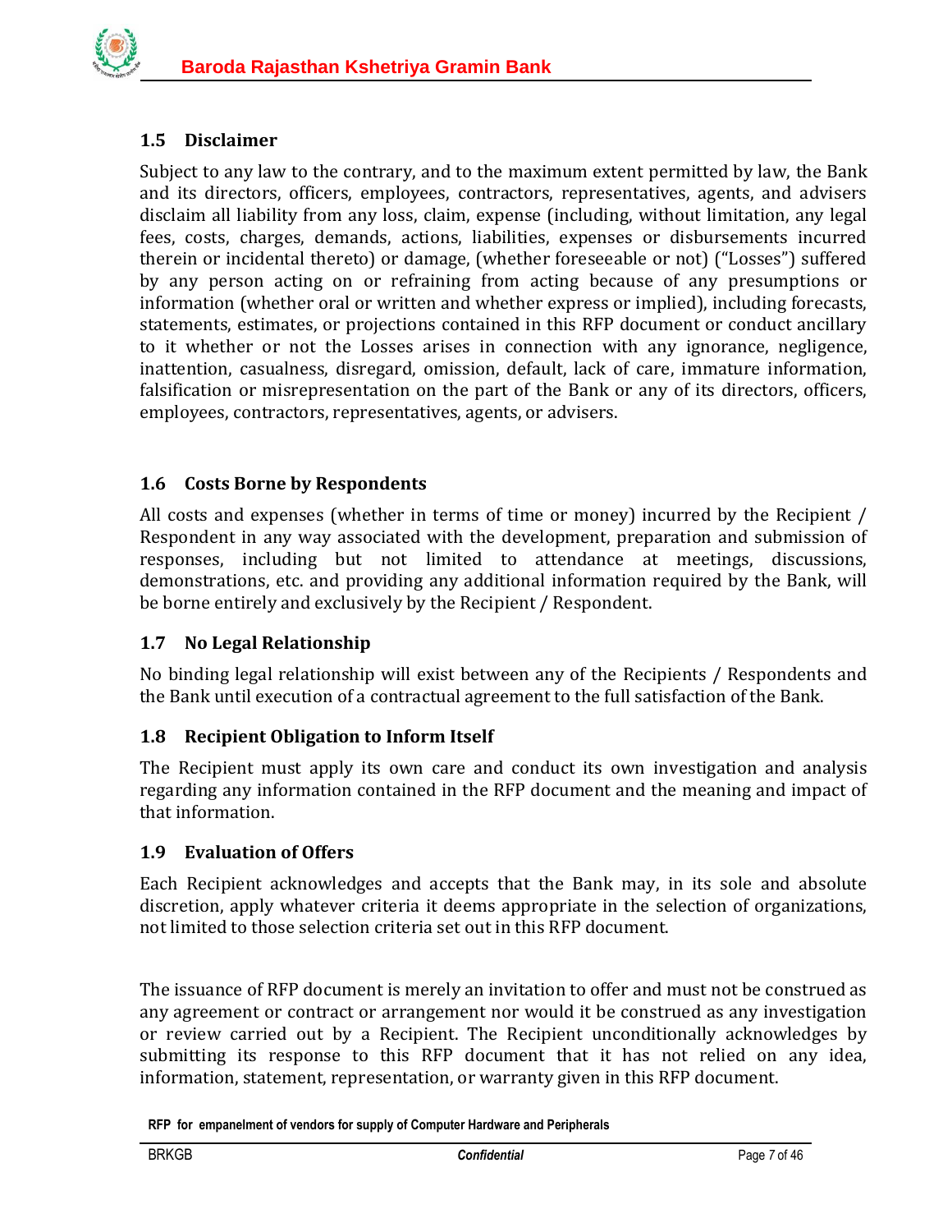## 1.5 Disclaimer

Subject to any law to the contrary, and to the maximum extent permitted by law, the Bank and its directors, officers, employees, contractors, representatives, agents, and advisers disclaim all liability from any loss, claim, expense (including, without limitation, any legal fees, costs, charges, demands, actions, liabilities, expenses or disbursements incurred therein or incidental thereto) or damage, (whether foreseeable or not) ("Losses") suffered by any person acting on or refraining from acting because of any presumptions or information (whether oral or written and whether express or implied), including forecasts, statements, estimates, or projections contained in this RFP document or conduct ancillary to it whether or not the Losses arises in connection with any ignorance, negligence, inattention, casualness, disregard, omission, default, lack of care, immature information, falsification or misrepresentation on the part of the Bank or any of its directors, officers, employees, contractors, representatives, agents, or advisers.

## 1.6 Costs Borne by Respondents

All costs and expenses (whether in terms of time or money) incurred by the Recipient / Respondent in any way associated with the development, preparation and submission of responses, including but not limited to attendance at meetings, discussions, demonstrations, etc. and providing any additional information required by the Bank, will be borne entirely and exclusively by the Recipient / Respondent.

## 1.7 No Legal Relationship

No binding legal relationship will exist between any of the Recipients / Respondents and the Bank until execution of a contractual agreement to the full satisfaction of the Bank.

## 1.8 Recipient Obligation to Inform Itself

The Recipient must apply its own care and conduct its own investigation and analysis regarding any information contained in the RFP document and the meaning and impact of that information.

## 1.9 Evaluation of Offers

Each Recipient acknowledges and accepts that the Bank may, in its sole and absolute discretion, apply whatever criteria it deems appropriate in the selection of organizations, not limited to those selection criteria set out in this RFP document.

The issuance of RFP document is merely an invitation to offer and must not be construed as any agreement or contract or arrangement nor would it be construed as any investigation or review carried out by a Recipient. The Recipient unconditionally acknowledges by submitting its response to this RFP document that it has not relied on any idea, information, statement, representation, or warranty given in this RFP document.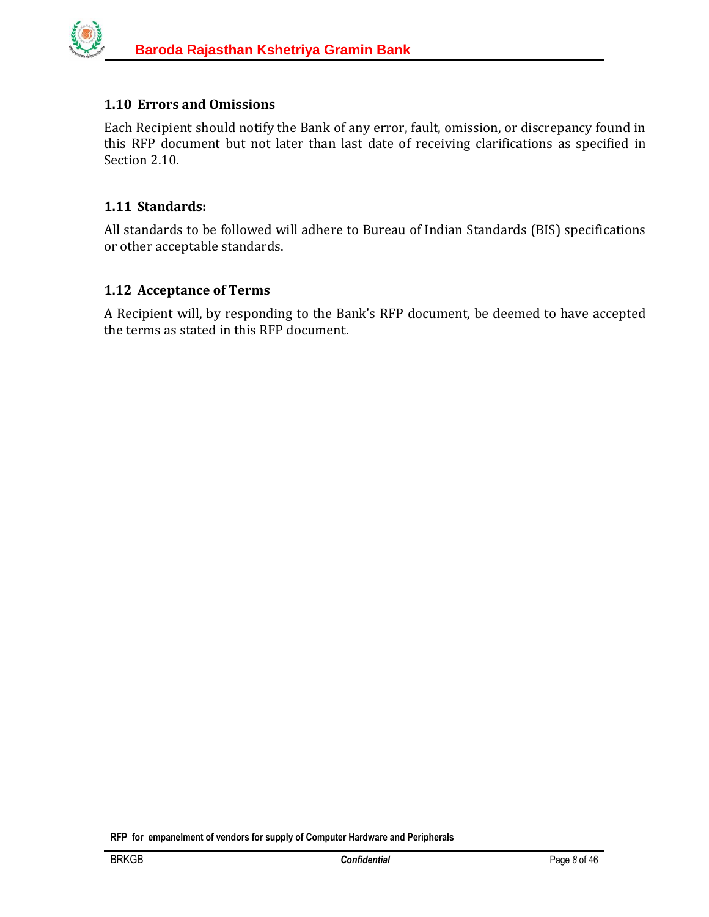### 1.10 Errors and Omissions

Each Recipient should notify the Bank of any error, fault, omission, or discrepancy found in this RFP document but not later than last date of receiving clarifications as specified in Section 2.10.

### 1.11 Standards:

All standards to be followed will adhere to Bureau of Indian Standards (BIS) specifications or other acceptable standards.

### 1.12 Acceptance of Terms

A Recipient will, by responding to the Bank's RFP document, be deemed to have accepted the terms as stated in this RFP document.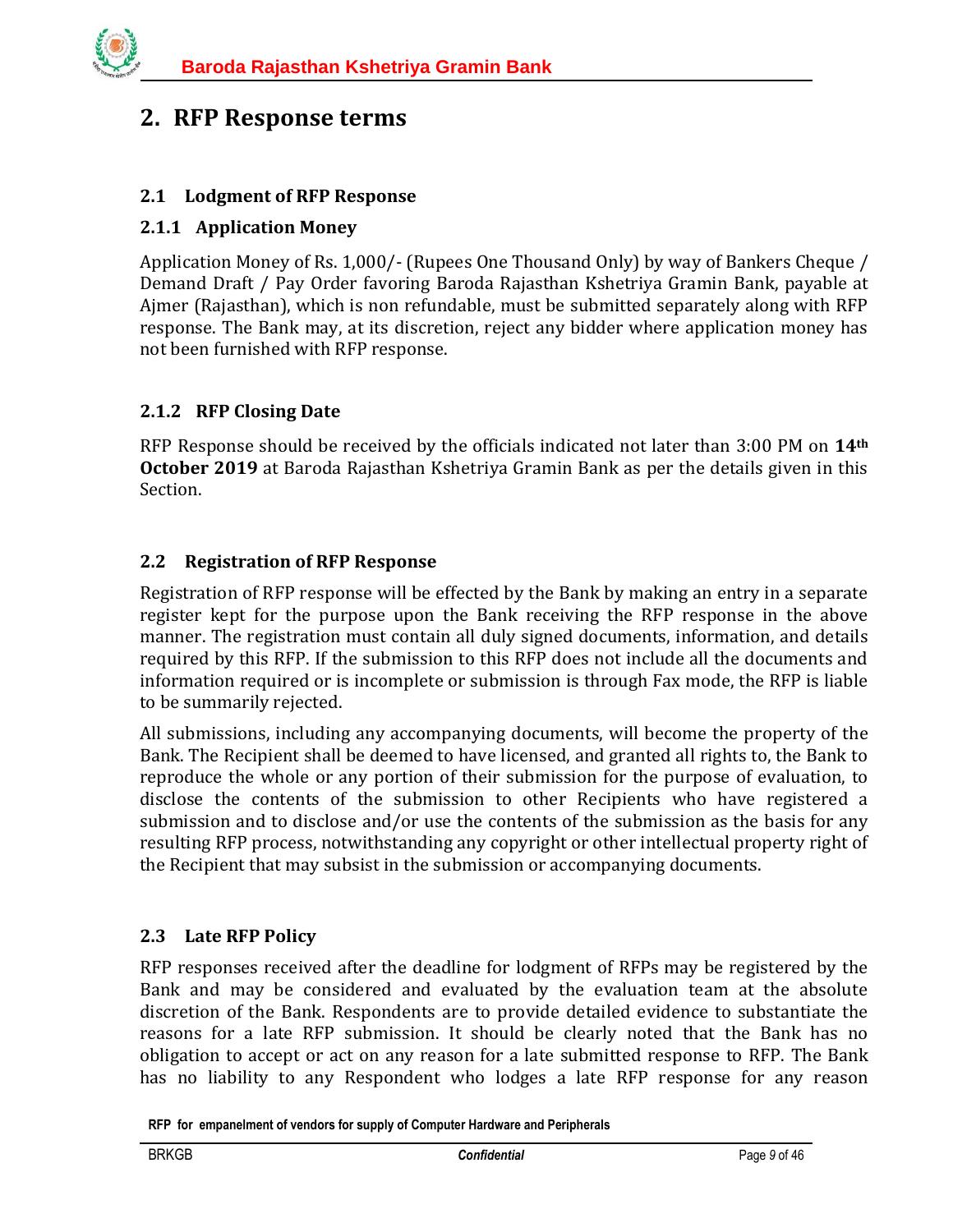# 2. RFP Response terms

### 2.1 Lodgment of RFP Response

### 2.1.1 Application Money

Application Money of Rs. 1,000/- (Rupees One Thousand Only) by way of Bankers Cheque / Demand Draft / Pay Order favoring Baroda Rajasthan Kshetriya Gramin Bank, payable at Ajmer (Rajasthan), which is non refundable, must be submitted separately along with RFP response. The Bank may, at its discretion, reject any bidder where application money has not been furnished with RFP response.

### 2.1.2 RFP Closing Date

RFP Response should be received by the officials indicated not later than 3:00 PM on **14th October 2019** at Baroda Rajasthan Kshetriya Gramin Bank as per the details given in this Section.

### 2.2 Registration of RFP Response

Registration of RFP response will be effected by the Bank by making an entry in a separate register kept for the purpose upon the Bank receiving the RFP response in the above manner. The registration must contain all duly signed documents, information, and details required by this RFP. If the submission to this RFP does not include all the documents and information required or is incomplete or submission is through Fax mode, the RFP is liable to be summarily rejected.

All submissions, including any accompanying documents, will become the property of the Bank. The Recipient shall be deemed to have licensed, and granted all rights to, the Bank to reproduce the whole or any portion of their submission for the purpose of evaluation, to disclose the contents of the submission to other Recipients who have registered a submission and to disclose and/or use the contents of the submission as the basis for any resulting RFP process, notwithstanding any copyright or other intellectual property right of the Recipient that may subsist in the submission or accompanying documents.

### 2.3 Late RFP Policy

RFP responses received after the deadline for lodgment of RFPs may be registered by the Bank and may be considered and evaluated by the evaluation team at the absolute discretion of the Bank. Respondents are to provide detailed evidence to substantiate the reasons for a late RFP submission. It should be clearly noted that the Bank has no obligation to accept or act on any reason for a late submitted response to RFP. The Bank has no liability to any Respondent who lodges a late RFP response for any reason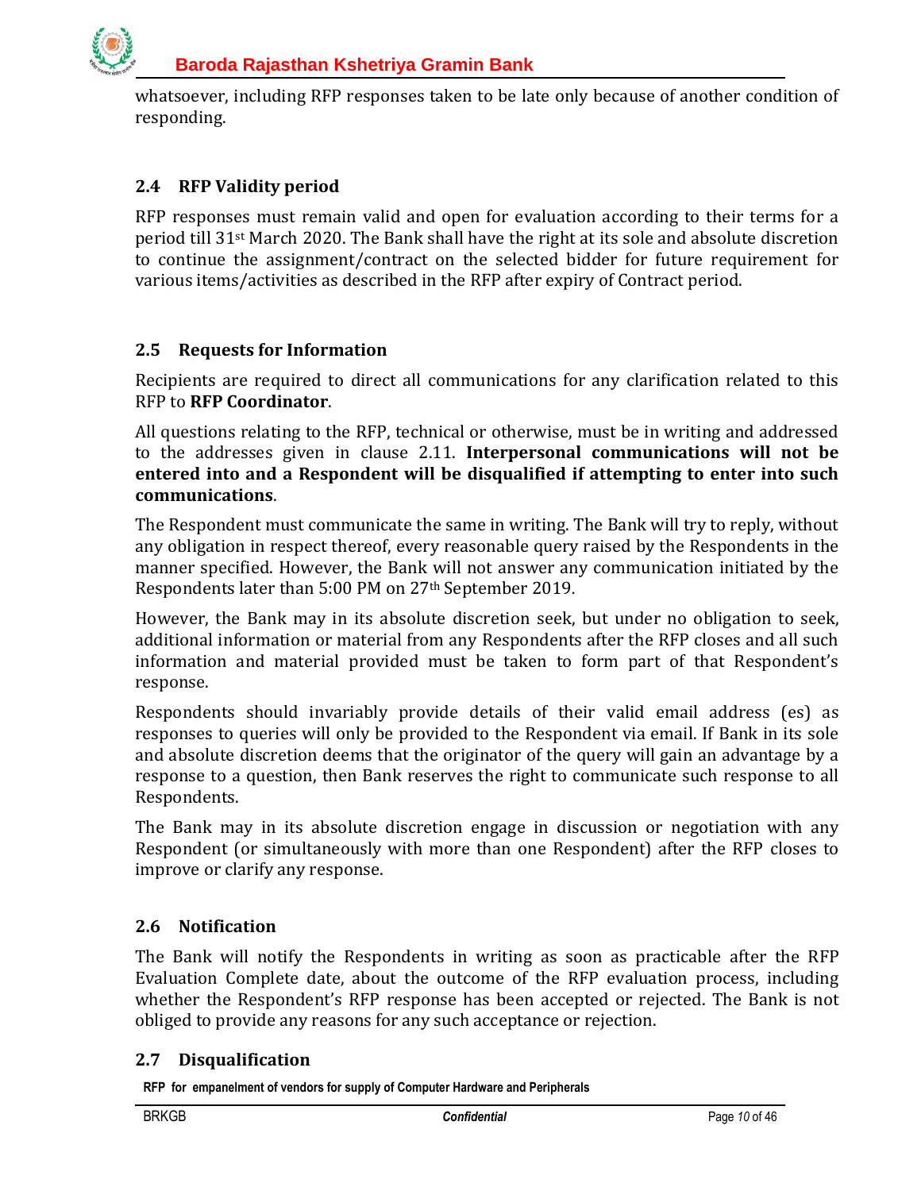whatsoever, including RFP responses taken to be late only because of another condition of responding.

### 2.4 RFP Validity period

RFP responses must remain valid and open for evaluation according to their terms for a period till 31st March 2020. The Bank shall have the right at its sole and absolute discretion to continue the assignment/contract on the selected bidder for future requirement for various items/activities as described in the RFP after expiry of Contract period.

### 2.5 Requests for Information

Recipients are required to direct all communications for any clarification related to this RFP to **RFP Coordinator**.

All questions relating to the RFP, technical or otherwise, must be in writing and addressed to the addresses given in clause 2.11. **Interpersonal communications will not be entered into and a Respondent will be disqualified if attempting to enter into such communications**.

The Respondent must communicate the same in writing. The Bank will try to reply, without any obligation in respect thereof, every reasonable query raised by the Respondents in the manner specified. However, the Bank will not answer any communication initiated by the Respondents later than 5:00 PM on 27th September 2019.

However, the Bank may in its absolute discretion seek, but under no obligation to seek, additional information or material from any Respondents after the RFP closes and all such information and material provided must be taken to form part of that Respondent's response.

Respondents should invariably provide details of their valid email address (es) as responses to queries will only be provided to the Respondent via email. If Bank in its sole and absolute discretion deems that the originator of the query will gain an advantage by a response to a question, then Bank reserves the right to communicate such response to all Respondents.

The Bank may in its absolute discretion engage in discussion or negotiation with any Respondent (or simultaneously with more than one Respondent) after the RFP closes to improve or clarify any response.

### 2.6 Notification

The Bank will notify the Respondents in writing as soon as practicable after the RFP Evaluation Complete date, about the outcome of the RFP evaluation process, including whether the Respondent's RFP response has been accepted or rejected. The Bank is not obliged to provide any reasons for any such acceptance or rejection.

### 2.7 Disqualification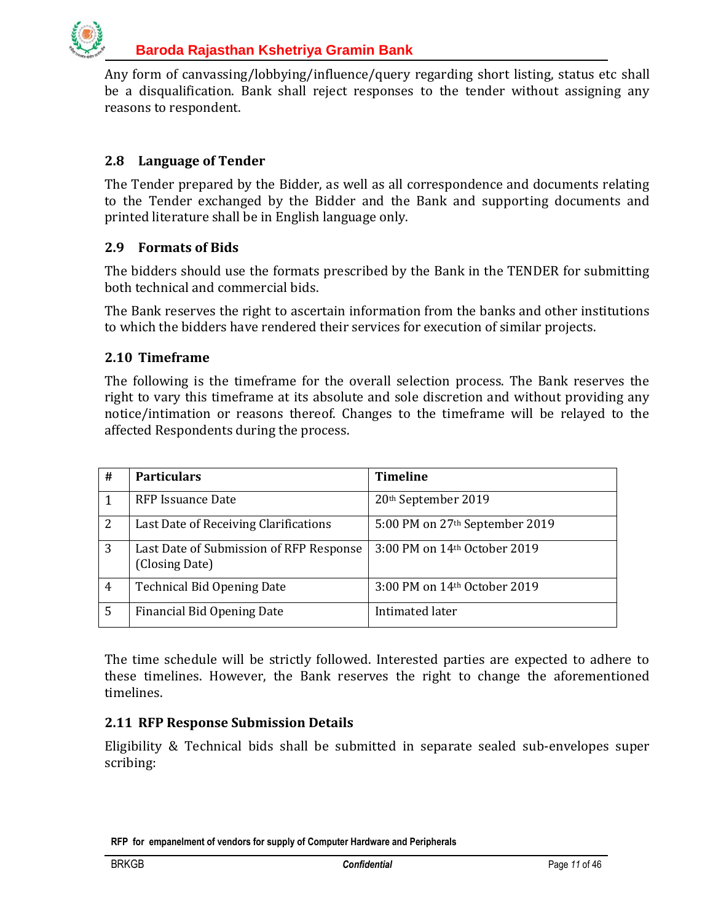Any form of canvassing/lobbying/influence/query regarding short listing, status etc shall be a disqualification. Bank shall reject responses to the tender without assigning any reasons to respondent.

## 2.8 Language of Tender

The Tender prepared by the Bidder, as well as all correspondence and documents relating to the Tender exchanged by the Bidder and the Bank and supporting documents and printed literature shall be in English language only.

## 2.9 Formats of Bids

The bidders should use the formats prescribed by the Bank in the TENDER for submitting both technical and commercial bids.

The Bank reserves the right to ascertain information from the banks and other institutions to which the bidders have rendered their services for execution of similar projects.

## 2.10 Timeframe

The following is the timeframe for the overall selection process. The Bank reserves the right to vary this timeframe at its absolute and sole discretion and without providing any notice/intimation or reasons thereof. Changes to the timeframe will be relayed to the affected Respondents during the process.

| # | Particulars | Timeline |
|---|---|---|
| 1 | RFP Issuance Date | 20th September 2019 |
| 2 | Last Date of Receiving Clarifications | 5:00 PM on 27th September 2019 |
| 3 | Last Date of Submission of RFP Response (Closing Date) | 3:00 PM on 14th October 2019 |
| 4 | Technical Bid Opening Date | 3:00 PM on 14th October 2019 |
| 5 | Financial Bid Opening Date | Intimated later |

The time schedule will be strictly followed. Interested parties are expected to adhere to these timelines. However, the Bank reserves the right to change the aforementioned timelines.

## 2.11 RFP Response Submission Details

Eligibility & Technical bids shall be submitted in separate sealed sub-envelopes super scribing: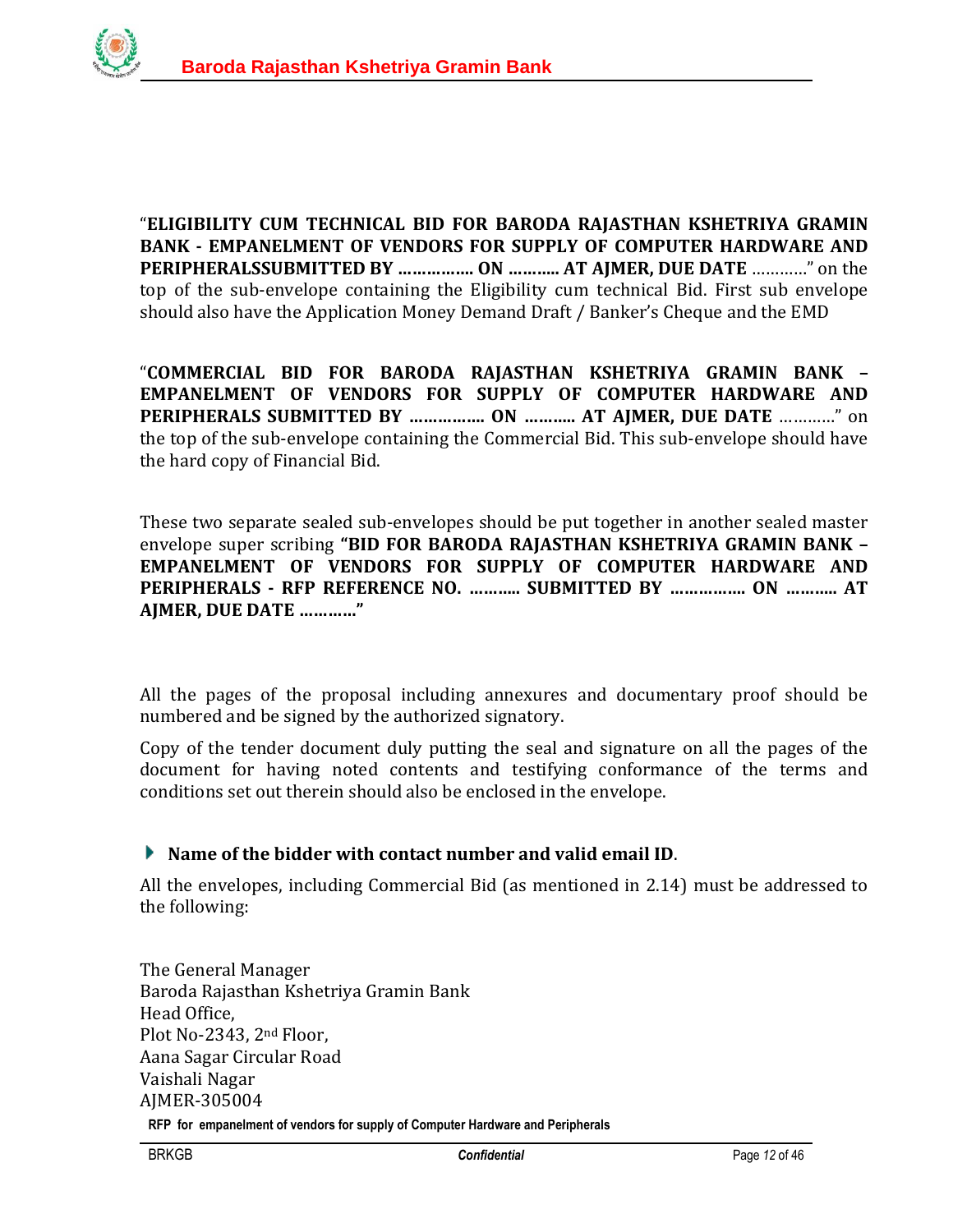"**ELIGIBILITY CUM TECHNICAL BID FOR BARODA RAJASTHAN KSHETRIYA GRAMIN BANK - EMPANELMENT OF VENDORS FOR SUPPLY OF COMPUTER HARDWARE AND PERIPHERALSSUBMITTED BY ……………. ON ……….. AT AJMER, DUE DATE** …………" on the top of the sub-envelope containing the Eligibility cum technical Bid. First sub envelope should also have the Application Money Demand Draft / Banker's Cheque and the EMD

"**COMMERCIAL BID FOR BARODA RAJASTHAN KSHETRIYA GRAMIN BANK – EMPANELMENT OF VENDORS FOR SUPPLY OF COMPUTER HARDWARE AND PERIPHERALS SUBMITTED BY ……………. ON ……….. AT AJMER, DUE DATE** …………" on the top of the sub-envelope containing the Commercial Bid. This sub-envelope should have the hard copy of Financial Bid.

These two separate sealed sub-envelopes should be put together in another sealed master envelope super scribing **"BID FOR BARODA RAJASTHAN KSHETRIYA GRAMIN BANK – EMPANELMENT OF VENDORS FOR SUPPLY OF COMPUTER HARDWARE AND PERIPHERALS - RFP REFERENCE NO. ……….. SUBMITTED BY ……………. ON ……….. AT AJMER, DUE DATE …………"**

All the pages of the proposal including annexures and documentary proof should be numbered and be signed by the authorized signatory.

Copy of the tender document duly putting the seal and signature on all the pages of the document for having noted contents and testifying conformance of the terms and conditions set out therein should also be enclosed in the envelope.

- **Name of the bidder with contact number and valid email ID**.

All the envelopes, including Commercial Bid (as mentioned in 2.14) must be addressed to the following:

The General Manager
Baroda Rajasthan Kshetriya Gramin Bank
Head Office,
Plot No-2343, 2nd Floor,
Aana Sagar Circular Road
Vaishali Nagar
AJMER-305004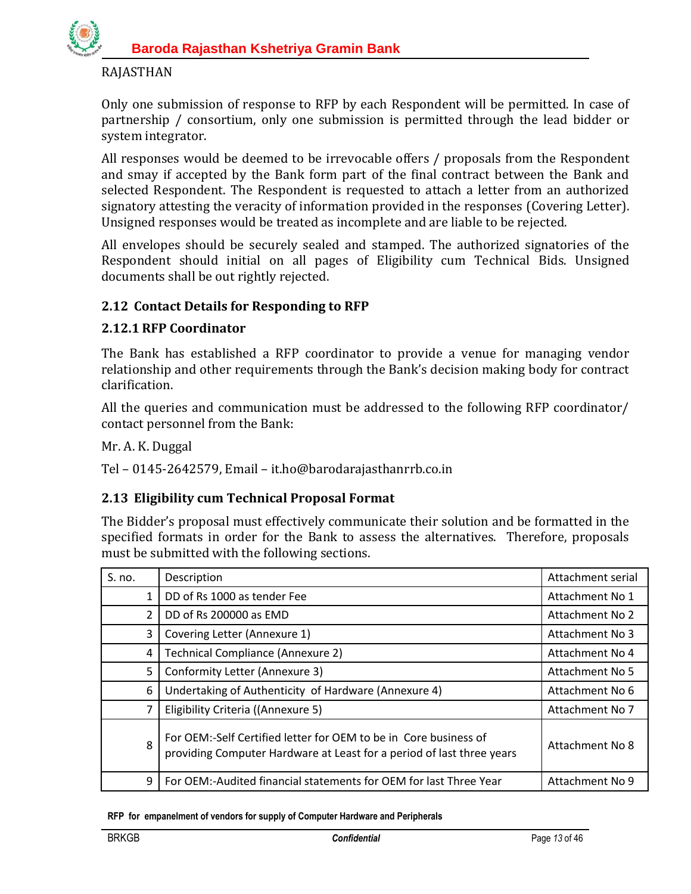RAJASTHAN

Only one submission of response to RFP by each Respondent will be permitted. In case of partnership / consortium, only one submission is permitted through the lead bidder or system integrator.

All responses would be deemed to be irrevocable offers / proposals from the Respondent and smay if accepted by the Bank form part of the final contract between the Bank and selected Respondent. The Respondent is requested to attach a letter from an authorized signatory attesting the veracity of information provided in the responses (Covering Letter). Unsigned responses would be treated as incomplete and are liable to be rejected.

All envelopes should be securely sealed and stamped. The authorized signatories of the Respondent should initial on all pages of Eligibility cum Technical Bids. Unsigned documents shall be out rightly rejected.

### 2.12 Contact Details for Responding to RFP

#### 2.12.1 RFP Coordinator

The Bank has established a RFP coordinator to provide a venue for managing vendor relationship and other requirements through the Bank's decision making body for contract clarification.

All the queries and communication must be addressed to the following RFP coordinator/ contact personnel from the Bank:

Mr. A. K. Duggal

Tel – 0145-2642579, Email – it.ho@barodarajasthanrrb.co.in

### 2.13 Eligibility cum Technical Proposal Format

The Bidder's proposal must effectively communicate their solution and be formatted in the specified formats in order for the Bank to assess the alternatives. Therefore, proposals must be submitted with the following sections.

| S. no. | Description | Attachment serial |
|---|---|---|
| 1 | DD of Rs 1000 as tender Fee | Attachment No 1 |
| 2 | DD of Rs 200000 as EMD | Attachment No 2 |
| 3 | Covering Letter (Annexure 1) | Attachment No 3 |
| 4 | Technical Compliance (Annexure 2) | Attachment No 4 |
| 5 | Conformity Letter (Annexure 3) | Attachment No 5 |
| 6 | Undertaking of Authenticity of Hardware (Annexure 4) | Attachment No 6 |
| 7 | Eligibility Criteria ((Annexure 5) | Attachment No 7 |
| 8 | For OEM:-Self Certified letter for OEM to be in Core business of providing Computer Hardware at Least for a period of last three years | Attachment No 8 |
| 9 | For OEM:-Audited financial statements for OEM for last Three Year | Attachment No 9 |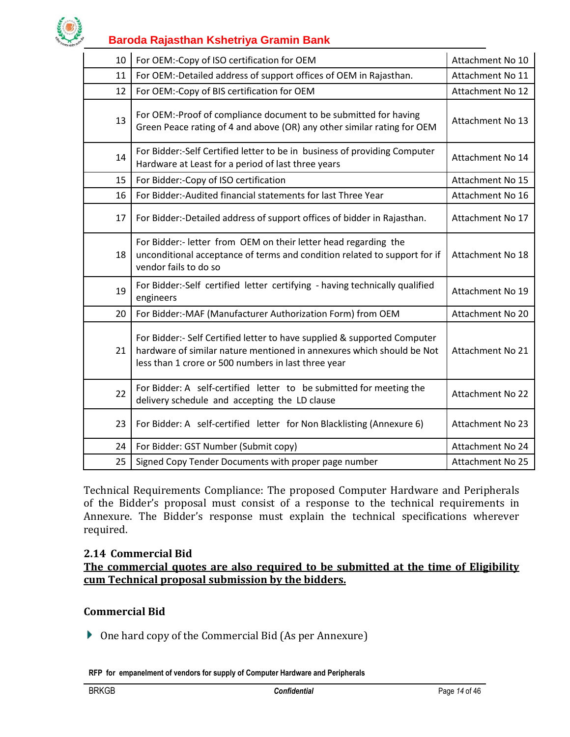| 10 | For OEM:-Copy of ISO certification for OEM | Attachment No 10 |
|---|---|---|
| 11 | For OEM:-Detailed address of support offices of OEM in Rajasthan. | Attachment No 11 |
| 12 | For OEM:-Copy of BIS certification for OEM | Attachment No 12 |
| 13 | For OEM:-Proof of compliance document to be submitted for having Green Peace rating of 4 and above (OR) any other similar rating for OEM | Attachment No 13 |
| 14 | For Bidder:-Self Certified letter to be in business of providing Computer Hardware at Least for a period of last three years | Attachment No 14 |
| 15 | For Bidder:-Copy of ISO certification | Attachment No 15 |
| 16 | For Bidder:-Audited financial statements for last Three Year | Attachment No 16 |
| 17 | For Bidder:-Detailed address of support offices of bidder in Rajasthan. | Attachment No 17 |
| 18 | For Bidder:- letter from OEM on their letter head regarding the unconditional acceptance of terms and condition related to support for if vendor fails to do so | Attachment No 18 |
| 19 | For Bidder:-Self certified letter certifying - having technically qualified engineers | Attachment No 19 |
| 20 | For Bidder:-MAF (Manufacturer Authorization Form) from OEM | Attachment No 20 |
| 21 | For Bidder:- Self Certified letter to have supplied & supported Computer hardware of similar nature mentioned in annexures which should be Not less than 1 crore or 500 numbers in last three year | Attachment No 21 |
| 22 | For Bidder: A self-certified letter to be submitted for meeting the delivery schedule and accepting the LD clause | Attachment No 22 |
| 23 | For Bidder: A self-certified letter for Non Blacklisting (Annexure 6) | Attachment No 23 |
| 24 | For Bidder: GST Number (Submit copy) | Attachment No 24 |
| 25 | Signed Copy Tender Documents with proper page number | Attachment No 25 |

Technical Requirements Compliance: The proposed Computer Hardware and Peripherals of the Bidder's proposal must consist of a response to the technical requirements in Annexure. The Bidder's response must explain the technical specifications wherever required.

### 2.14 Commercial Bid

**<u>The commercial quotes are also required to be submitted at the time of Eligibility cum Technical proposal submission by the bidders.</u>**

### Commercial Bid

- One hard copy of the Commercial Bid (As per Annexure)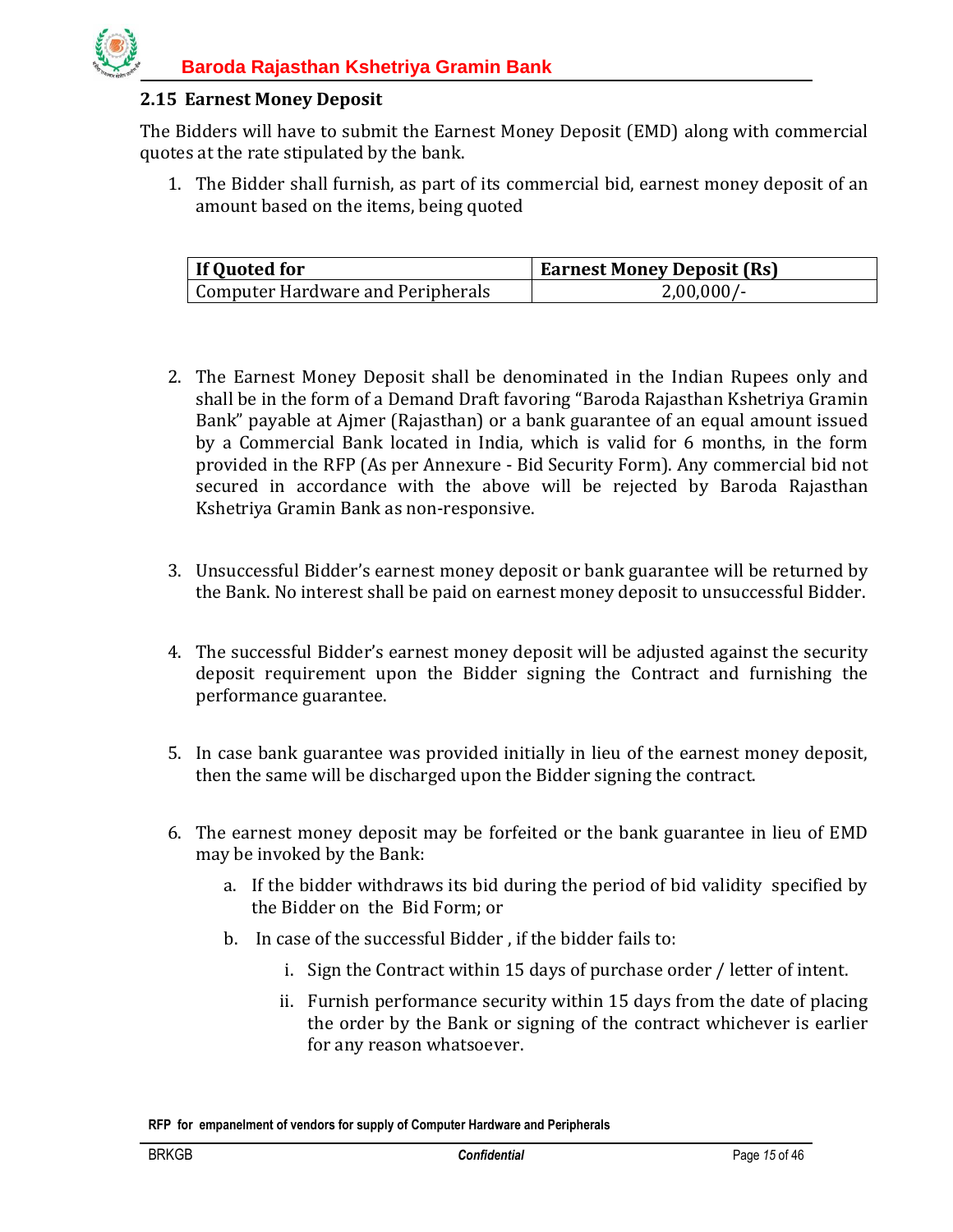## 2.15 Earnest Money Deposit

The Bidders will have to submit the Earnest Money Deposit (EMD) along with commercial quotes at the rate stipulated by the bank.

1. The Bidder shall furnish, as part of its commercial bid, earnest money deposit of an amount based on the items, being quoted

| If Quoted for | Earnest Money Deposit (Rs) |
|---|---|
| Computer Hardware and Peripherals | 2,00,000/- |

2. The Earnest Money Deposit shall be denominated in the Indian Rupees only and shall be in the form of a Demand Draft favoring "Baroda Rajasthan Kshetriya Gramin Bank" payable at Ajmer (Rajasthan) or a bank guarantee of an equal amount issued by a Commercial Bank located in India, which is valid for 6 months, in the form provided in the RFP (As per Annexure - Bid Security Form). Any commercial bid not secured in accordance with the above will be rejected by Baroda Rajasthan Kshetriya Gramin Bank as non-responsive.

3. Unsuccessful Bidder's earnest money deposit or bank guarantee will be returned by the Bank. No interest shall be paid on earnest money deposit to unsuccessful Bidder.

4. The successful Bidder's earnest money deposit will be adjusted against the security deposit requirement upon the Bidder signing the Contract and furnishing the performance guarantee.

5. In case bank guarantee was provided initially in lieu of the earnest money deposit, then the same will be discharged upon the Bidder signing the contract.

6. The earnest money deposit may be forfeited or the bank guarantee in lieu of EMD may be invoked by the Bank:
   a. If the bidder withdraws its bid during the period of bid validity specified by the Bidder on the Bid Form; or
   b. In case of the successful Bidder , if the bidder fails to:
      i. Sign the Contract within 15 days of purchase order / letter of intent.
      ii. Furnish performance security within 15 days from the date of placing the order by the Bank or signing of the contract whichever is earlier for any reason whatsoever.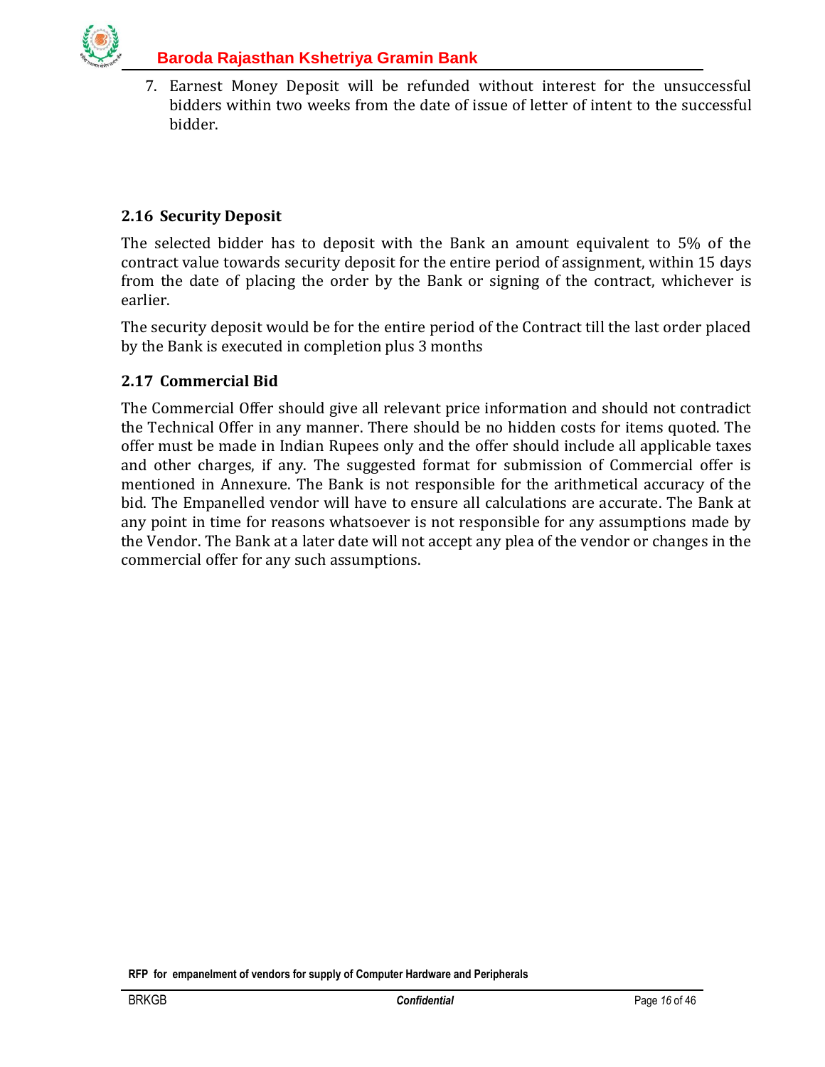7. Earnest Money Deposit will be refunded without interest for the unsuccessful bidders within two weeks from the date of issue of letter of intent to the successful bidder.

### 2.16 Security Deposit

The selected bidder has to deposit with the Bank an amount equivalent to 5% of the contract value towards security deposit for the entire period of assignment, within 15 days from the date of placing the order by the Bank or signing of the contract, whichever is earlier.

The security deposit would be for the entire period of the Contract till the last order placed by the Bank is executed in completion plus 3 months

### 2.17 Commercial Bid

The Commercial Offer should give all relevant price information and should not contradict the Technical Offer in any manner. There should be no hidden costs for items quoted. The offer must be made in Indian Rupees only and the offer should include all applicable taxes and other charges, if any. The suggested format for submission of Commercial offer is mentioned in Annexure. The Bank is not responsible for the arithmetical accuracy of the bid. The Empanelled vendor will have to ensure all calculations are accurate. The Bank at any point in time for reasons whatsoever is not responsible for any assumptions made by the Vendor. The Bank at a later date will not accept any plea of the vendor or changes in the commercial offer for any such assumptions.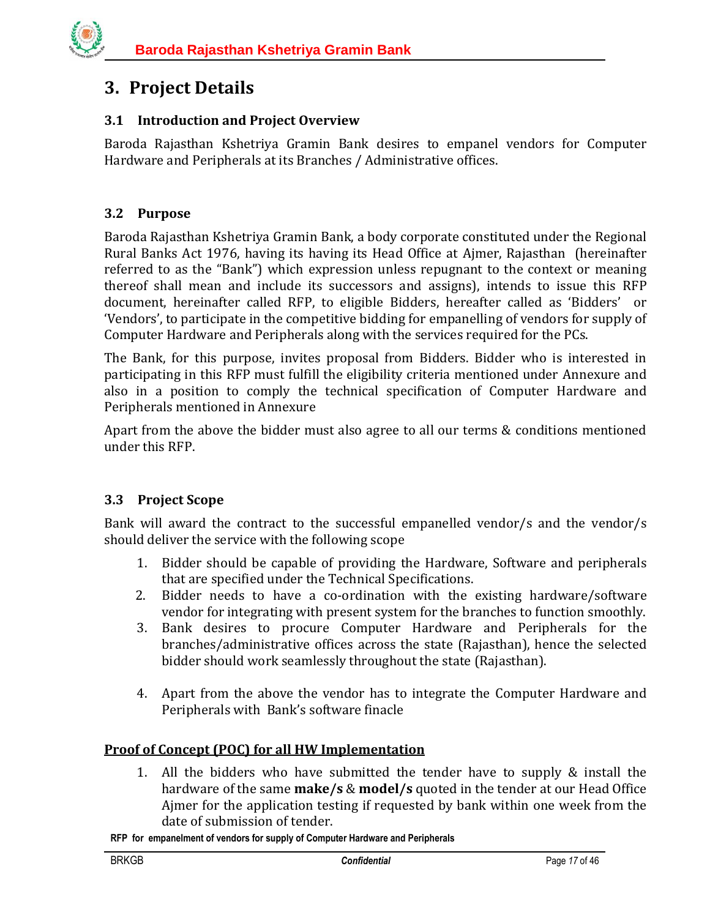# 3. Project Details

## 3.1 Introduction and Project Overview

Baroda Rajasthan Kshetriya Gramin Bank desires to empanel vendors for Computer Hardware and Peripherals at its Branches / Administrative offices.

## 3.2 Purpose

Baroda Rajasthan Kshetriya Gramin Bank, a body corporate constituted under the Regional Rural Banks Act 1976, having its having its Head Office at Ajmer, Rajasthan (hereinafter referred to as the "Bank") which expression unless repugnant to the context or meaning thereof shall mean and include its successors and assigns), intends to issue this RFP document, hereinafter called RFP, to eligible Bidders, hereafter called as 'Bidders' or 'Vendors', to participate in the competitive bidding for empanelling of vendors for supply of Computer Hardware and Peripherals along with the services required for the PCs.

The Bank, for this purpose, invites proposal from Bidders. Bidder who is interested in participating in this RFP must fulfill the eligibility criteria mentioned under Annexure and also in a position to comply the technical specification of Computer Hardware and Peripherals mentioned in Annexure

Apart from the above the bidder must also agree to all our terms & conditions mentioned under this RFP.

## 3.3 Project Scope

Bank will award the contract to the successful empanelled vendor/s and the vendor/s should deliver the service with the following scope

1. Bidder should be capable of providing the Hardware, Software and peripherals that are specified under the Technical Specifications.
2. Bidder needs to have a co-ordination with the existing hardware/software vendor for integrating with present system for the branches to function smoothly.
3. Bank desires to procure Computer Hardware and Peripherals for the branches/administrative offices across the state (Rajasthan), hence the selected bidder should work seamlessly throughout the state (Rajasthan).
4. Apart from the above the vendor has to integrate the Computer Hardware and Peripherals with Bank's software finacle

**Proof of Concept (POC) for all HW Implementation**

1. All the bidders who have submitted the tender have to supply & install the hardware of the same **make/s** & **model/s** quoted in the tender at our Head Office Ajmer for the application testing if requested by bank within one week from the date of submission of tender.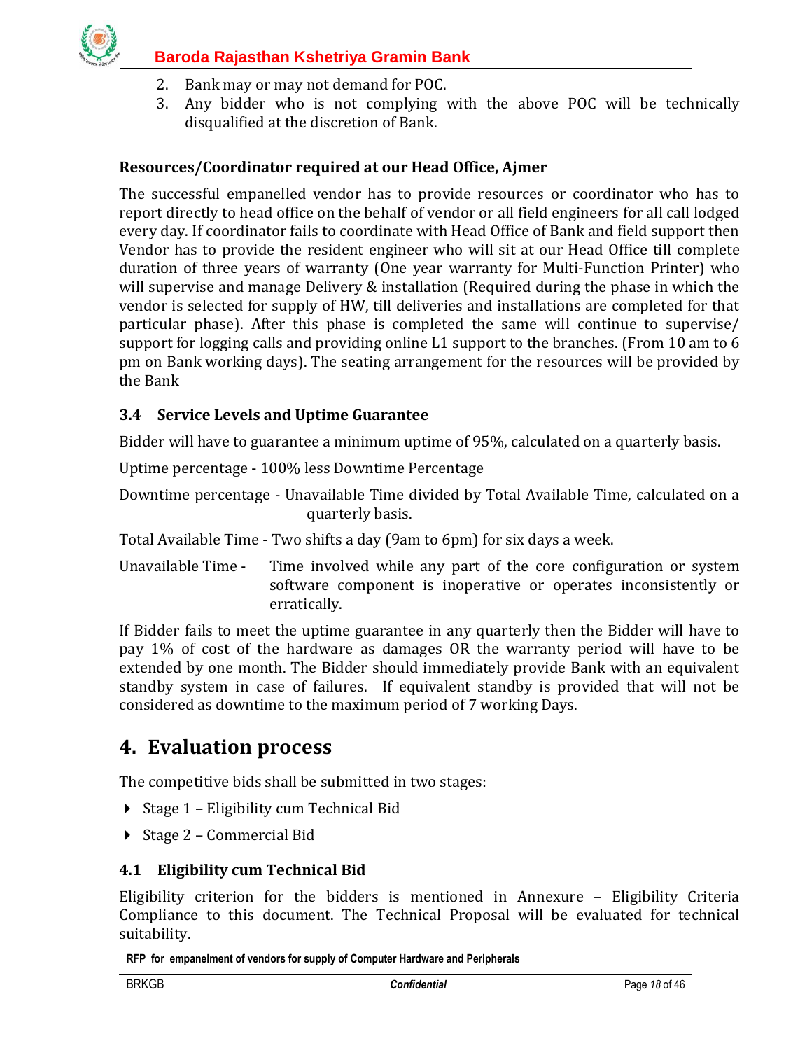2. Bank may or may not demand for POC.
3. Any bidder who is not complying with the above POC will be technically disqualified at the discretion of Bank.

**<u>Resources/Coordinator required at our Head Office, Ajmer</u>**

The successful empanelled vendor has to provide resources or coordinator who has to report directly to head office on the behalf of vendor or all field engineers for all call lodged every day. If coordinator fails to coordinate with Head Office of Bank and field support then Vendor has to provide the resident engineer who will sit at our Head Office till complete duration of three years of warranty (One year warranty for Multi-Function Printer) who will supervise and manage Delivery & installation (Required during the phase in which the vendor is selected for supply of HW, till deliveries and installations are completed for that particular phase). After this phase is completed the same will continue to supervise/ support for logging calls and providing online L1 support to the branches. (From 10 am to 6 pm on Bank working days). The seating arrangement for the resources will be provided by the Bank

### 3.4 Service Levels and Uptime Guarantee

Bidder will have to guarantee a minimum uptime of 95%, calculated on a quarterly basis.

Uptime percentage - 100% less Downtime Percentage

Downtime percentage - Unavailable Time divided by Total Available Time, calculated on a quarterly basis.

Total Available Time - Two shifts a day (9am to 6pm) for six days a week.

Unavailable Time - Time involved while any part of the core configuration or system software component is inoperative or operates inconsistently or erratically.

If Bidder fails to meet the uptime guarantee in any quarterly then the Bidder will have to pay 1% of cost of the hardware as damages OR the warranty period will have to be extended by one month. The Bidder should immediately provide Bank with an equivalent standby system in case of failures. If equivalent standby is provided that will not be considered as downtime to the maximum period of 7 working Days.

# 4. Evaluation process

The competitive bids shall be submitted in two stages:

- Stage 1 – Eligibility cum Technical Bid
- Stage 2 – Commercial Bid

### 4.1 Eligibility cum Technical Bid

Eligibility criterion for the bidders is mentioned in Annexure – Eligibility Criteria Compliance to this document. The Technical Proposal will be evaluated for technical suitability.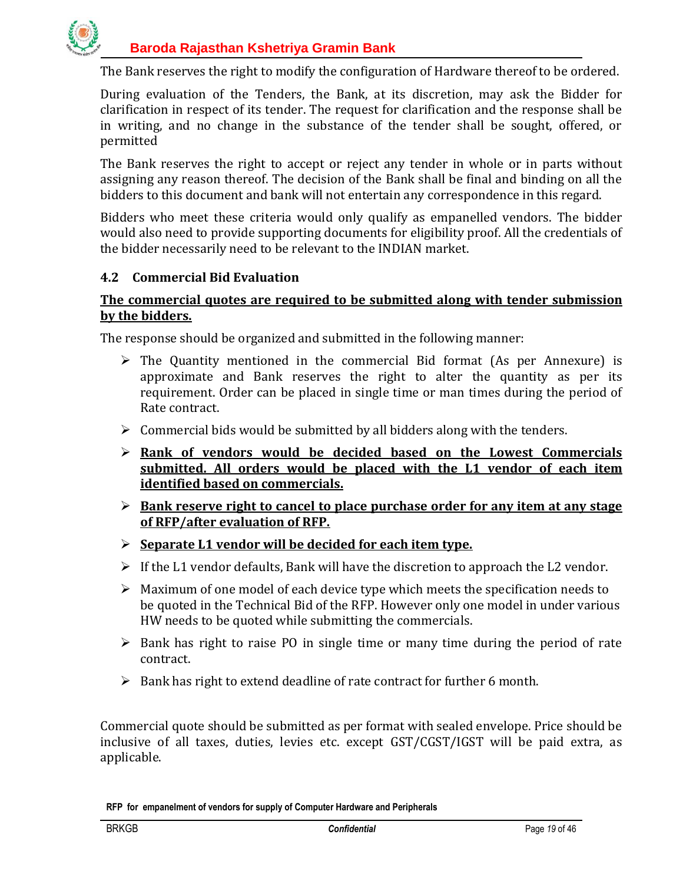The Bank reserves the right to modify the configuration of Hardware thereof to be ordered.

During evaluation of the Tenders, the Bank, at its discretion, may ask the Bidder for clarification in respect of its tender. The request for clarification and the response shall be in writing, and no change in the substance of the tender shall be sought, offered, or permitted

The Bank reserves the right to accept or reject any tender in whole or in parts without assigning any reason thereof. The decision of the Bank shall be final and binding on all the bidders to this document and bank will not entertain any correspondence in this regard.

Bidders who meet these criteria would only qualify as empanelled vendors. The bidder would also need to provide supporting documents for eligibility proof. All the credentials of the bidder necessarily need to be relevant to the INDIAN market.

### 4.2 Commercial Bid Evaluation

**The commercial quotes are required to be submitted along with tender submission by the bidders.**

The response should be organized and submitted in the following manner:

- The Quantity mentioned in the commercial Bid format (As per Annexure) is approximate and Bank reserves the right to alter the quantity as per its requirement. Order can be placed in single time or man times during the period of Rate contract.
- Commercial bids would be submitted by all bidders along with the tenders.
- **Rank of vendors would be decided based on the Lowest Commercials submitted. All orders would be placed with the L1 vendor of each item identified based on commercials.**
- **Bank reserve right to cancel to place purchase order for any item at any stage of RFP/after evaluation of RFP.**
- **Separate L1 vendor will be decided for each item type.**
- If the L1 vendor defaults, Bank will have the discretion to approach the L2 vendor.
- Maximum of one model of each device type which meets the specification needs to be quoted in the Technical Bid of the RFP. However only one model in under various HW needs to be quoted while submitting the commercials.
- Bank has right to raise PO in single time or many time during the period of rate contract.
- Bank has right to extend deadline of rate contract for further 6 month.

Commercial quote should be submitted as per format with sealed envelope. Price should be inclusive of all taxes, duties, levies etc. except GST/CGST/IGST will be paid extra, as applicable.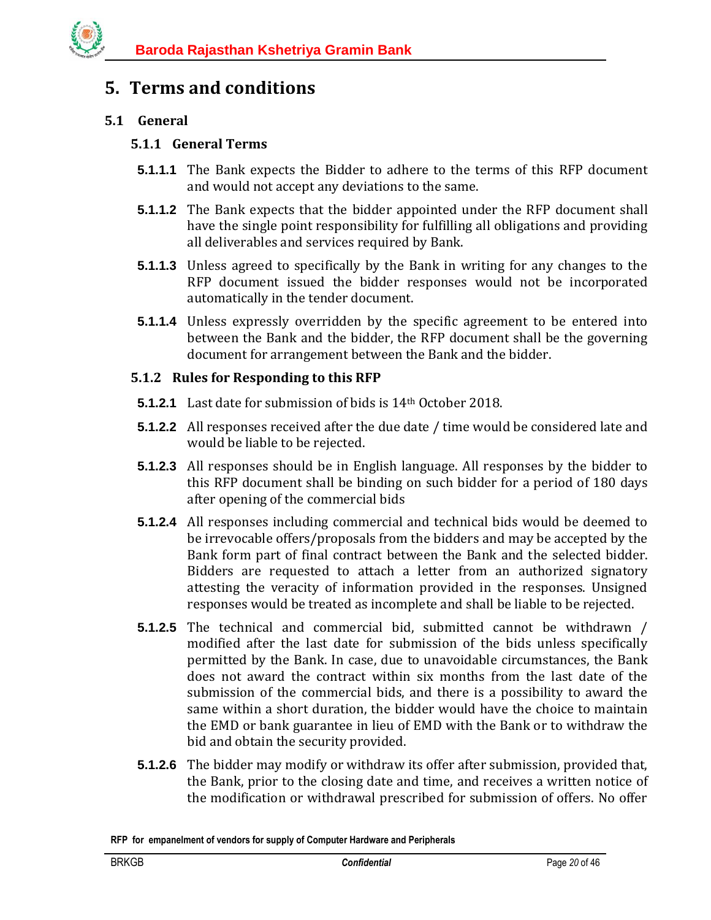# 5. Terms and conditions

## 5.1 General

### 5.1.1 General Terms

**5.1.1.1** The Bank expects the Bidder to adhere to the terms of this RFP document and would not accept any deviations to the same.

**5.1.1.2** The Bank expects that the bidder appointed under the RFP document shall have the single point responsibility for fulfilling all obligations and providing all deliverables and services required by Bank.

**5.1.1.3** Unless agreed to specifically by the Bank in writing for any changes to the RFP document issued the bidder responses would not be incorporated automatically in the tender document.

**5.1.1.4** Unless expressly overridden by the specific agreement to be entered into between the Bank and the bidder, the RFP document shall be the governing document for arrangement between the Bank and the bidder.

### 5.1.2 Rules for Responding to this RFP

**5.1.2.1** Last date for submission of bids is 14th October 2018.

**5.1.2.2** All responses received after the due date / time would be considered late and would be liable to be rejected.

**5.1.2.3** All responses should be in English language. All responses by the bidder to this RFP document shall be binding on such bidder for a period of 180 days after opening of the commercial bids

**5.1.2.4** All responses including commercial and technical bids would be deemed to be irrevocable offers/proposals from the bidders and may be accepted by the Bank form part of final contract between the Bank and the selected bidder. Bidders are requested to attach a letter from an authorized signatory attesting the veracity of information provided in the responses. Unsigned responses would be treated as incomplete and shall be liable to be rejected.

**5.1.2.5** The technical and commercial bid, submitted cannot be withdrawn / modified after the last date for submission of the bids unless specifically permitted by the Bank. In case, due to unavoidable circumstances, the Bank does not award the contract within six months from the last date of the submission of the commercial bids, and there is a possibility to award the same within a short duration, the bidder would have the choice to maintain the EMD or bank guarantee in lieu of EMD with the Bank or to withdraw the bid and obtain the security provided.

**5.1.2.6** The bidder may modify or withdraw its offer after submission, provided that, the Bank, prior to the closing date and time, and receives a written notice of the modification or withdrawal prescribed for submission of offers. No offer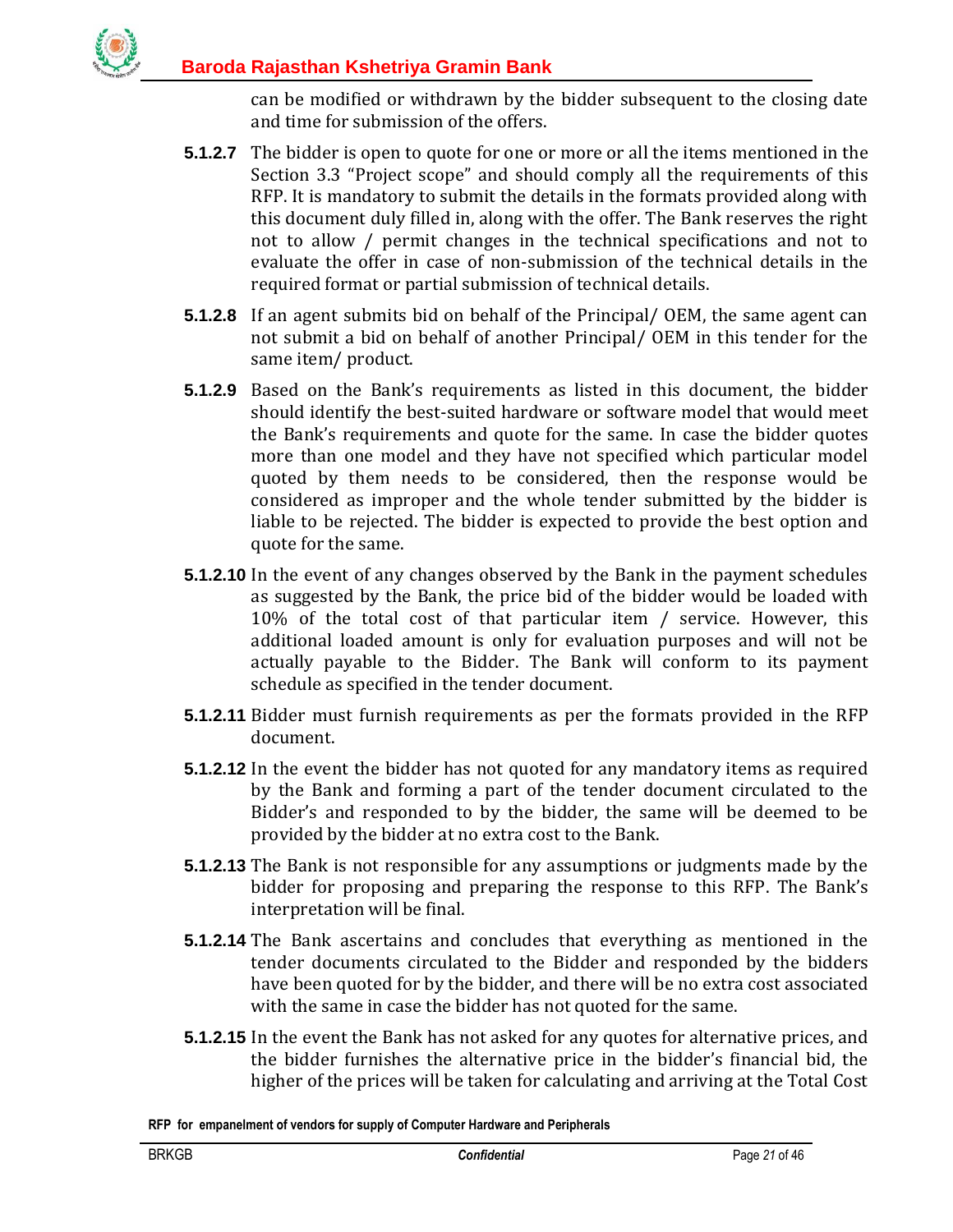can be modified or withdrawn by the bidder subsequent to the closing date and time for submission of the offers.

**5.1.2.7** The bidder is open to quote for one or more or all the items mentioned in the Section 3.3 "Project scope" and should comply all the requirements of this RFP. It is mandatory to submit the details in the formats provided along with this document duly filled in, along with the offer. The Bank reserves the right not to allow / permit changes in the technical specifications and not to evaluate the offer in case of non-submission of the technical details in the required format or partial submission of technical details.

**5.1.2.8** If an agent submits bid on behalf of the Principal/ OEM, the same agent can not submit a bid on behalf of another Principal/ OEM in this tender for the same item/ product.

**5.1.2.9** Based on the Bank's requirements as listed in this document, the bidder should identify the best-suited hardware or software model that would meet the Bank's requirements and quote for the same. In case the bidder quotes more than one model and they have not specified which particular model quoted by them needs to be considered, then the response would be considered as improper and the whole tender submitted by the bidder is liable to be rejected. The bidder is expected to provide the best option and quote for the same.

**5.1.2.10** In the event of any changes observed by the Bank in the payment schedules as suggested by the Bank, the price bid of the bidder would be loaded with 10% of the total cost of that particular item / service. However, this additional loaded amount is only for evaluation purposes and will not be actually payable to the Bidder. The Bank will conform to its payment schedule as specified in the tender document.

**5.1.2.11** Bidder must furnish requirements as per the formats provided in the RFP document.

**5.1.2.12** In the event the bidder has not quoted for any mandatory items as required by the Bank and forming a part of the tender document circulated to the Bidder's and responded to by the bidder, the same will be deemed to be provided by the bidder at no extra cost to the Bank.

**5.1.2.13** The Bank is not responsible for any assumptions or judgments made by the bidder for proposing and preparing the response to this RFP. The Bank's interpretation will be final.

**5.1.2.14** The Bank ascertains and concludes that everything as mentioned in the tender documents circulated to the Bidder and responded by the bidders have been quoted for by the bidder, and there will be no extra cost associated with the same in case the bidder has not quoted for the same.

**5.1.2.15** In the event the Bank has not asked for any quotes for alternative prices, and the bidder furnishes the alternative price in the bidder's financial bid, the higher of the prices will be taken for calculating and arriving at the Total Cost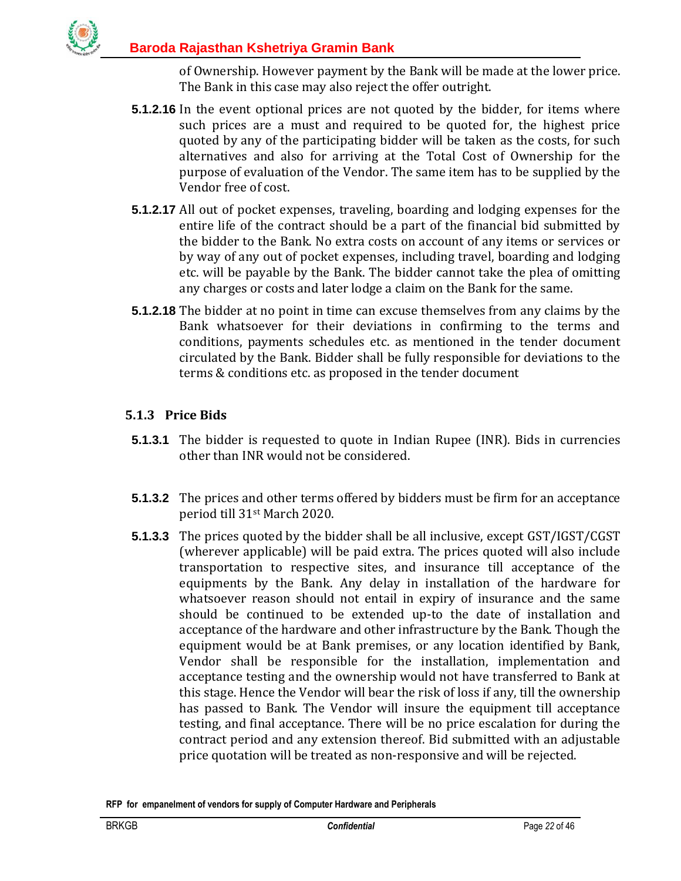of Ownership. However payment by the Bank will be made at the lower price. The Bank in this case may also reject the offer outright.

**5.1.2.16** In the event optional prices are not quoted by the bidder, for items where such prices are a must and required to be quoted for, the highest price quoted by any of the participating bidder will be taken as the costs, for such alternatives and also for arriving at the Total Cost of Ownership for the purpose of evaluation of the Vendor. The same item has to be supplied by the Vendor free of cost.

**5.1.2.17** All out of pocket expenses, traveling, boarding and lodging expenses for the entire life of the contract should be a part of the financial bid submitted by the bidder to the Bank. No extra costs on account of any items or services or by way of any out of pocket expenses, including travel, boarding and lodging etc. will be payable by the Bank. The bidder cannot take the plea of omitting any charges or costs and later lodge a claim on the Bank for the same.

**5.1.2.18** The bidder at no point in time can excuse themselves from any claims by the Bank whatsoever for their deviations in confirming to the terms and conditions, payments schedules etc. as mentioned in the tender document circulated by the Bank. Bidder shall be fully responsible for deviations to the terms & conditions etc. as proposed in the tender document

### 5.1.3 Price Bids

**5.1.3.1** The bidder is requested to quote in Indian Rupee (INR). Bids in currencies other than INR would not be considered.

**5.1.3.2** The prices and other terms offered by bidders must be firm for an acceptance period till 31st March 2020.

**5.1.3.3** The prices quoted by the bidder shall be all inclusive, except GST/IGST/CGST (wherever applicable) will be paid extra. The prices quoted will also include transportation to respective sites, and insurance till acceptance of the equipments by the Bank. Any delay in installation of the hardware for whatsoever reason should not entail in expiry of insurance and the same should be continued to be extended up-to the date of installation and acceptance of the hardware and other infrastructure by the Bank. Though the equipment would be at Bank premises, or any location identified by Bank, Vendor shall be responsible for the installation, implementation and acceptance testing and the ownership would not have transferred to Bank at this stage. Hence the Vendor will bear the risk of loss if any, till the ownership has passed to Bank. The Vendor will insure the equipment till acceptance testing, and final acceptance. There will be no price escalation for during the contract period and any extension thereof. Bid submitted with an adjustable price quotation will be treated as non-responsive and will be rejected.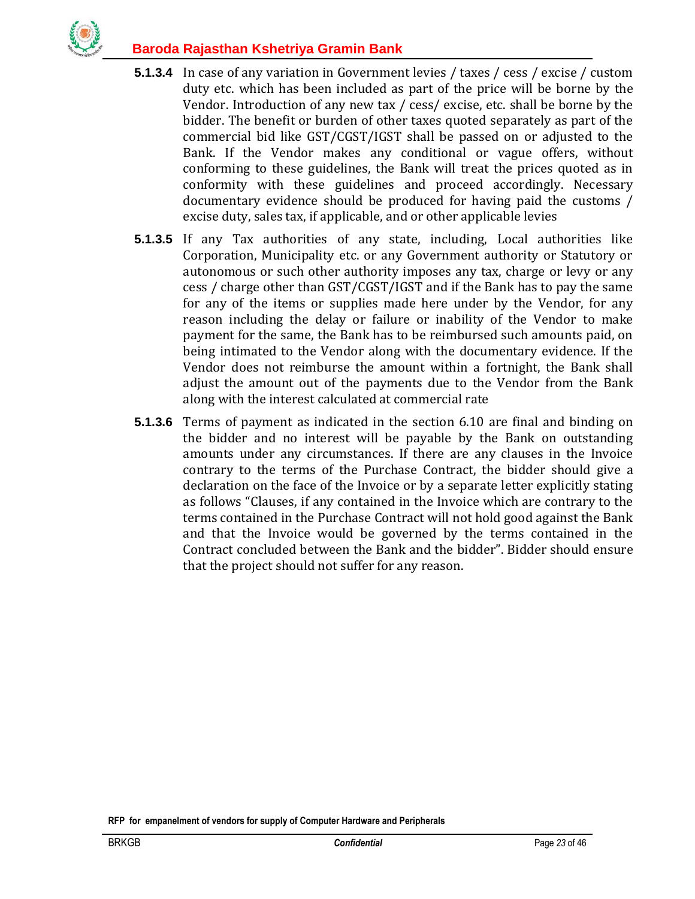**5.1.3.4** In case of any variation in Government levies / taxes / cess / excise / custom duty etc. which has been included as part of the price will be borne by the Vendor. Introduction of any new tax / cess/ excise, etc. shall be borne by the bidder. The benefit or burden of other taxes quoted separately as part of the commercial bid like GST/CGST/IGST shall be passed on or adjusted to the Bank. If the Vendor makes any conditional or vague offers, without conforming to these guidelines, the Bank will treat the prices quoted as in conformity with these guidelines and proceed accordingly. Necessary documentary evidence should be produced for having paid the customs / excise duty, sales tax, if applicable, and or other applicable levies

**5.1.3.5** If any Tax authorities of any state, including, Local authorities like Corporation, Municipality etc. or any Government authority or Statutory or autonomous or such other authority imposes any tax, charge or levy or any cess / charge other than GST/CGST/IGST and if the Bank has to pay the same for any of the items or supplies made here under by the Vendor, for any reason including the delay or failure or inability of the Vendor to make payment for the same, the Bank has to be reimbursed such amounts paid, on being intimated to the Vendor along with the documentary evidence. If the Vendor does not reimburse the amount within a fortnight, the Bank shall adjust the amount out of the payments due to the Vendor from the Bank along with the interest calculated at commercial rate

**5.1.3.6** Terms of payment as indicated in the section 6.10 are final and binding on the bidder and no interest will be payable by the Bank on outstanding amounts under any circumstances. If there are any clauses in the Invoice contrary to the terms of the Purchase Contract, the bidder should give a declaration on the face of the Invoice or by a separate letter explicitly stating as follows "Clauses, if any contained in the Invoice which are contrary to the terms contained in the Purchase Contract will not hold good against the Bank and that the Invoice would be governed by the terms contained in the Contract concluded between the Bank and the bidder". Bidder should ensure that the project should not suffer for any reason.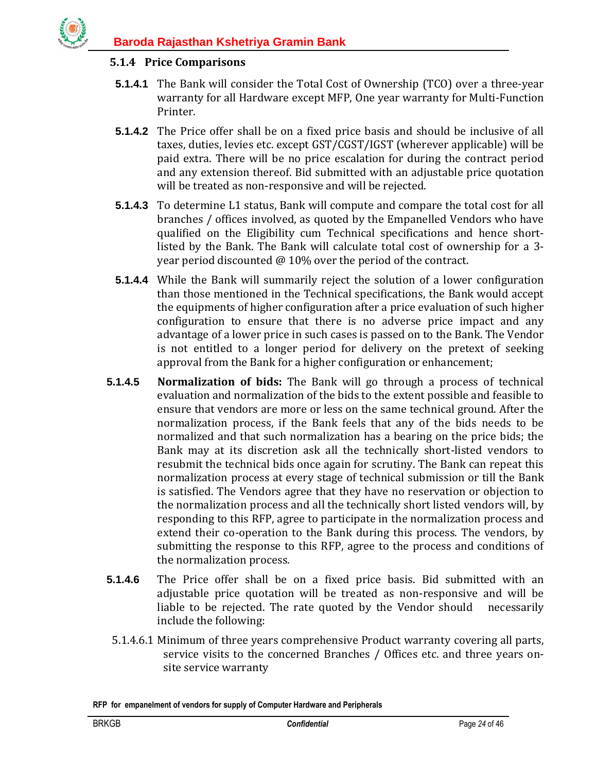### 5.1.4 Price Comparisons

**5.1.4.1** The Bank will consider the Total Cost of Ownership (TCO) over a three-year warranty for all Hardware except MFP, One year warranty for Multi-Function Printer.

**5.1.4.2** The Price offer shall be on a fixed price basis and should be inclusive of all taxes, duties, levies etc. except GST/CGST/IGST (wherever applicable) will be paid extra. There will be no price escalation for during the contract period and any extension thereof. Bid submitted with an adjustable price quotation will be treated as non-responsive and will be rejected.

**5.1.4.3** To determine L1 status, Bank will compute and compare the total cost for all branches / offices involved, as quoted by the Empanelled Vendors who have qualified on the Eligibility cum Technical specifications and hence short-listed by the Bank. The Bank will calculate total cost of ownership for a 3-year period discounted @ 10% over the period of the contract.

**5.1.4.4** While the Bank will summarily reject the solution of a lower configuration than those mentioned in the Technical specifications, the Bank would accept the equipments of higher configuration after a price evaluation of such higher configuration to ensure that there is no adverse price impact and any advantage of a lower price in such cases is passed on to the Bank. The Vendor is not entitled to a longer period for delivery on the pretext of seeking approval from the Bank for a higher configuration or enhancement;

**5.1.4.5** **Normalization of bids:** The Bank will go through a process of technical evaluation and normalization of the bids to the extent possible and feasible to ensure that vendors are more or less on the same technical ground. After the normalization process, if the Bank feels that any of the bids needs to be normalized and that such normalization has a bearing on the price bids; the Bank may at its discretion ask all the technically short-listed vendors to resubmit the technical bids once again for scrutiny. The Bank can repeat this normalization process at every stage of technical submission or till the Bank is satisfied. The Vendors agree that they have no reservation or objection to the normalization process and all the technically short listed vendors will, by responding to this RFP, agree to participate in the normalization process and extend their co-operation to the Bank during this process. The vendors, by submitting the response to this RFP, agree to the process and conditions of the normalization process.

**5.1.4.6** The Price offer shall be on a fixed price basis. Bid submitted with an adjustable price quotation will be treated as non-responsive and will be liable to be rejected. The rate quoted by the Vendor should necessarily include the following:

5.1.4.6.1 Minimum of three years comprehensive Product warranty covering all parts, service visits to the concerned Branches / Offices etc. and three years on-site service warranty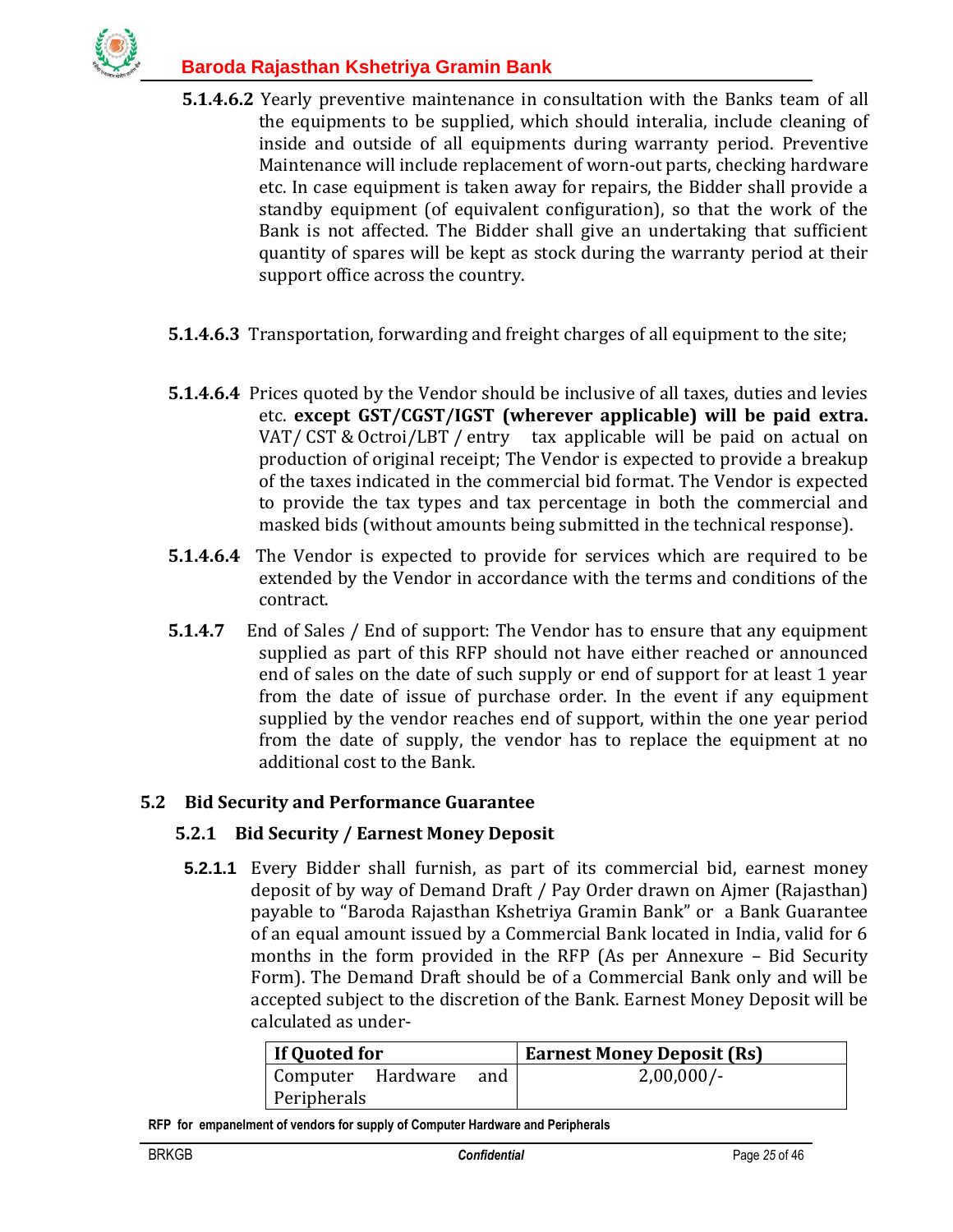**5.1.4.6.2** Yearly preventive maintenance in consultation with the Banks team of all the equipments to be supplied, which should interalia, include cleaning of inside and outside of all equipments during warranty period. Preventive Maintenance will include replacement of worn-out parts, checking hardware etc. In case equipment is taken away for repairs, the Bidder shall provide a standby equipment (of equivalent configuration), so that the work of the Bank is not affected. The Bidder shall give an undertaking that sufficient quantity of spares will be kept as stock during the warranty period at their support office across the country.

**5.1.4.6.3** Transportation, forwarding and freight charges of all equipment to the site;

**5.1.4.6.4** Prices quoted by the Vendor should be inclusive of all taxes, duties and levies etc. **except GST/CGST/IGST (wherever applicable) will be paid extra.** VAT/ CST & Octroi/LBT / entry tax applicable will be paid on actual on production of original receipt; The Vendor is expected to provide a breakup of the taxes indicated in the commercial bid format. The Vendor is expected to provide the tax types and tax percentage in both the commercial and masked bids (without amounts being submitted in the technical response).

**5.1.4.6.4** The Vendor is expected to provide for services which are required to be extended by the Vendor in accordance with the terms and conditions of the contract.

**5.1.4.7** End of Sales / End of support: The Vendor has to ensure that any equipment supplied as part of this RFP should not have either reached or announced end of sales on the date of such supply or end of support for at least 1 year from the date of issue of purchase order. In the event if any equipment supplied by the vendor reaches end of support, within the one year period from the date of supply, the vendor has to replace the equipment at no additional cost to the Bank.

## 5.2 Bid Security and Performance Guarantee

### 5.2.1 Bid Security / Earnest Money Deposit

**5.2.1.1** Every Bidder shall furnish, as part of its commercial bid, earnest money deposit of by way of Demand Draft / Pay Order drawn on Ajmer (Rajasthan) payable to "Baroda Rajasthan Kshetriya Gramin Bank" or a Bank Guarantee of an equal amount issued by a Commercial Bank located in India, valid for 6 months in the form provided in the RFP (As per Annexure – Bid Security Form). The Demand Draft should be of a Commercial Bank only and will be accepted subject to the discretion of the Bank. Earnest Money Deposit will be calculated as under-

| If Quoted for | Earnest Money Deposit (Rs) |
|---|---|
| Computer Hardware and Peripherals | 2,00,000/- |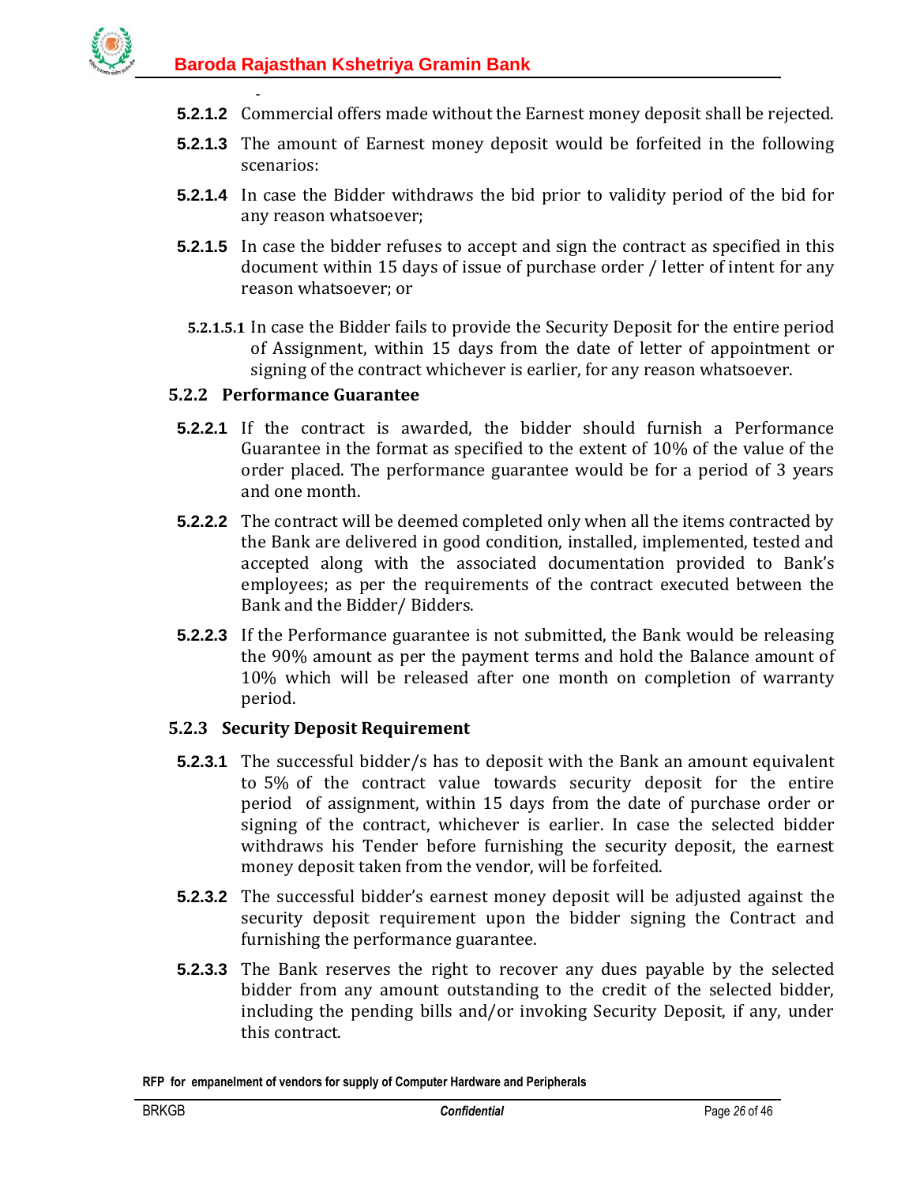-

**5.2.1.2** Commercial offers made without the Earnest money deposit shall be rejected.

**5.2.1.3** The amount of Earnest money deposit would be forfeited in the following scenarios:

**5.2.1.4** In case the Bidder withdraws the bid prior to validity period of the bid for any reason whatsoever;

**5.2.1.5** In case the bidder refuses to accept and sign the contract as specified in this document within 15 days of issue of purchase order / letter of intent for any reason whatsoever; or

**5.2.1.5.1** In case the Bidder fails to provide the Security Deposit for the entire period of Assignment, within 15 days from the date of letter of appointment or signing of the contract whichever is earlier, for any reason whatsoever.

### 5.2.2 Performance Guarantee

**5.2.2.1** If the contract is awarded, the bidder should furnish a Performance Guarantee in the format as specified to the extent of 10% of the value of the order placed. The performance guarantee would be for a period of 3 years and one month.

**5.2.2.2** The contract will be deemed completed only when all the items contracted by the Bank are delivered in good condition, installed, implemented, tested and accepted along with the associated documentation provided to Bank's employees; as per the requirements of the contract executed between the Bank and the Bidder/ Bidders.

**5.2.2.3** If the Performance guarantee is not submitted, the Bank would be releasing the 90% amount as per the payment terms and hold the Balance amount of 10% which will be released after one month on completion of warranty period.

### 5.2.3 Security Deposit Requirement

**5.2.3.1** The successful bidder/s has to deposit with the Bank an amount equivalent to 5% of the contract value towards security deposit for the entire period of assignment, within 15 days from the date of purchase order or signing of the contract, whichever is earlier. In case the selected bidder withdraws his Tender before furnishing the security deposit, the earnest money deposit taken from the vendor, will be forfeited.

**5.2.3.2** The successful bidder's earnest money deposit will be adjusted against the security deposit requirement upon the bidder signing the Contract and furnishing the performance guarantee.

**5.2.3.3** The Bank reserves the right to recover any dues payable by the selected bidder from any amount outstanding to the credit of the selected bidder, including the pending bills and/or invoking Security Deposit, if any, under this contract.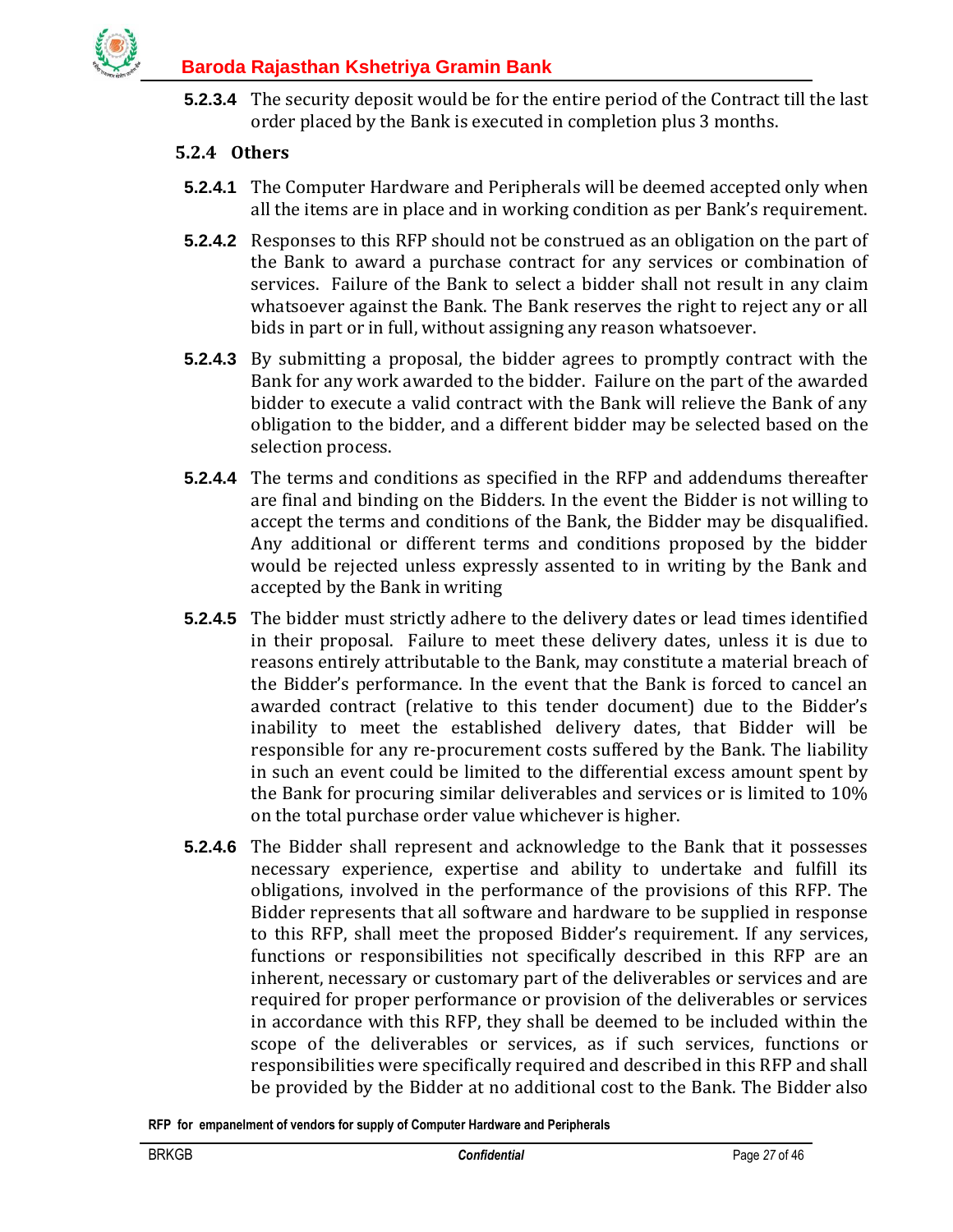**5.2.3.4** The security deposit would be for the entire period of the Contract till the last order placed by the Bank is executed in completion plus 3 months.

### 5.2.4 Others

**5.2.4.1** The Computer Hardware and Peripherals will be deemed accepted only when all the items are in place and in working condition as per Bank's requirement.

**5.2.4.2** Responses to this RFP should not be construed as an obligation on the part of the Bank to award a purchase contract for any services or combination of services. Failure of the Bank to select a bidder shall not result in any claim whatsoever against the Bank. The Bank reserves the right to reject any or all bids in part or in full, without assigning any reason whatsoever.

**5.2.4.3** By submitting a proposal, the bidder agrees to promptly contract with the Bank for any work awarded to the bidder. Failure on the part of the awarded bidder to execute a valid contract with the Bank will relieve the Bank of any obligation to the bidder, and a different bidder may be selected based on the selection process.

**5.2.4.4** The terms and conditions as specified in the RFP and addendums thereafter are final and binding on the Bidders. In the event the Bidder is not willing to accept the terms and conditions of the Bank, the Bidder may be disqualified. Any additional or different terms and conditions proposed by the bidder would be rejected unless expressly assented to in writing by the Bank and accepted by the Bank in writing

**5.2.4.5** The bidder must strictly adhere to the delivery dates or lead times identified in their proposal. Failure to meet these delivery dates, unless it is due to reasons entirely attributable to the Bank, may constitute a material breach of the Bidder's performance. In the event that the Bank is forced to cancel an awarded contract (relative to this tender document) due to the Bidder's inability to meet the established delivery dates, that Bidder will be responsible for any re-procurement costs suffered by the Bank. The liability in such an event could be limited to the differential excess amount spent by the Bank for procuring similar deliverables and services or is limited to 10% on the total purchase order value whichever is higher.

**5.2.4.6** The Bidder shall represent and acknowledge to the Bank that it possesses necessary experience, expertise and ability to undertake and fulfill its obligations, involved in the performance of the provisions of this RFP. The Bidder represents that all software and hardware to be supplied in response to this RFP, shall meet the proposed Bidder's requirement. If any services, functions or responsibilities not specifically described in this RFP are an inherent, necessary or customary part of the deliverables or services and are required for proper performance or provision of the deliverables or services in accordance with this RFP, they shall be deemed to be included within the scope of the deliverables or services, as if such services, functions or responsibilities were specifically required and described in this RFP and shall be provided by the Bidder at no additional cost to the Bank. The Bidder also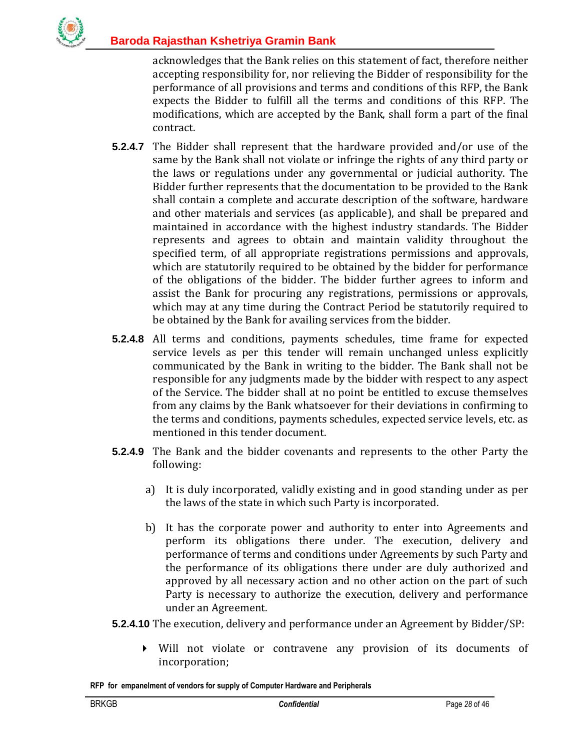acknowledges that the Bank relies on this statement of fact, therefore neither accepting responsibility for, nor relieving the Bidder of responsibility for the performance of all provisions and terms and conditions of this RFP, the Bank expects the Bidder to fulfill all the terms and conditions of this RFP. The modifications, which are accepted by the Bank, shall form a part of the final contract.

**5.2.4.7** The Bidder shall represent that the hardware provided and/or use of the same by the Bank shall not violate or infringe the rights of any third party or the laws or regulations under any governmental or judicial authority. The Bidder further represents that the documentation to be provided to the Bank shall contain a complete and accurate description of the software, hardware and other materials and services (as applicable), and shall be prepared and maintained in accordance with the highest industry standards. The Bidder represents and agrees to obtain and maintain validity throughout the specified term, of all appropriate registrations permissions and approvals, which are statutorily required to be obtained by the bidder for performance of the obligations of the bidder. The bidder further agrees to inform and assist the Bank for procuring any registrations, permissions or approvals, which may at any time during the Contract Period be statutorily required to be obtained by the Bank for availing services from the bidder.

**5.2.4.8** All terms and conditions, payments schedules, time frame for expected service levels as per this tender will remain unchanged unless explicitly communicated by the Bank in writing to the bidder. The Bank shall not be responsible for any judgments made by the bidder with respect to any aspect of the Service. The bidder shall at no point be entitled to excuse themselves from any claims by the Bank whatsoever for their deviations in confirming to the terms and conditions, payments schedules, expected service levels, etc. as mentioned in this tender document.

**5.2.4.9** The Bank and the bidder covenants and represents to the other Party the following:

a) It is duly incorporated, validly existing and in good standing under as per the laws of the state in which such Party is incorporated.

b) It has the corporate power and authority to enter into Agreements and perform its obligations there under. The execution, delivery and performance of terms and conditions under Agreements by such Party and the performance of its obligations there under are duly authorized and approved by all necessary action and no other action on the part of such Party is necessary to authorize the execution, delivery and performance under an Agreement.

**5.2.4.10** The execution, delivery and performance under an Agreement by Bidder/SP:

- Will not violate or contravene any provision of its documents of incorporation;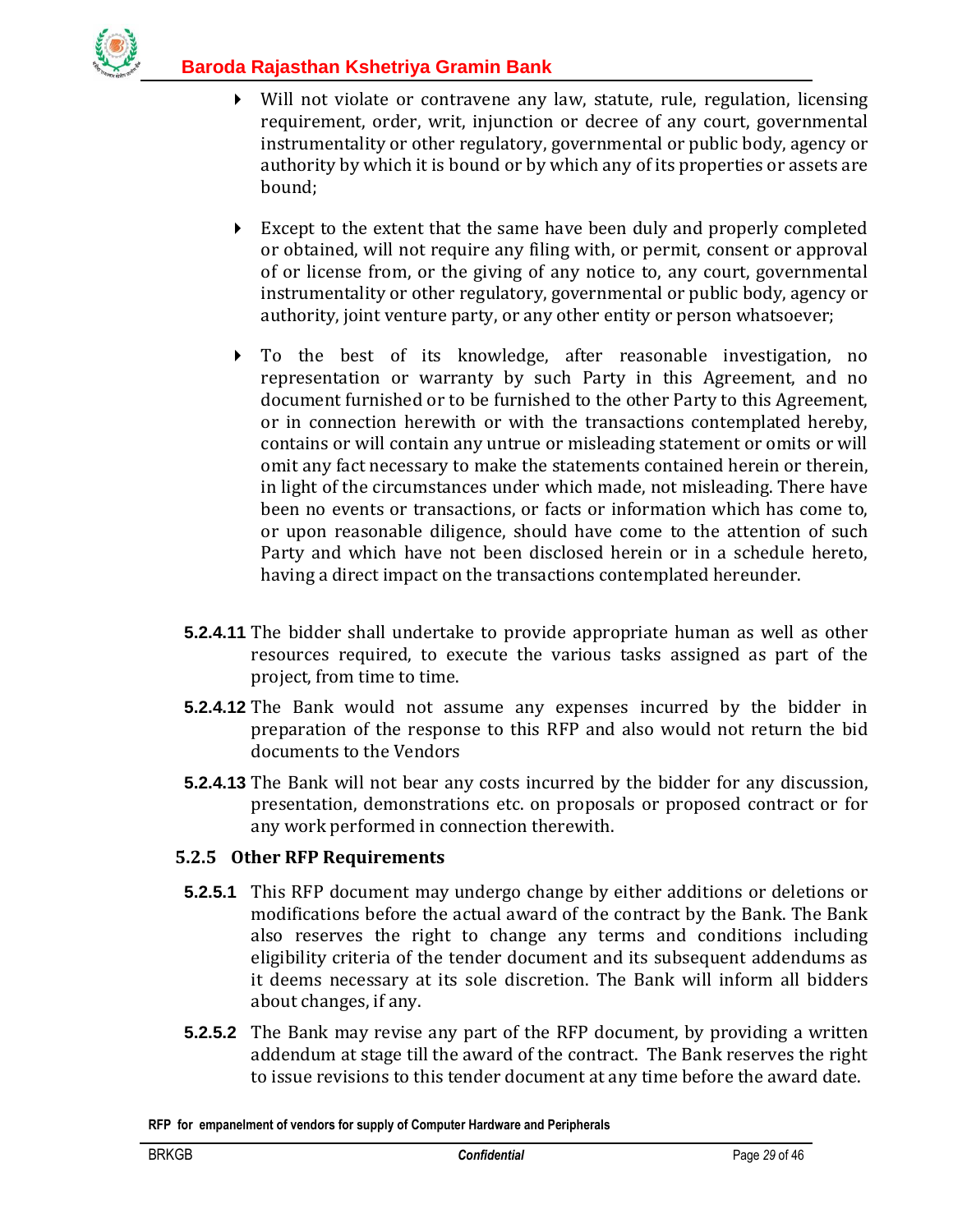- Will not violate or contravene any law, statute, rule, regulation, licensing requirement, order, writ, injunction or decree of any court, governmental instrumentality or other regulatory, governmental or public body, agency or authority by which it is bound or by which any of its properties or assets are bound;

- Except to the extent that the same have been duly and properly completed or obtained, will not require any filing with, or permit, consent or approval of or license from, or the giving of any notice to, any court, governmental instrumentality or other regulatory, governmental or public body, agency or authority, joint venture party, or any other entity or person whatsoever;

- To the best of its knowledge, after reasonable investigation, no representation or warranty by such Party in this Agreement, and no document furnished or to be furnished to the other Party to this Agreement, or in connection herewith or with the transactions contemplated hereby, contains or will contain any untrue or misleading statement or omits or will omit any fact necessary to make the statements contained herein or therein, in light of the circumstances under which made, not misleading. There have been no events or transactions, or facts or information which has come to, or upon reasonable diligence, should have come to the attention of such Party and which have not been disclosed herein or in a schedule hereto, having a direct impact on the transactions contemplated hereunder.

**5.2.4.11** The bidder shall undertake to provide appropriate human as well as other resources required, to execute the various tasks assigned as part of the project, from time to time.

**5.2.4.12** The Bank would not assume any expenses incurred by the bidder in preparation of the response to this RFP and also would not return the bid documents to the Vendors

**5.2.4.13** The Bank will not bear any costs incurred by the bidder for any discussion, presentation, demonstrations etc. on proposals or proposed contract or for any work performed in connection therewith.

### 5.2.5 Other RFP Requirements

**5.2.5.1** This RFP document may undergo change by either additions or deletions or modifications before the actual award of the contract by the Bank. The Bank also reserves the right to change any terms and conditions including eligibility criteria of the tender document and its subsequent addendums as it deems necessary at its sole discretion. The Bank will inform all bidders about changes, if any.

**5.2.5.2** The Bank may revise any part of the RFP document, by providing a written addendum at stage till the award of the contract. The Bank reserves the right to issue revisions to this tender document at any time before the award date.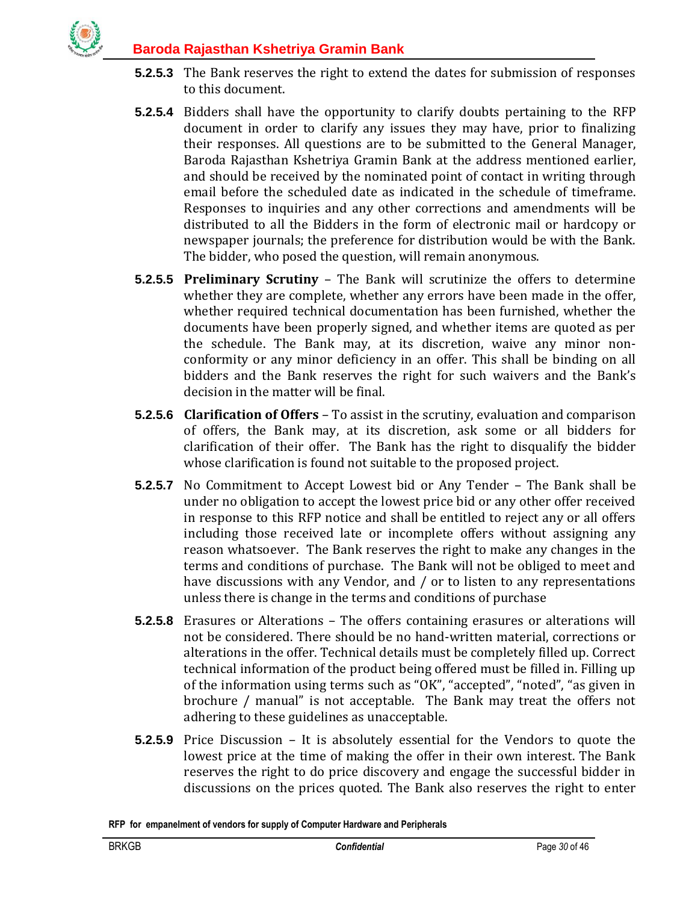**5.2.5.3** The Bank reserves the right to extend the dates for submission of responses to this document.

**5.2.5.4** Bidders shall have the opportunity to clarify doubts pertaining to the RFP document in order to clarify any issues they may have, prior to finalizing their responses. All questions are to be submitted to the General Manager, Baroda Rajasthan Kshetriya Gramin Bank at the address mentioned earlier, and should be received by the nominated point of contact in writing through email before the scheduled date as indicated in the schedule of timeframe. Responses to inquiries and any other corrections and amendments will be distributed to all the Bidders in the form of electronic mail or hardcopy or newspaper journals; the preference for distribution would be with the Bank. The bidder, who posed the question, will remain anonymous.

**5.2.5.5** **Preliminary Scrutiny** – The Bank will scrutinize the offers to determine whether they are complete, whether any errors have been made in the offer, whether required technical documentation has been furnished, whether the documents have been properly signed, and whether items are quoted as per the schedule. The Bank may, at its discretion, waive any minor non-conformity or any minor deficiency in an offer. This shall be binding on all bidders and the Bank reserves the right for such waivers and the Bank's decision in the matter will be final.

**5.2.5.6** **Clarification of Offers** – To assist in the scrutiny, evaluation and comparison of offers, the Bank may, at its discretion, ask some or all bidders for clarification of their offer. The Bank has the right to disqualify the bidder whose clarification is found not suitable to the proposed project.

**5.2.5.7** No Commitment to Accept Lowest bid or Any Tender – The Bank shall be under no obligation to accept the lowest price bid or any other offer received in response to this RFP notice and shall be entitled to reject any or all offers including those received late or incomplete offers without assigning any reason whatsoever. The Bank reserves the right to make any changes in the terms and conditions of purchase. The Bank will not be obliged to meet and have discussions with any Vendor, and / or to listen to any representations unless there is change in the terms and conditions of purchase

**5.2.5.8** Erasures or Alterations – The offers containing erasures or alterations will not be considered. There should be no hand-written material, corrections or alterations in the offer. Technical details must be completely filled up. Correct technical information of the product being offered must be filled in. Filling up of the information using terms such as "OK", "accepted", "noted", "as given in brochure / manual" is not acceptable. The Bank may treat the offers not adhering to these guidelines as unacceptable.

**5.2.5.9** Price Discussion – It is absolutely essential for the Vendors to quote the lowest price at the time of making the offer in their own interest. The Bank reserves the right to do price discovery and engage the successful bidder in discussions on the prices quoted. The Bank also reserves the right to enter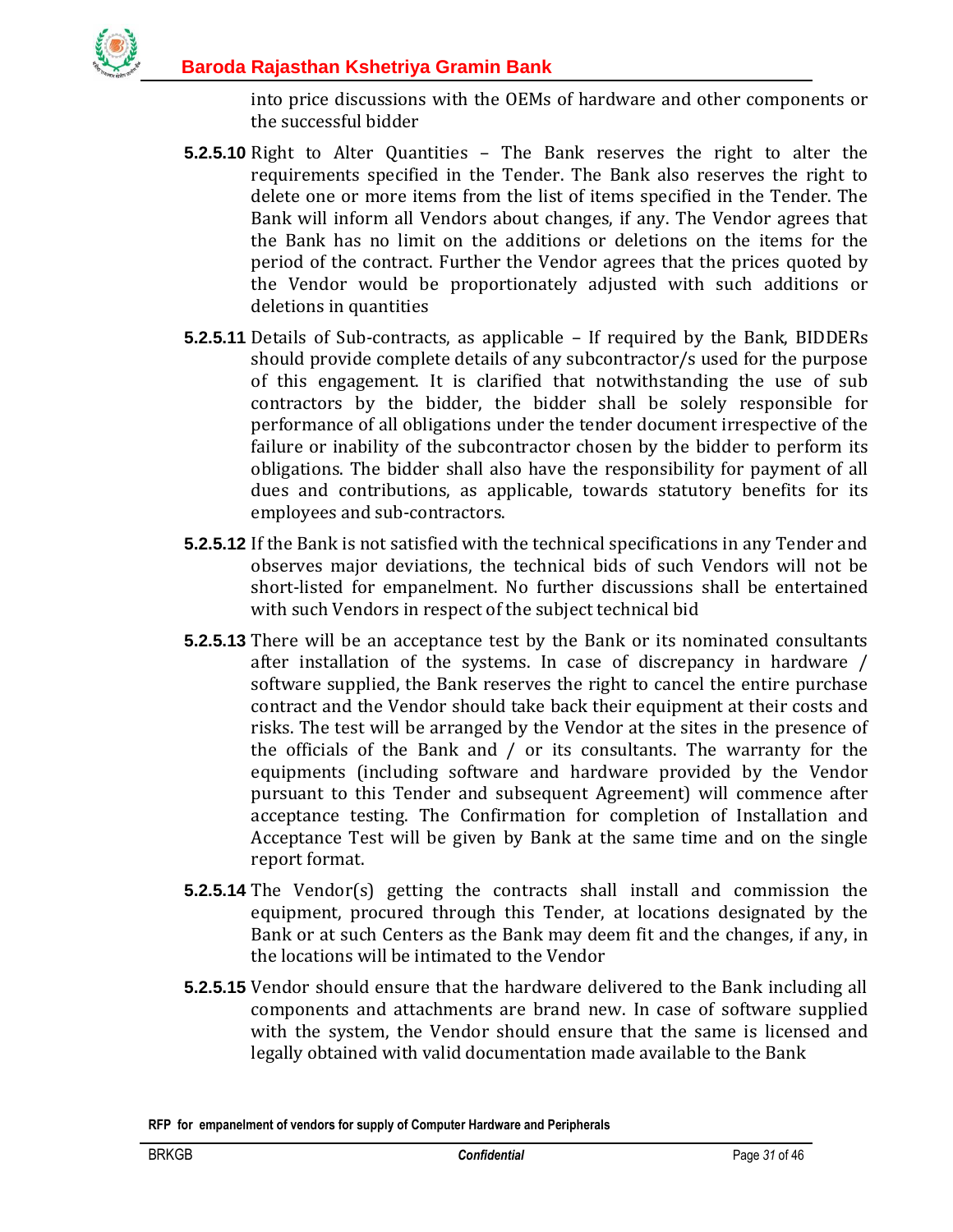into price discussions with the OEMs of hardware and other components or the successful bidder

**5.2.5.10** Right to Alter Quantities – The Bank reserves the right to alter the requirements specified in the Tender. The Bank also reserves the right to delete one or more items from the list of items specified in the Tender. The Bank will inform all Vendors about changes, if any. The Vendor agrees that the Bank has no limit on the additions or deletions on the items for the period of the contract. Further the Vendor agrees that the prices quoted by the Vendor would be proportionately adjusted with such additions or deletions in quantities

**5.2.5.11** Details of Sub-contracts, as applicable – If required by the Bank, BIDDERs should provide complete details of any subcontractor/s used for the purpose of this engagement. It is clarified that notwithstanding the use of sub contractors by the bidder, the bidder shall be solely responsible for performance of all obligations under the tender document irrespective of the failure or inability of the subcontractor chosen by the bidder to perform its obligations. The bidder shall also have the responsibility for payment of all dues and contributions, as applicable, towards statutory benefits for its employees and sub-contractors.

**5.2.5.12** If the Bank is not satisfied with the technical specifications in any Tender and observes major deviations, the technical bids of such Vendors will not be short-listed for empanelment. No further discussions shall be entertained with such Vendors in respect of the subject technical bid

**5.2.5.13** There will be an acceptance test by the Bank or its nominated consultants after installation of the systems. In case of discrepancy in hardware / software supplied, the Bank reserves the right to cancel the entire purchase contract and the Vendor should take back their equipment at their costs and risks. The test will be arranged by the Vendor at the sites in the presence of the officials of the Bank and / or its consultants. The warranty for the equipments (including software and hardware provided by the Vendor pursuant to this Tender and subsequent Agreement) will commence after acceptance testing. The Confirmation for completion of Installation and Acceptance Test will be given by Bank at the same time and on the single report format.

**5.2.5.14** The Vendor(s) getting the contracts shall install and commission the equipment, procured through this Tender, at locations designated by the Bank or at such Centers as the Bank may deem fit and the changes, if any, in the locations will be intimated to the Vendor

**5.2.5.15** Vendor should ensure that the hardware delivered to the Bank including all components and attachments are brand new. In case of software supplied with the system, the Vendor should ensure that the same is licensed and legally obtained with valid documentation made available to the Bank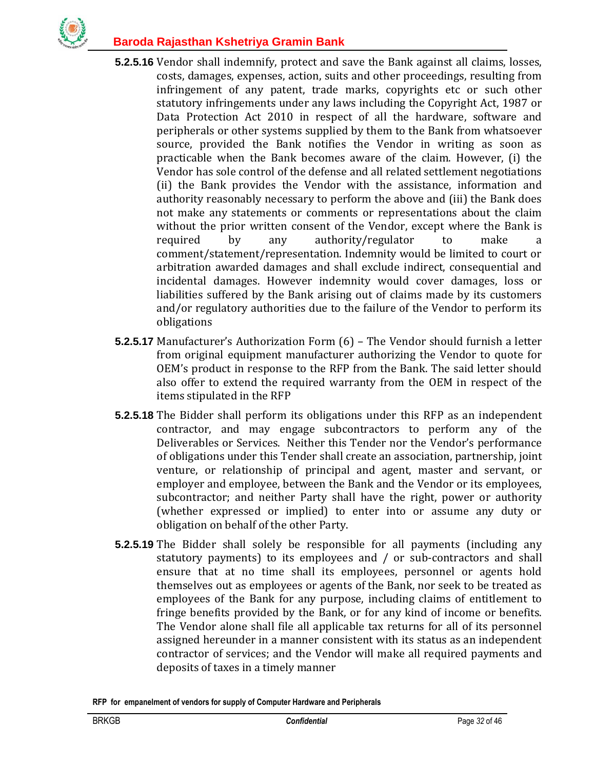**5.2.5.16** Vendor shall indemnify, protect and save the Bank against all claims, losses, costs, damages, expenses, action, suits and other proceedings, resulting from infringement of any patent, trade marks, copyrights etc or such other statutory infringements under any laws including the Copyright Act, 1987 or Data Protection Act 2010 in respect of all the hardware, software and peripherals or other systems supplied by them to the Bank from whatsoever source, provided the Bank notifies the Vendor in writing as soon as practicable when the Bank becomes aware of the claim. However, (i) the Vendor has sole control of the defense and all related settlement negotiations (ii) the Bank provides the Vendor with the assistance, information and authority reasonably necessary to perform the above and (iii) the Bank does not make any statements or comments or representations about the claim without the prior written consent of the Vendor, except where the Bank is required by any authority/regulator to make a comment/statement/representation. Indemnity would be limited to court or arbitration awarded damages and shall exclude indirect, consequential and incidental damages. However indemnity would cover damages, loss or liabilities suffered by the Bank arising out of claims made by its customers and/or regulatory authorities due to the failure of the Vendor to perform its obligations

**5.2.5.17** Manufacturer's Authorization Form (6) – The Vendor should furnish a letter from original equipment manufacturer authorizing the Vendor to quote for OEM's product in response to the RFP from the Bank. The said letter should also offer to extend the required warranty from the OEM in respect of the items stipulated in the RFP

**5.2.5.18** The Bidder shall perform its obligations under this RFP as an independent contractor, and may engage subcontractors to perform any of the Deliverables or Services. Neither this Tender nor the Vendor's performance of obligations under this Tender shall create an association, partnership, joint venture, or relationship of principal and agent, master and servant, or employer and employee, between the Bank and the Vendor or its employees, subcontractor; and neither Party shall have the right, power or authority (whether expressed or implied) to enter into or assume any duty or obligation on behalf of the other Party.

**5.2.5.19** The Bidder shall solely be responsible for all payments (including any statutory payments) to its employees and / or sub-contractors and shall ensure that at no time shall its employees, personnel or agents hold themselves out as employees or agents of the Bank, nor seek to be treated as employees of the Bank for any purpose, including claims of entitlement to fringe benefits provided by the Bank, or for any kind of income or benefits. The Vendor alone shall file all applicable tax returns for all of its personnel assigned hereunder in a manner consistent with its status as an independent contractor of services; and the Vendor will make all required payments and deposits of taxes in a timely manner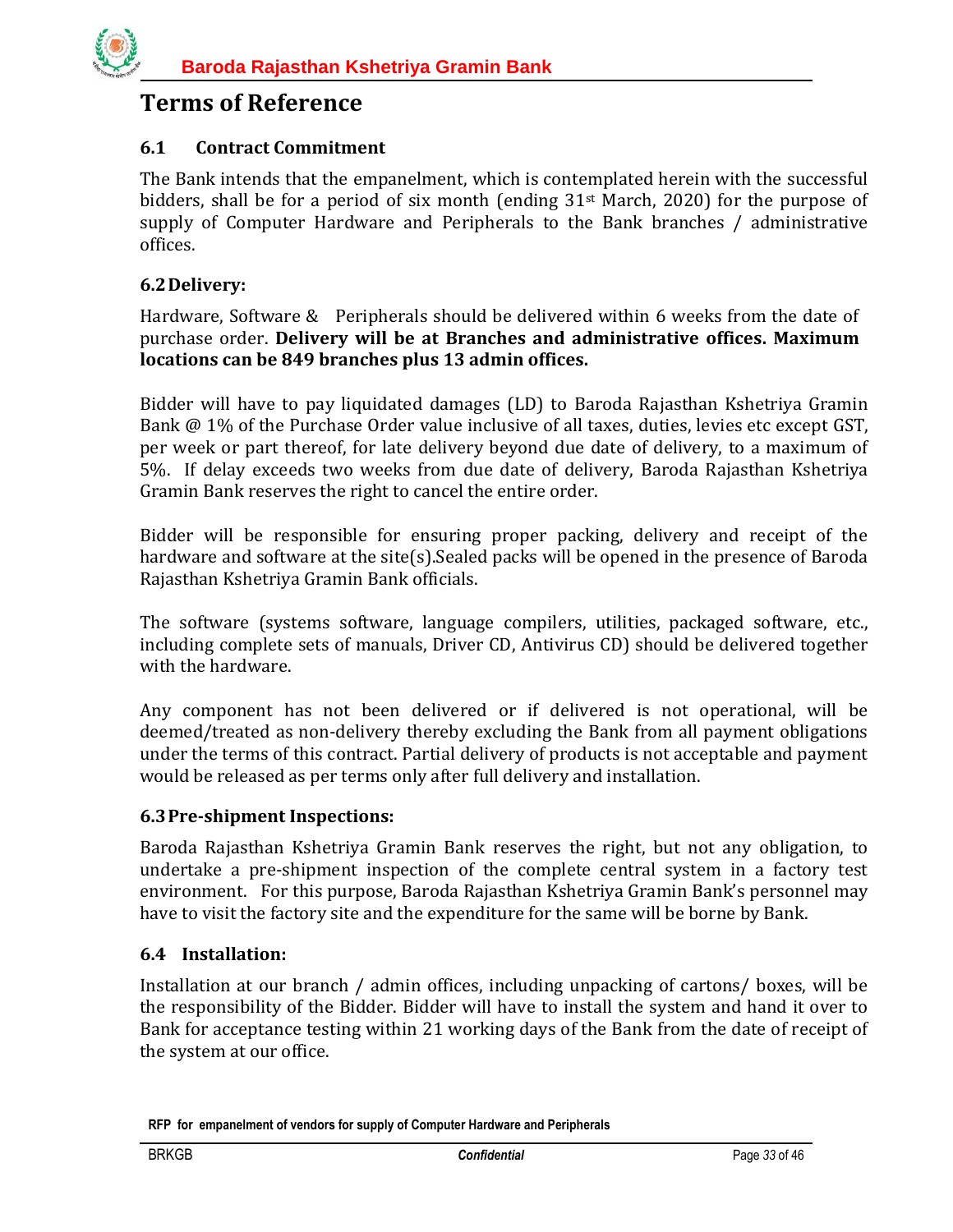# Terms of Reference

## 6.1 Contract Commitment

The Bank intends that the empanelment, which is contemplated herein with the successful bidders, shall be for a period of six month (ending 31st March, 2020) for the purpose of supply of Computer Hardware and Peripherals to the Bank branches / administrative offices.

## 6.2 Delivery:

Hardware, Software & Peripherals should be delivered within 6 weeks from the date of purchase order. **Delivery will be at Branches and administrative offices. Maximum locations can be 849 branches plus 13 admin offices.**

Bidder will have to pay liquidated damages (LD) to Baroda Rajasthan Kshetriya Gramin Bank @ 1% of the Purchase Order value inclusive of all taxes, duties, levies etc except GST, per week or part thereof, for late delivery beyond due date of delivery, to a maximum of 5%. If delay exceeds two weeks from due date of delivery, Baroda Rajasthan Kshetriya Gramin Bank reserves the right to cancel the entire order.

Bidder will be responsible for ensuring proper packing, delivery and receipt of the hardware and software at the site(s).Sealed packs will be opened in the presence of Baroda Rajasthan Kshetriya Gramin Bank officials.

The software (systems software, language compilers, utilities, packaged software, etc., including complete sets of manuals, Driver CD, Antivirus CD) should be delivered together with the hardware.

Any component has not been delivered or if delivered is not operational, will be deemed/treated as non-delivery thereby excluding the Bank from all payment obligations under the terms of this contract. Partial delivery of products is not acceptable and payment would be released as per terms only after full delivery and installation.

## 6.3 Pre-shipment Inspections:

Baroda Rajasthan Kshetriya Gramin Bank reserves the right, but not any obligation, to undertake a pre-shipment inspection of the complete central system in a factory test environment. For this purpose, Baroda Rajasthan Kshetriya Gramin Bank's personnel may have to visit the factory site and the expenditure for the same will be borne by Bank.

## 6.4 Installation:

Installation at our branch / admin offices, including unpacking of cartons/ boxes, will be the responsibility of the Bidder. Bidder will have to install the system and hand it over to Bank for acceptance testing within 21 working days of the Bank from the date of receipt of the system at our office.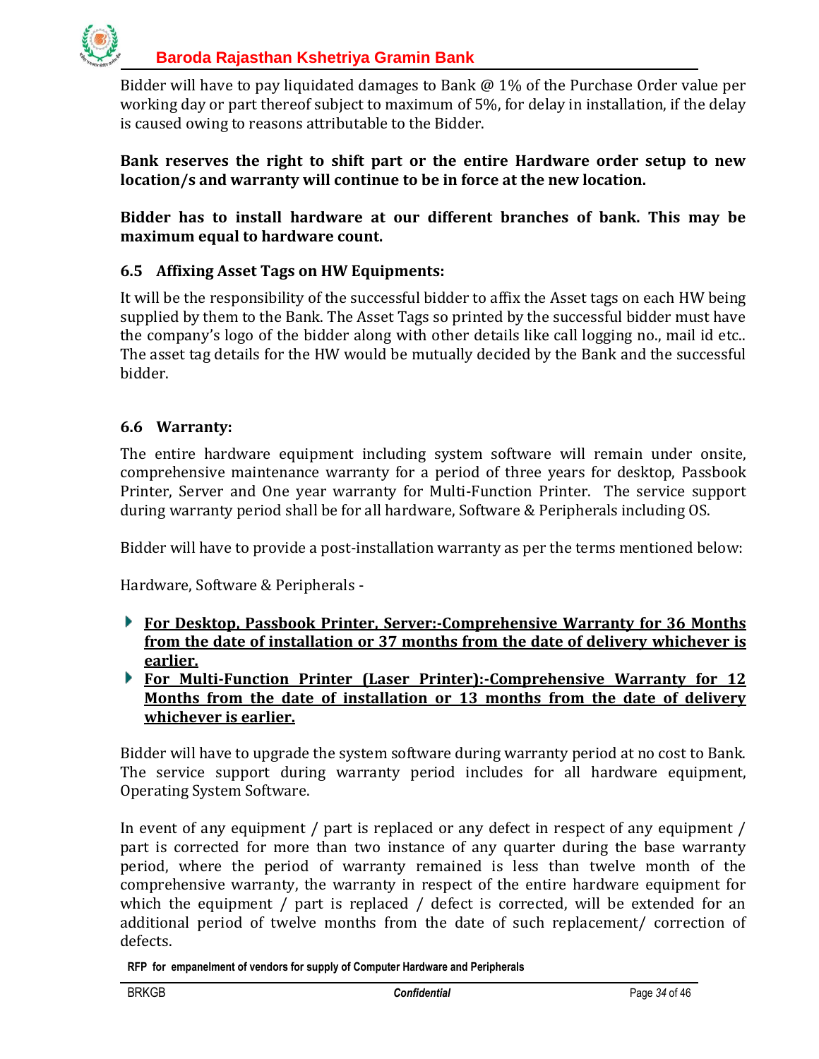Bidder will have to pay liquidated damages to Bank @ 1% of the Purchase Order value per working day or part thereof subject to maximum of 5%, for delay in installation, if the delay is caused owing to reasons attributable to the Bidder.

**Bank reserves the right to shift part or the entire Hardware order setup to new location/s and warranty will continue to be in force at the new location.**

**Bidder has to install hardware at our different branches of bank. This may be maximum equal to hardware count.**

### 6.5 Affixing Asset Tags on HW Equipments:

It will be the responsibility of the successful bidder to affix the Asset tags on each HW being supplied by them to the Bank. The Asset Tags so printed by the successful bidder must have the company's logo of the bidder along with other details like call logging no., mail id etc.. The asset tag details for the HW would be mutually decided by the Bank and the successful bidder.

### 6.6 Warranty:

The entire hardware equipment including system software will remain under onsite, comprehensive maintenance warranty for a period of three years for desktop, Passbook Printer, Server and One year warranty for Multi-Function Printer. The service support during warranty period shall be for all hardware, Software & Peripherals including OS.

Bidder will have to provide a post-installation warranty as per the terms mentioned below:

Hardware, Software & Peripherals -

- **<u>For Desktop, Passbook Printer, Server:-Comprehensive Warranty for 36 Months from the date of installation or 37 months from the date of delivery whichever is earlier.</u>**
- **<u>For Multi-Function Printer (Laser Printer):-Comprehensive Warranty for 12 Months from the date of installation or 13 months from the date of delivery whichever is earlier.</u>**

Bidder will have to upgrade the system software during warranty period at no cost to Bank. The service support during warranty period includes for all hardware equipment, Operating System Software.

In event of any equipment / part is replaced or any defect in respect of any equipment / part is corrected for more than two instance of any quarter during the base warranty period, where the period of warranty remained is less than twelve month of the comprehensive warranty, the warranty in respect of the entire hardware equipment for which the equipment / part is replaced / defect is corrected, will be extended for an additional period of twelve months from the date of such replacement/ correction of defects.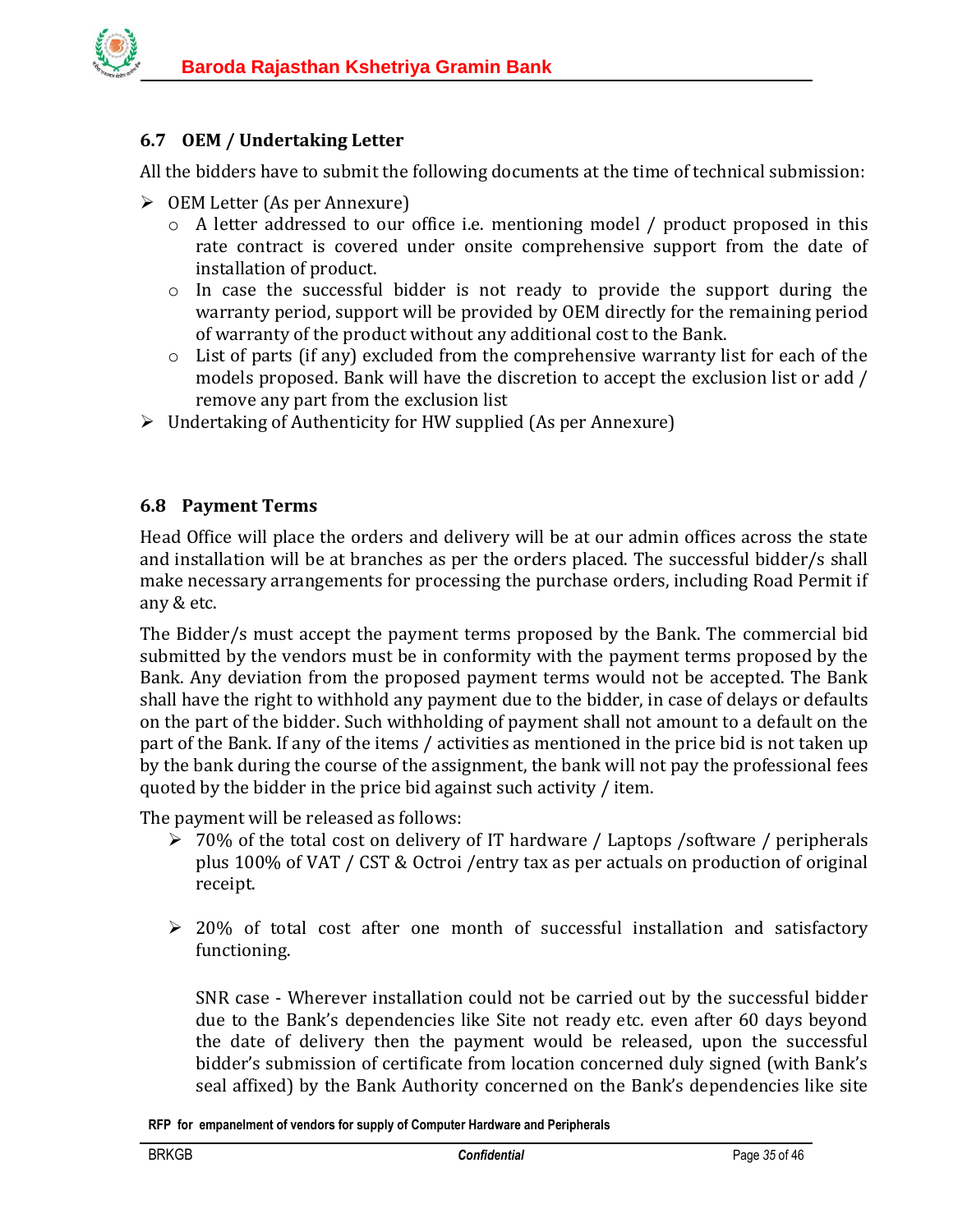### 6.7 OEM / Undertaking Letter

All the bidders have to submit the following documents at the time of technical submission:

- OEM Letter (As per Annexure)
  - A letter addressed to our office i.e. mentioning model / product proposed in this rate contract is covered under onsite comprehensive support from the date of installation of product.
  - In case the successful bidder is not ready to provide the support during the warranty period, support will be provided by OEM directly for the remaining period of warranty of the product without any additional cost to the Bank.
  - List of parts (if any) excluded from the comprehensive warranty list for each of the models proposed. Bank will have the discretion to accept the exclusion list or add / remove any part from the exclusion list
- Undertaking of Authenticity for HW supplied (As per Annexure)

### 6.8 Payment Terms

Head Office will place the orders and delivery will be at our admin offices across the state and installation will be at branches as per the orders placed. The successful bidder/s shall make necessary arrangements for processing the purchase orders, including Road Permit if any & etc.

The Bidder/s must accept the payment terms proposed by the Bank. The commercial bid submitted by the vendors must be in conformity with the payment terms proposed by the Bank. Any deviation from the proposed payment terms would not be accepted. The Bank shall have the right to withhold any payment due to the bidder, in case of delays or defaults on the part of the bidder. Such withholding of payment shall not amount to a default on the part of the Bank. If any of the items / activities as mentioned in the price bid is not taken up by the bank during the course of the assignment, the bank will not pay the professional fees quoted by the bidder in the price bid against such activity / item.

The payment will be released as follows:

- 70% of the total cost on delivery of IT hardware / Laptops /software / peripherals plus 100% of VAT / CST & Octroi /entry tax as per actuals on production of original receipt.

- 20% of total cost after one month of successful installation and satisfactory functioning.

  SNR case - Wherever installation could not be carried out by the successful bidder due to the Bank's dependencies like Site not ready etc. even after 60 days beyond the date of delivery then the payment would be released, upon the successful bidder's submission of certificate from location concerned duly signed (with Bank's seal affixed) by the Bank Authority concerned on the Bank's dependencies like site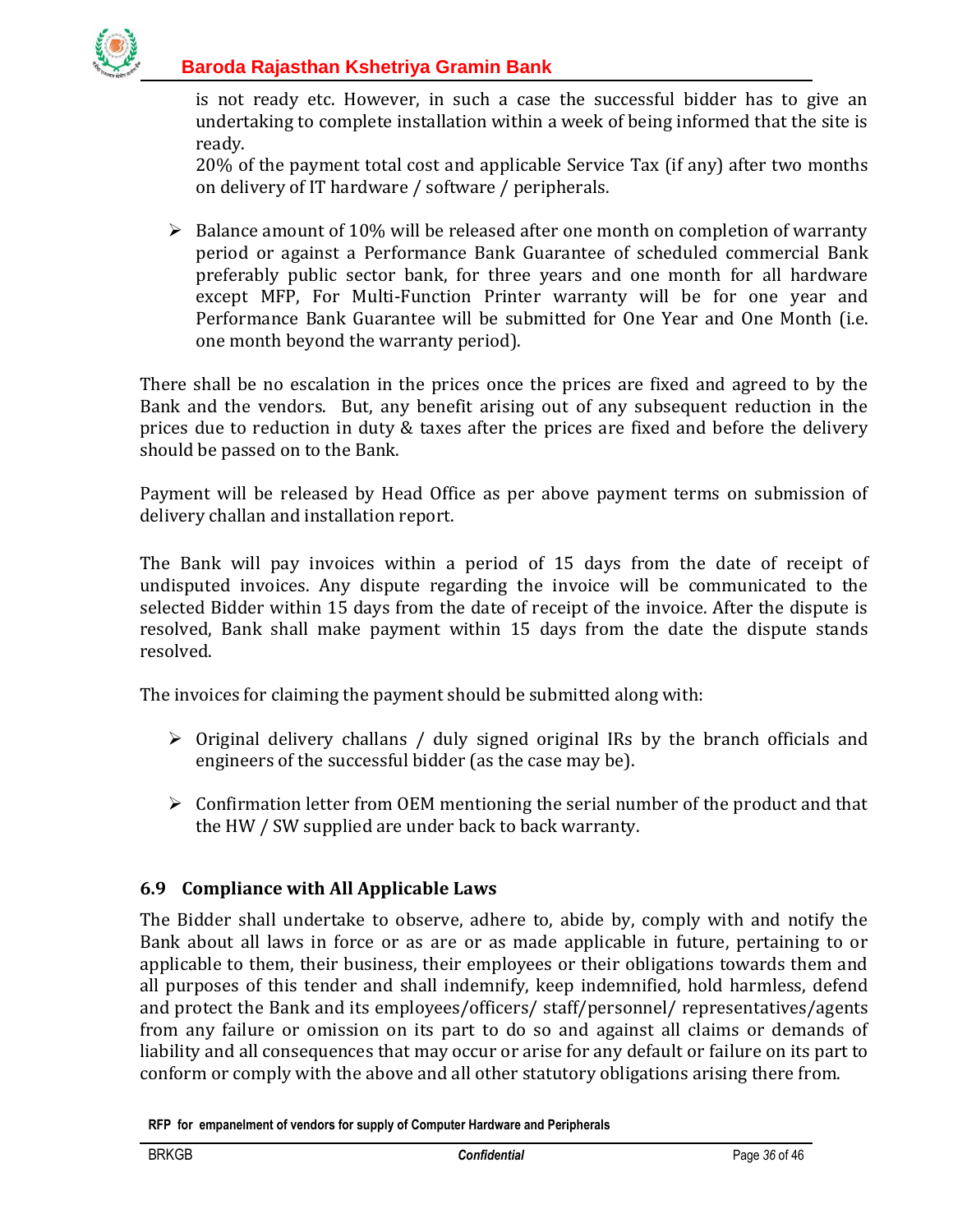is not ready etc. However, in such a case the successful bidder has to give an undertaking to complete installation within a week of being informed that the site is ready.

20% of the payment total cost and applicable Service Tax (if any) after two months on delivery of IT hardware / software / peripherals.

- Balance amount of 10% will be released after one month on completion of warranty period or against a Performance Bank Guarantee of scheduled commercial Bank preferably public sector bank, for three years and one month for all hardware except MFP, For Multi-Function Printer warranty will be for one year and Performance Bank Guarantee will be submitted for One Year and One Month (i.e. one month beyond the warranty period).

There shall be no escalation in the prices once the prices are fixed and agreed to by the Bank and the vendors. But, any benefit arising out of any subsequent reduction in the prices due to reduction in duty & taxes after the prices are fixed and before the delivery should be passed on to the Bank.

Payment will be released by Head Office as per above payment terms on submission of delivery challan and installation report.

The Bank will pay invoices within a period of 15 days from the date of receipt of undisputed invoices. Any dispute regarding the invoice will be communicated to the selected Bidder within 15 days from the date of receipt of the invoice. After the dispute is resolved, Bank shall make payment within 15 days from the date the dispute stands resolved.

The invoices for claiming the payment should be submitted along with:

- Original delivery challans / duly signed original IRs by the branch officials and engineers of the successful bidder (as the case may be).
- Confirmation letter from OEM mentioning the serial number of the product and that the HW / SW supplied are under back to back warranty.

### 6.9 Compliance with All Applicable Laws

The Bidder shall undertake to observe, adhere to, abide by, comply with and notify the Bank about all laws in force or as are or as made applicable in future, pertaining to or applicable to them, their business, their employees or their obligations towards them and all purposes of this tender and shall indemnify, keep indemnified, hold harmless, defend and protect the Bank and its employees/officers/ staff/personnel/ representatives/agents from any failure or omission on its part to do so and against all claims or demands of liability and all consequences that may occur or arise for any default or failure on its part to conform or comply with the above and all other statutory obligations arising there from.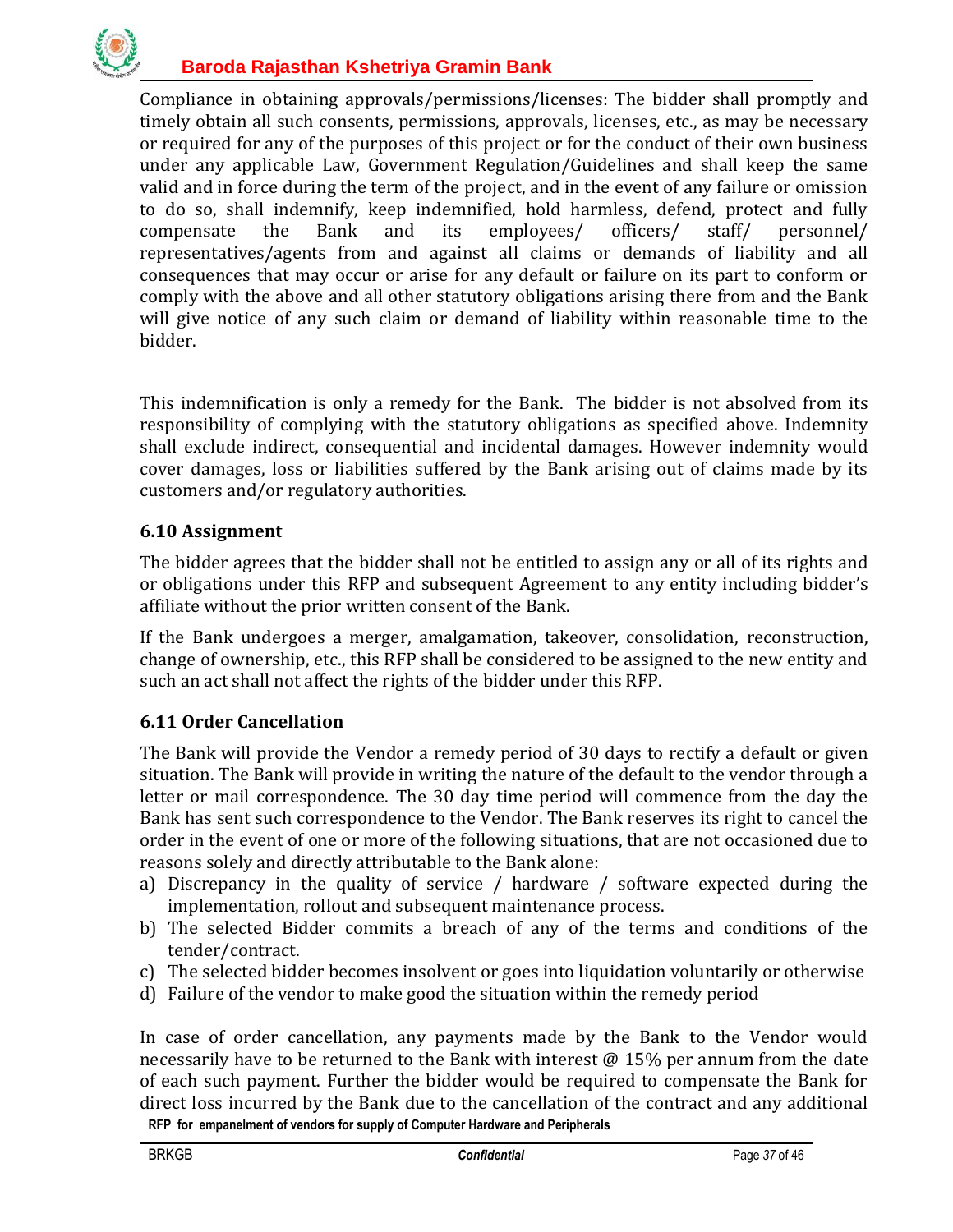Compliance in obtaining approvals/permissions/licenses: The bidder shall promptly and timely obtain all such consents, permissions, approvals, licenses, etc., as may be necessary or required for any of the purposes of this project or for the conduct of their own business under any applicable Law, Government Regulation/Guidelines and shall keep the same valid and in force during the term of the project, and in the event of any failure or omission to do so, shall indemnify, keep indemnified, hold harmless, defend, protect and fully compensate the Bank and its employees/ officers/ staff/ personnel/ representatives/agents from and against all claims or demands of liability and all consequences that may occur or arise for any default or failure on its part to conform or comply with the above and all other statutory obligations arising there from and the Bank will give notice of any such claim or demand of liability within reasonable time to the bidder.

This indemnification is only a remedy for the Bank. The bidder is not absolved from its responsibility of complying with the statutory obligations as specified above. Indemnity shall exclude indirect, consequential and incidental damages. However indemnity would cover damages, loss or liabilities suffered by the Bank arising out of claims made by its customers and/or regulatory authorities.

### 6.10 Assignment

The bidder agrees that the bidder shall not be entitled to assign any or all of its rights and or obligations under this RFP and subsequent Agreement to any entity including bidder's affiliate without the prior written consent of the Bank.

If the Bank undergoes a merger, amalgamation, takeover, consolidation, reconstruction, change of ownership, etc., this RFP shall be considered to be assigned to the new entity and such an act shall not affect the rights of the bidder under this RFP.

### 6.11 Order Cancellation

The Bank will provide the Vendor a remedy period of 30 days to rectify a default or given situation. The Bank will provide in writing the nature of the default to the vendor through a letter or mail correspondence. The 30 day time period will commence from the day the Bank has sent such correspondence to the Vendor. The Bank reserves its right to cancel the order in the event of one or more of the following situations, that are not occasioned due to reasons solely and directly attributable to the Bank alone:

a) Discrepancy in the quality of service / hardware / software expected during the implementation, rollout and subsequent maintenance process.
b) The selected Bidder commits a breach of any of the terms and conditions of the tender/contract.
c) The selected bidder becomes insolvent or goes into liquidation voluntarily or otherwise
d) Failure of the vendor to make good the situation within the remedy period

In case of order cancellation, any payments made by the Bank to the Vendor would necessarily have to be returned to the Bank with interest @ 15% per annum from the date of each such payment. Further the bidder would be required to compensate the Bank for direct loss incurred by the Bank due to the cancellation of the contract and any additional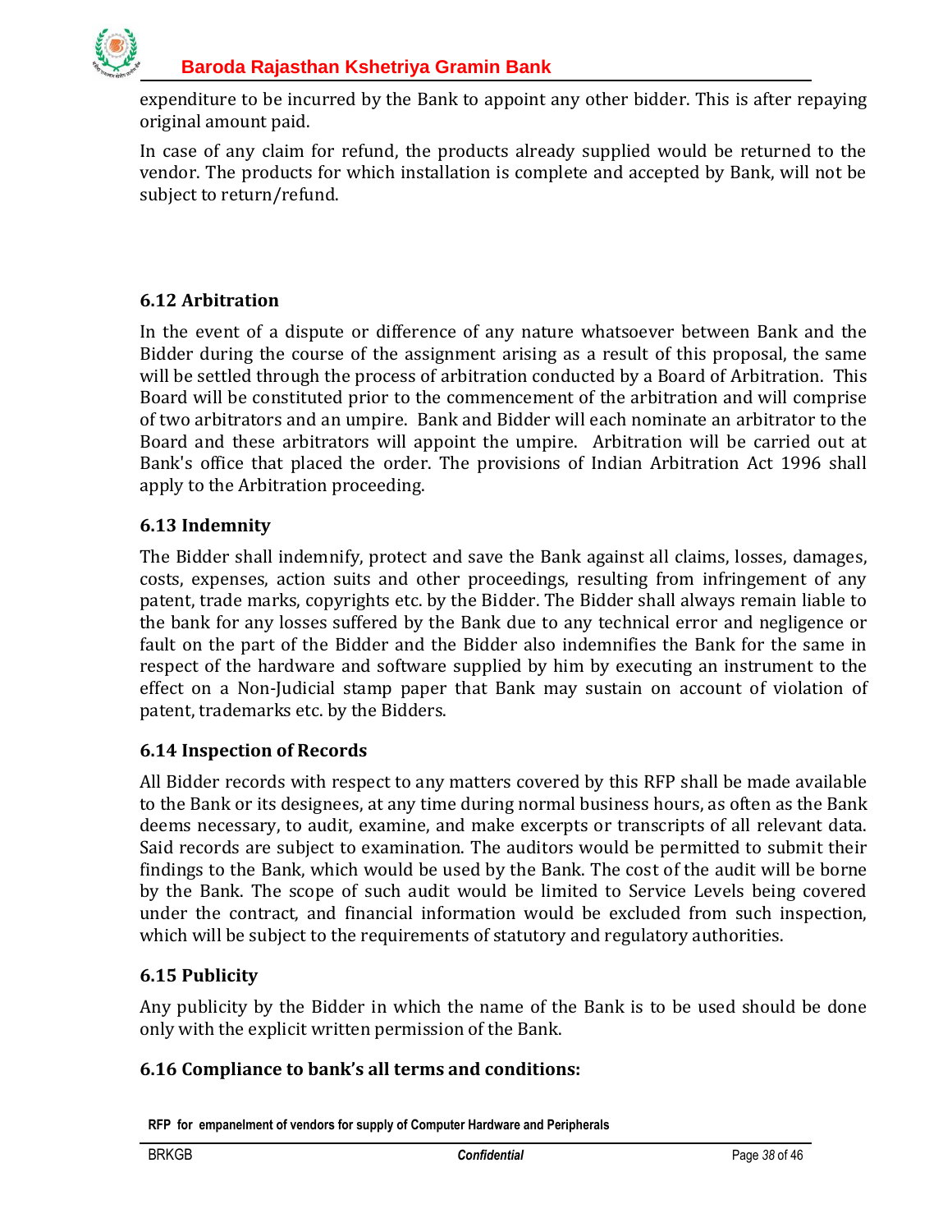expenditure to be incurred by the Bank to appoint any other bidder. This is after repaying original amount paid.

In case of any claim for refund, the products already supplied would be returned to the vendor. The products for which installation is complete and accepted by Bank, will not be subject to return/refund.

### 6.12 Arbitration

In the event of a dispute or difference of any nature whatsoever between Bank and the Bidder during the course of the assignment arising as a result of this proposal, the same will be settled through the process of arbitration conducted by a Board of Arbitration. This Board will be constituted prior to the commencement of the arbitration and will comprise of two arbitrators and an umpire. Bank and Bidder will each nominate an arbitrator to the Board and these arbitrators will appoint the umpire. Arbitration will be carried out at Bank's office that placed the order. The provisions of Indian Arbitration Act 1996 shall apply to the Arbitration proceeding.

### 6.13 Indemnity

The Bidder shall indemnify, protect and save the Bank against all claims, losses, damages, costs, expenses, action suits and other proceedings, resulting from infringement of any patent, trade marks, copyrights etc. by the Bidder. The Bidder shall always remain liable to the bank for any losses suffered by the Bank due to any technical error and negligence or fault on the part of the Bidder and the Bidder also indemnifies the Bank for the same in respect of the hardware and software supplied by him by executing an instrument to the effect on a Non-Judicial stamp paper that Bank may sustain on account of violation of patent, trademarks etc. by the Bidders.

### 6.14 Inspection of Records

All Bidder records with respect to any matters covered by this RFP shall be made available to the Bank or its designees, at any time during normal business hours, as often as the Bank deems necessary, to audit, examine, and make excerpts or transcripts of all relevant data. Said records are subject to examination. The auditors would be permitted to submit their findings to the Bank, which would be used by the Bank. The cost of the audit will be borne by the Bank. The scope of such audit would be limited to Service Levels being covered under the contract, and financial information would be excluded from such inspection, which will be subject to the requirements of statutory and regulatory authorities.

### 6.15 Publicity

Any publicity by the Bidder in which the name of the Bank is to be used should be done only with the explicit written permission of the Bank.

### 6.16 Compliance to bank's all terms and conditions: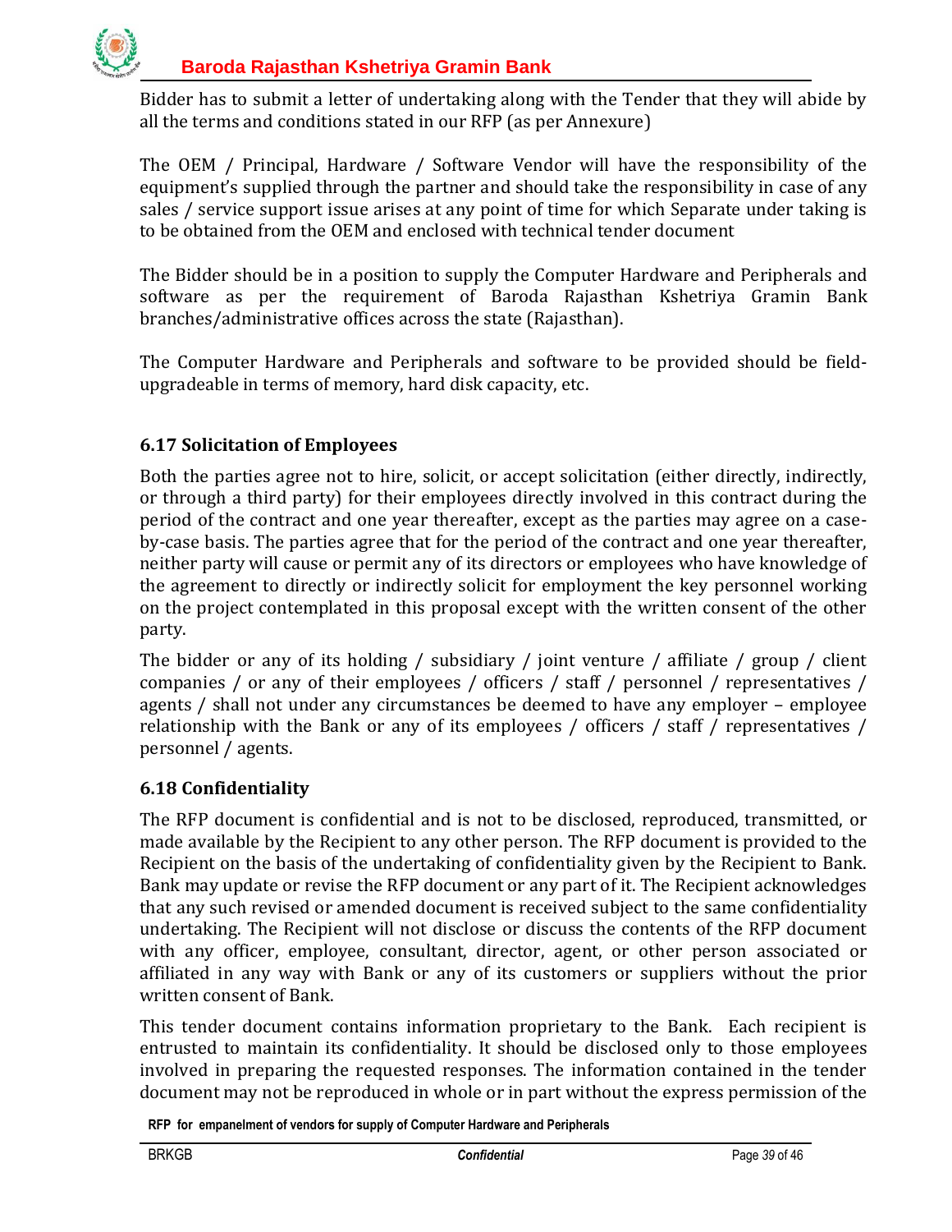Bidder has to submit a letter of undertaking along with the Tender that they will abide by all the terms and conditions stated in our RFP (as per Annexure)

The OEM / Principal, Hardware / Software Vendor will have the responsibility of the equipment's supplied through the partner and should take the responsibility in case of any sales / service support issue arises at any point of time for which Separate under taking is to be obtained from the OEM and enclosed with technical tender document

The Bidder should be in a position to supply the Computer Hardware and Peripherals and software as per the requirement of Baroda Rajasthan Kshetriya Gramin Bank branches/administrative offices across the state (Rajasthan).

The Computer Hardware and Peripherals and software to be provided should be field-upgradeable in terms of memory, hard disk capacity, etc.

### 6.17 Solicitation of Employees

Both the parties agree not to hire, solicit, or accept solicitation (either directly, indirectly, or through a third party) for their employees directly involved in this contract during the period of the contract and one year thereafter, except as the parties may agree on a case-by-case basis. The parties agree that for the period of the contract and one year thereafter, neither party will cause or permit any of its directors or employees who have knowledge of the agreement to directly or indirectly solicit for employment the key personnel working on the project contemplated in this proposal except with the written consent of the other party.

The bidder or any of its holding / subsidiary / joint venture / affiliate / group / client companies / or any of their employees / officers / staff / personnel / representatives / agents / shall not under any circumstances be deemed to have any employer – employee relationship with the Bank or any of its employees / officers / staff / representatives / personnel / agents.

### 6.18 Confidentiality

The RFP document is confidential and is not to be disclosed, reproduced, transmitted, or made available by the Recipient to any other person. The RFP document is provided to the Recipient on the basis of the undertaking of confidentiality given by the Recipient to Bank. Bank may update or revise the RFP document or any part of it. The Recipient acknowledges that any such revised or amended document is received subject to the same confidentiality undertaking. The Recipient will not disclose or discuss the contents of the RFP document with any officer, employee, consultant, director, agent, or other person associated or affiliated in any way with Bank or any of its customers or suppliers without the prior written consent of Bank.

This tender document contains information proprietary to the Bank. Each recipient is entrusted to maintain its confidentiality. It should be disclosed only to those employees involved in preparing the requested responses. The information contained in the tender document may not be reproduced in whole or in part without the express permission of the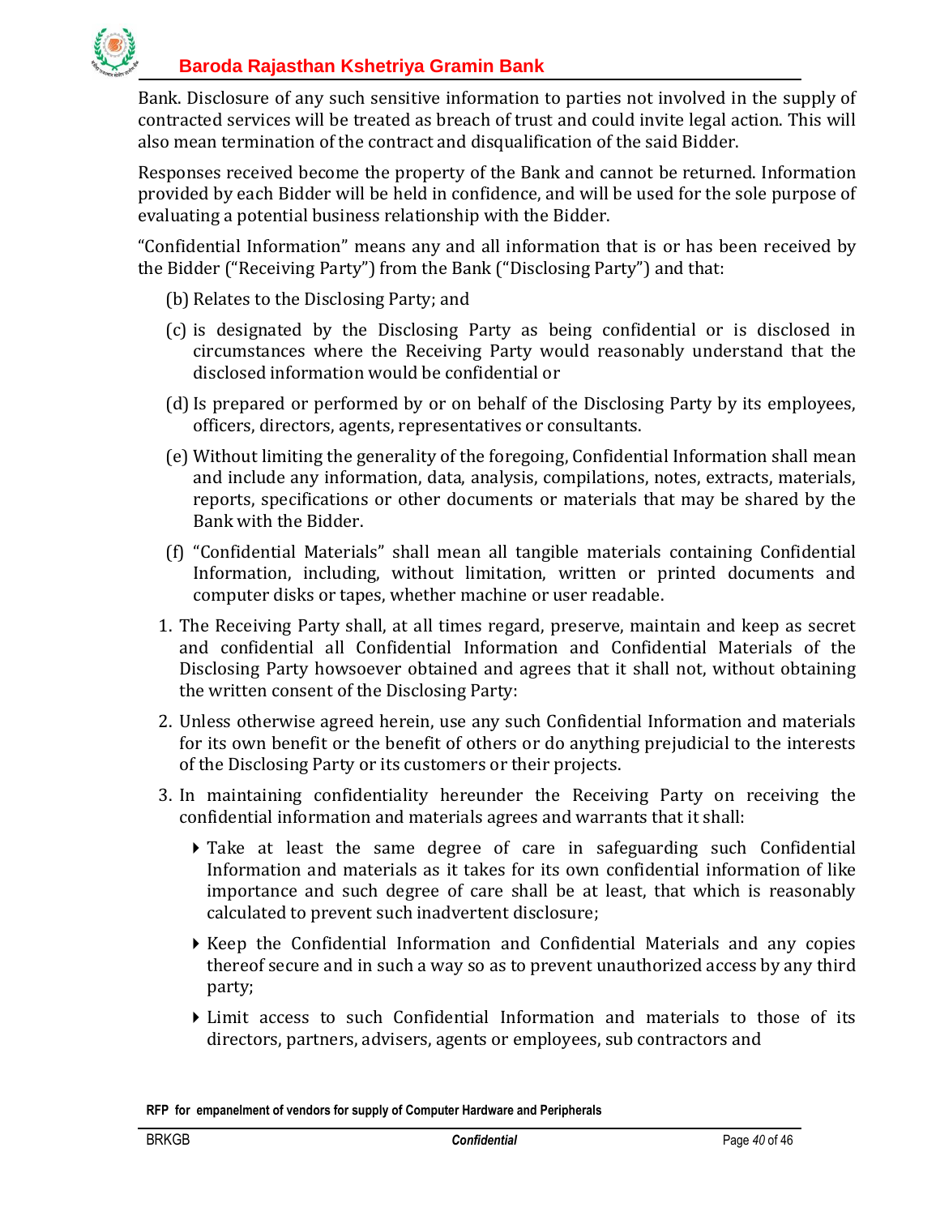Bank. Disclosure of any such sensitive information to parties not involved in the supply of contracted services will be treated as breach of trust and could invite legal action. This will also mean termination of the contract and disqualification of the said Bidder.

Responses received become the property of the Bank and cannot be returned. Information provided by each Bidder will be held in confidence, and will be used for the sole purpose of evaluating a potential business relationship with the Bidder.

"Confidential Information" means any and all information that is or has been received by the Bidder ("Receiving Party") from the Bank ("Disclosing Party") and that:

(b) Relates to the Disclosing Party; and

(c) is designated by the Disclosing Party as being confidential or is disclosed in circumstances where the Receiving Party would reasonably understand that the disclosed information would be confidential or

(d) Is prepared or performed by or on behalf of the Disclosing Party by its employees, officers, directors, agents, representatives or consultants.

(e) Without limiting the generality of the foregoing, Confidential Information shall mean and include any information, data, analysis, compilations, notes, extracts, materials, reports, specifications or other documents or materials that may be shared by the Bank with the Bidder.

(f) "Confidential Materials" shall mean all tangible materials containing Confidential Information, including, without limitation, written or printed documents and computer disks or tapes, whether machine or user readable.

1. The Receiving Party shall, at all times regard, preserve, maintain and keep as secret and confidential all Confidential Information and Confidential Materials of the Disclosing Party howsoever obtained and agrees that it shall not, without obtaining the written consent of the Disclosing Party:
2. Unless otherwise agreed herein, use any such Confidential Information and materials for its own benefit or the benefit of others or do anything prejudicial to the interests of the Disclosing Party or its customers or their projects.
3. In maintaining confidentiality hereunder the Receiving Party on receiving the confidential information and materials agrees and warrants that it shall:
   - Take at least the same degree of care in safeguarding such Confidential Information and materials as it takes for its own confidential information of like importance and such degree of care shall be at least, that which is reasonably calculated to prevent such inadvertent disclosure;
   - Keep the Confidential Information and Confidential Materials and any copies thereof secure and in such a way so as to prevent unauthorized access by any third party;
   - Limit access to such Confidential Information and materials to those of its directors, partners, advisers, agents or employees, sub contractors and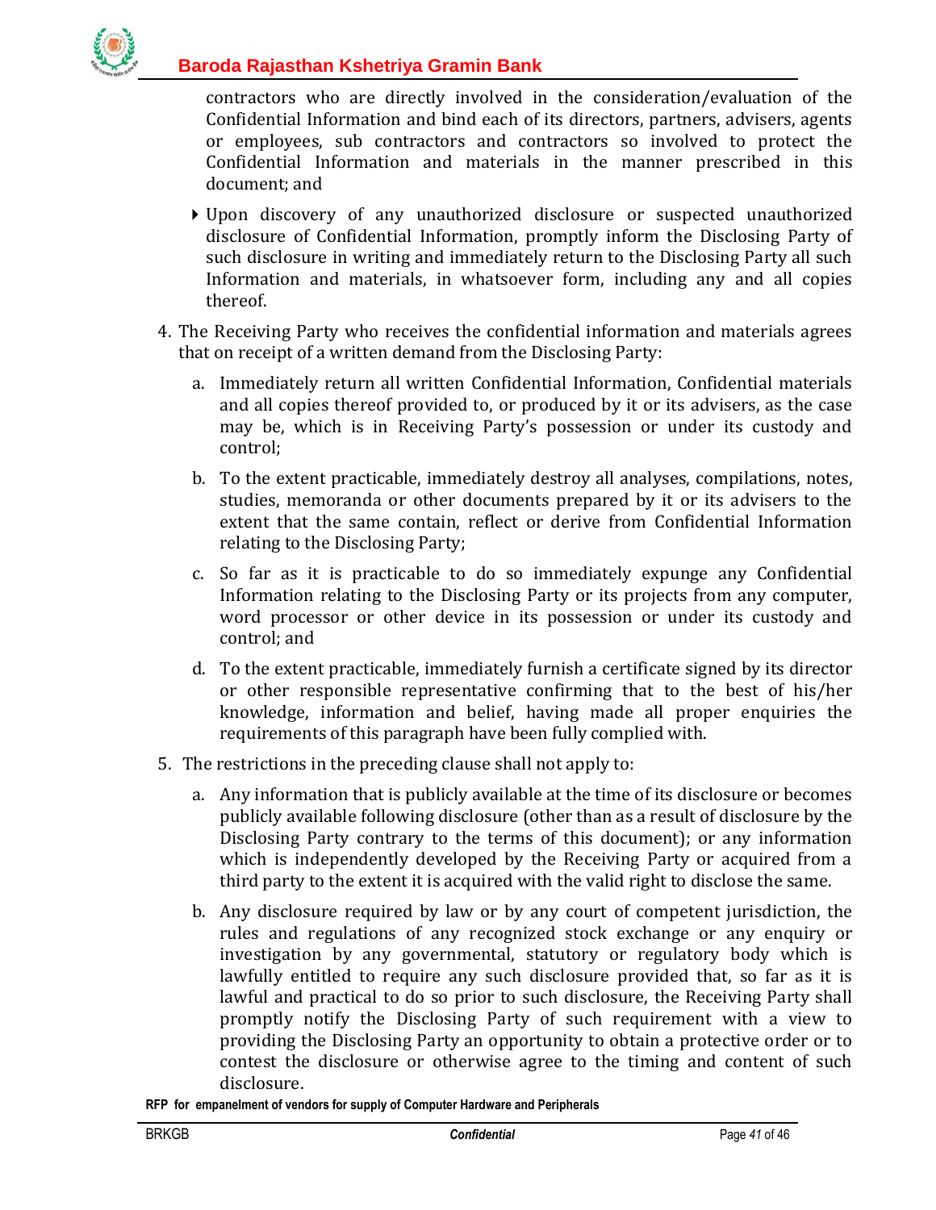contractors who are directly involved in the consideration/evaluation of the Confidential Information and bind each of its directors, partners, advisers, agents or employees, sub contractors and contractors so involved to protect the Confidential Information and materials in the manner prescribed in this document; and

- Upon discovery of any unauthorized disclosure or suspected unauthorized disclosure of Confidential Information, promptly inform the Disclosing Party of such disclosure in writing and immediately return to the Disclosing Party all such Information and materials, in whatsoever form, including any and all copies thereof.

4. The Receiving Party who receives the confidential information and materials agrees that on receipt of a written demand from the Disclosing Party:

   a. Immediately return all written Confidential Information, Confidential materials and all copies thereof provided to, or produced by it or its advisers, as the case may be, which is in Receiving Party's possession or under its custody and control;

   b. To the extent practicable, immediately destroy all analyses, compilations, notes, studies, memoranda or other documents prepared by it or its advisers to the extent that the same contain, reflect or derive from Confidential Information relating to the Disclosing Party;

   c. So far as it is practicable to do so immediately expunge any Confidential Information relating to the Disclosing Party or its projects from any computer, word processor or other device in its possession or under its custody and control; and

   d. To the extent practicable, immediately furnish a certificate signed by its director or other responsible representative confirming that to the best of his/her knowledge, information and belief, having made all proper enquiries the requirements of this paragraph have been fully complied with.

5. The restrictions in the preceding clause shall not apply to:

   a. Any information that is publicly available at the time of its disclosure or becomes publicly available following disclosure (other than as a result of disclosure by the Disclosing Party contrary to the terms of this document); or any information which is independently developed by the Receiving Party or acquired from a third party to the extent it is acquired with the valid right to disclose the same.

   b. Any disclosure required by law or by any court of competent jurisdiction, the rules and regulations of any recognized stock exchange or any enquiry or investigation by any governmental, statutory or regulatory body which is lawfully entitled to require any such disclosure provided that, so far as it is lawful and practical to do so prior to such disclosure, the Receiving Party shall promptly notify the Disclosing Party of such requirement with a view to providing the Disclosing Party an opportunity to obtain a protective order or to contest the disclosure or otherwise agree to the timing and content of such disclosure.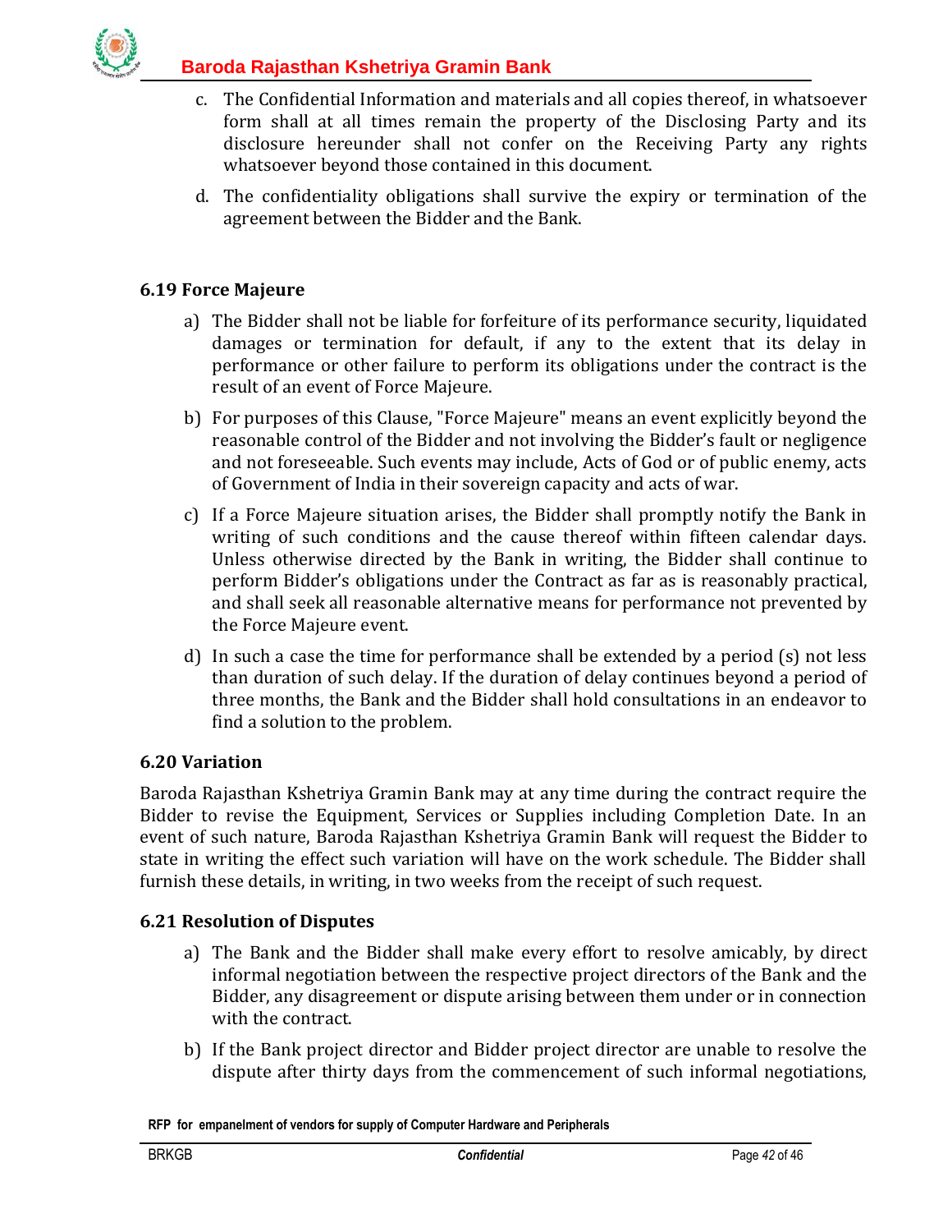c. The Confidential Information and materials and all copies thereof, in whatsoever form shall at all times remain the property of the Disclosing Party and its disclosure hereunder shall not confer on the Receiving Party any rights whatsoever beyond those contained in this document.

d. The confidentiality obligations shall survive the expiry or termination of the agreement between the Bidder and the Bank.

### 6.19 Force Majeure

a) The Bidder shall not be liable for forfeiture of its performance security, liquidated damages or termination for default, if any to the extent that its delay in performance or other failure to perform its obligations under the contract is the result of an event of Force Majeure.

b) For purposes of this Clause, "Force Majeure" means an event explicitly beyond the reasonable control of the Bidder and not involving the Bidder's fault or negligence and not foreseeable. Such events may include, Acts of God or of public enemy, acts of Government of India in their sovereign capacity and acts of war.

c) If a Force Majeure situation arises, the Bidder shall promptly notify the Bank in writing of such conditions and the cause thereof within fifteen calendar days. Unless otherwise directed by the Bank in writing, the Bidder shall continue to perform Bidder's obligations under the Contract as far as is reasonably practical, and shall seek all reasonable alternative means for performance not prevented by the Force Majeure event.

d) In such a case the time for performance shall be extended by a period (s) not less than duration of such delay. If the duration of delay continues beyond a period of three months, the Bank and the Bidder shall hold consultations in an endeavor to find a solution to the problem.

### 6.20 Variation

Baroda Rajasthan Kshetriya Gramin Bank may at any time during the contract require the Bidder to revise the Equipment, Services or Supplies including Completion Date. In an event of such nature, Baroda Rajasthan Kshetriya Gramin Bank will request the Bidder to state in writing the effect such variation will have on the work schedule. The Bidder shall furnish these details, in writing, in two weeks from the receipt of such request.

### 6.21 Resolution of Disputes

a) The Bank and the Bidder shall make every effort to resolve amicably, by direct informal negotiation between the respective project directors of the Bank and the Bidder, any disagreement or dispute arising between them under or in connection with the contract.

b) If the Bank project director and Bidder project director are unable to resolve the dispute after thirty days from the commencement of such informal negotiations,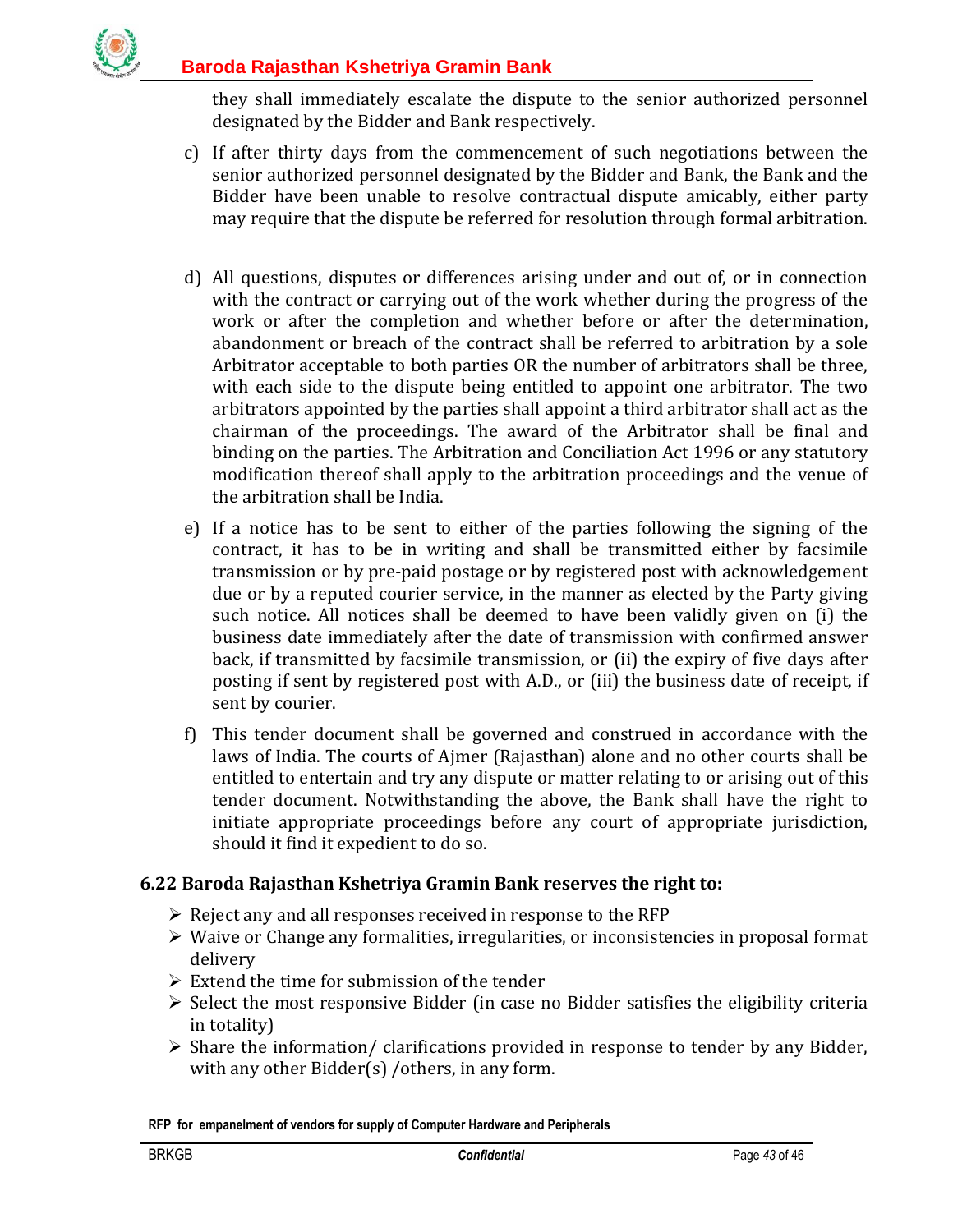they shall immediately escalate the dispute to the senior authorized personnel designated by the Bidder and Bank respectively.

c) If after thirty days from the commencement of such negotiations between the senior authorized personnel designated by the Bidder and Bank, the Bank and the Bidder have been unable to resolve contractual dispute amicably, either party may require that the dispute be referred for resolution through formal arbitration.

d) All questions, disputes or differences arising under and out of, or in connection with the contract or carrying out of the work whether during the progress of the work or after the completion and whether before or after the determination, abandonment or breach of the contract shall be referred to arbitration by a sole Arbitrator acceptable to both parties OR the number of arbitrators shall be three, with each side to the dispute being entitled to appoint one arbitrator. The two arbitrators appointed by the parties shall appoint a third arbitrator shall act as the chairman of the proceedings. The award of the Arbitrator shall be final and binding on the parties. The Arbitration and Conciliation Act 1996 or any statutory modification thereof shall apply to the arbitration proceedings and the venue of the arbitration shall be India.

e) If a notice has to be sent to either of the parties following the signing of the contract, it has to be in writing and shall be transmitted either by facsimile transmission or by pre-paid postage or by registered post with acknowledgement due or by a reputed courier service, in the manner as elected by the Party giving such notice. All notices shall be deemed to have been validly given on (i) the business date immediately after the date of transmission with confirmed answer back, if transmitted by facsimile transmission, or (ii) the expiry of five days after posting if sent by registered post with A.D., or (iii) the business date of receipt, if sent by courier.

f) This tender document shall be governed and construed in accordance with the laws of India. The courts of Ajmer (Rajasthan) alone and no other courts shall be entitled to entertain and try any dispute or matter relating to or arising out of this tender document. Notwithstanding the above, the Bank shall have the right to initiate appropriate proceedings before any court of appropriate jurisdiction, should it find it expedient to do so.

### 6.22 Baroda Rajasthan Kshetriya Gramin Bank reserves the right to:

- Reject any and all responses received in response to the RFP
- Waive or Change any formalities, irregularities, or inconsistencies in proposal format delivery
- Extend the time for submission of the tender
- Select the most responsive Bidder (in case no Bidder satisfies the eligibility criteria in totality)
- Share the information/ clarifications provided in response to tender by any Bidder, with any other Bidder(s) /others, in any form.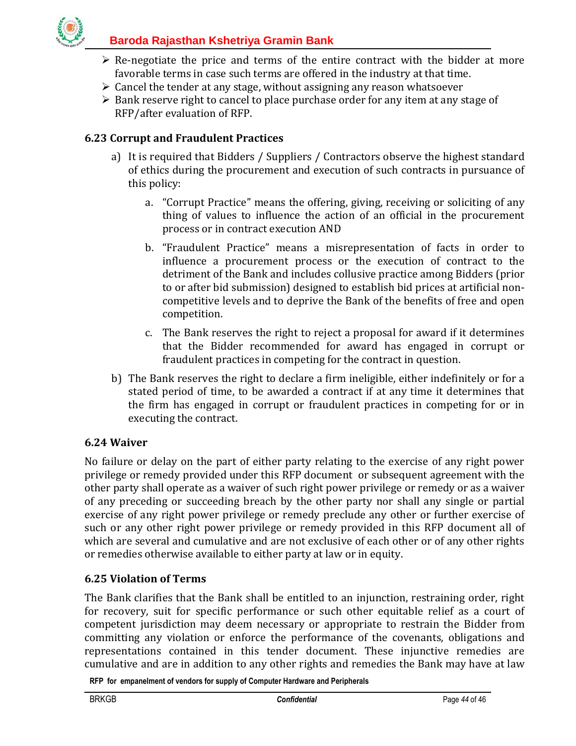- Re-negotiate the price and terms of the entire contract with the bidder at more favorable terms in case such terms are offered in the industry at that time.
- Cancel the tender at any stage, without assigning any reason whatsoever
- Bank reserve right to cancel to place purchase order for any item at any stage of RFP/after evaluation of RFP.

### 6.23 Corrupt and Fraudulent Practices

a) It is required that Bidders / Suppliers / Contractors observe the highest standard of ethics during the procurement and execution of such contracts in pursuance of this policy:

   a. "Corrupt Practice" means the offering, giving, receiving or soliciting of any thing of values to influence the action of an official in the procurement process or in contract execution AND

   b. "Fraudulent Practice" means a misrepresentation of facts in order to influence a procurement process or the execution of contract to the detriment of the Bank and includes collusive practice among Bidders (prior to or after bid submission) designed to establish bid prices at artificial non-competitive levels and to deprive the Bank of the benefits of free and open competition.

   c. The Bank reserves the right to reject a proposal for award if it determines that the Bidder recommended for award has engaged in corrupt or fraudulent practices in competing for the contract in question.

b) The Bank reserves the right to declare a firm ineligible, either indefinitely or for a stated period of time, to be awarded a contract if at any time it determines that the firm has engaged in corrupt or fraudulent practices in competing for or in executing the contract.

### 6.24 Waiver

No failure or delay on the part of either party relating to the exercise of any right power privilege or remedy provided under this RFP document or subsequent agreement with the other party shall operate as a waiver of such right power privilege or remedy or as a waiver of any preceding or succeeding breach by the other party nor shall any single or partial exercise of any right power privilege or remedy preclude any other or further exercise of such or any other right power privilege or remedy provided in this RFP document all of which are several and cumulative and are not exclusive of each other or of any other rights or remedies otherwise available to either party at law or in equity.

### 6.25 Violation of Terms

The Bank clarifies that the Bank shall be entitled to an injunction, restraining order, right for recovery, suit for specific performance or such other equitable relief as a court of competent jurisdiction may deem necessary or appropriate to restrain the Bidder from committing any violation or enforce the performance of the covenants, obligations and representations contained in this tender document. These injunctive remedies are cumulative and are in addition to any other rights and remedies the Bank may have at law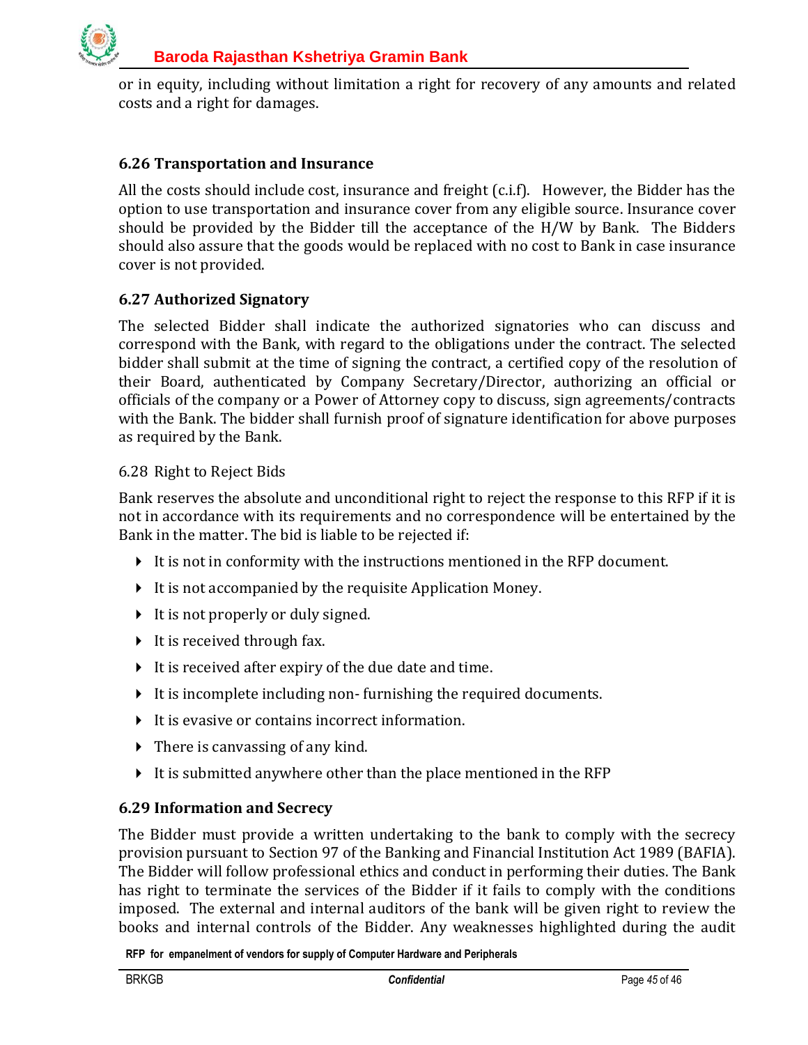or in equity, including without limitation a right for recovery of any amounts and related costs and a right for damages.

### 6.26 Transportation and Insurance

All the costs should include cost, insurance and freight (c.i.f). However, the Bidder has the option to use transportation and insurance cover from any eligible source. Insurance cover should be provided by the Bidder till the acceptance of the H/W by Bank. The Bidders should also assure that the goods would be replaced with no cost to Bank in case insurance cover is not provided.

### 6.27 Authorized Signatory

The selected Bidder shall indicate the authorized signatories who can discuss and correspond with the Bank, with regard to the obligations under the contract. The selected bidder shall submit at the time of signing the contract, a certified copy of the resolution of their Board, authenticated by Company Secretary/Director, authorizing an official or officials of the company or a Power of Attorney copy to discuss, sign agreements/contracts with the Bank. The bidder shall furnish proof of signature identification for above purposes as required by the Bank.

### 6.28 Right to Reject Bids

Bank reserves the absolute and unconditional right to reject the response to this RFP if it is not in accordance with its requirements and no correspondence will be entertained by the Bank in the matter. The bid is liable to be rejected if:

- It is not in conformity with the instructions mentioned in the RFP document.
- It is not accompanied by the requisite Application Money.
- It is not properly or duly signed.
- It is received through fax.
- It is received after expiry of the due date and time.
- It is incomplete including non- furnishing the required documents.
- It is evasive or contains incorrect information.
- There is canvassing of any kind.
- It is submitted anywhere other than the place mentioned in the RFP

### 6.29 Information and Secrecy

The Bidder must provide a written undertaking to the bank to comply with the secrecy provision pursuant to Section 97 of the Banking and Financial Institution Act 1989 (BAFIA). The Bidder will follow professional ethics and conduct in performing their duties. The Bank has right to terminate the services of the Bidder if it fails to comply with the conditions imposed. The external and internal auditors of the bank will be given right to review the books and internal controls of the Bidder. Any weaknesses highlighted during the audit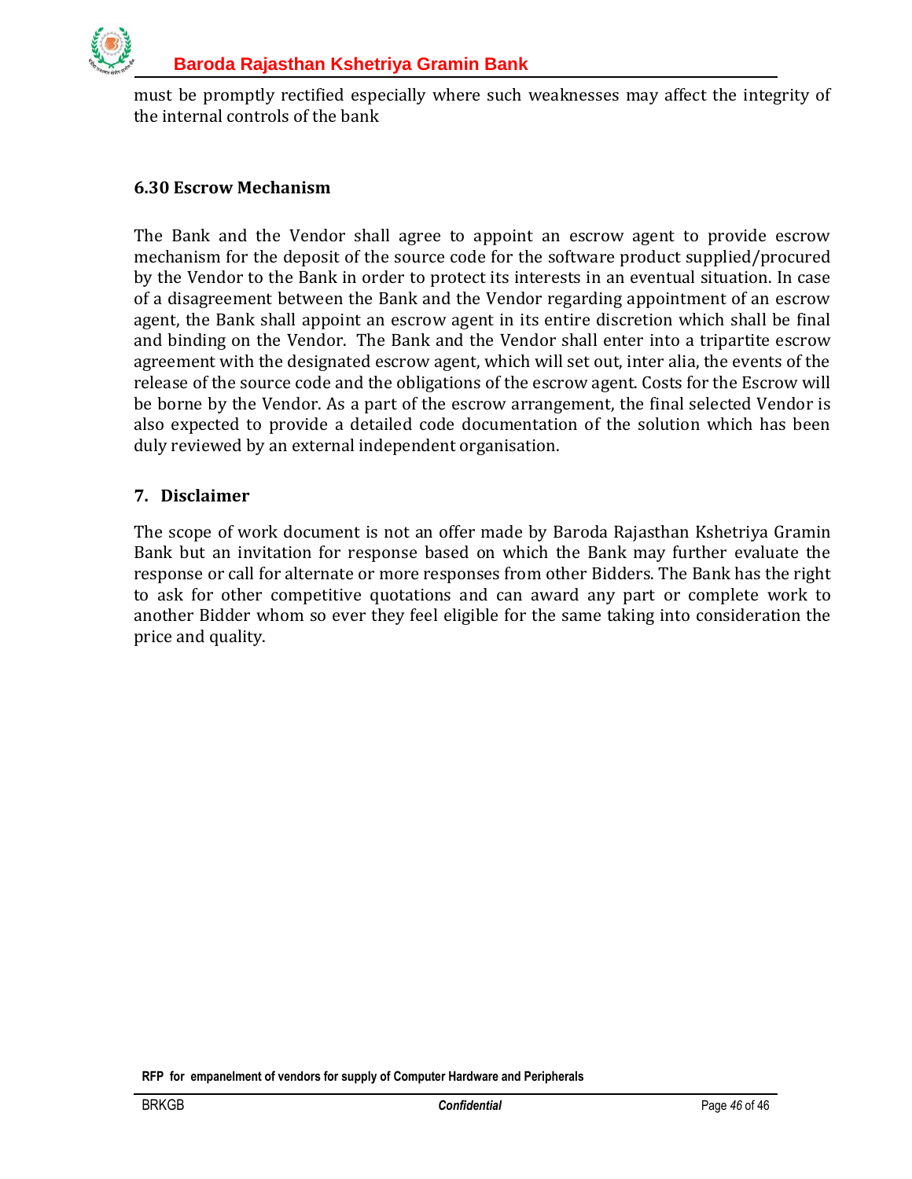must be promptly rectified especially where such weaknesses may affect the integrity of the internal controls of the bank

### 6.30 Escrow Mechanism

The Bank and the Vendor shall agree to appoint an escrow agent to provide escrow mechanism for the deposit of the source code for the software product supplied/procured by the Vendor to the Bank in order to protect its interests in an eventual situation. In case of a disagreement between the Bank and the Vendor regarding appointment of an escrow agent, the Bank shall appoint an escrow agent in its entire discretion which shall be final and binding on the Vendor. The Bank and the Vendor shall enter into a tripartite escrow agreement with the designated escrow agent, which will set out, inter alia, the events of the release of the source code and the obligations of the escrow agent. Costs for the Escrow will be borne by the Vendor. As a part of the escrow arrangement, the final selected Vendor is also expected to provide a detailed code documentation of the solution which has been duly reviewed by an external independent organisation.

## 7. Disclaimer

The scope of work document is not an offer made by Baroda Rajasthan Kshetriya Gramin Bank but an invitation for response based on which the Bank may further evaluate the response or call for alternate or more responses from other Bidders. The Bank has the right to ask for other competitive quotations and can award any part or complete work to another Bidder whom so ever they feel eligible for the same taking into consideration the price and quality.